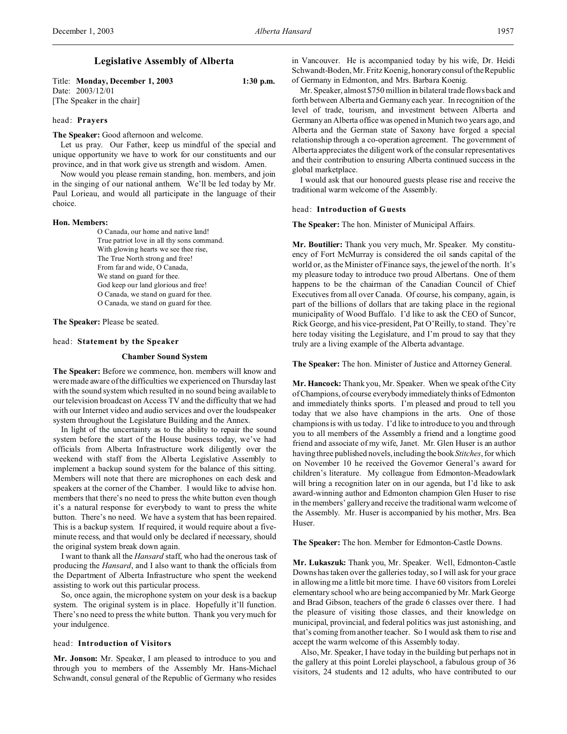# Legislative Assembly of Alberta

Title: **Monday, December 1, 2003** 1:30 p.m.
Date: 2003/12/01
[The Speaker in the chair]

head: **Prayers**

**The Speaker:** Good afternoon and welcome.

Let us pray. Our Father, keep us mindful of the special and unique opportunity we have to work for our constituents and our province, and in that work give us strength and wisdom. Amen.

Now would you please remain standing, hon. members, and join in the singing of our national anthem. We'll be led today by Mr. Paul Lorieau, and would all participate in the language of their choice.

**Hon. Members:**

O Canada, our home and native land!
True patriot love in all thy sons command.
With glowing hearts we see thee rise,
The True North strong and free!
From far and wide, O Canada,
We stand on guard for thee.
God keep our land glorious and free!
O Canada, we stand on guard for thee.
O Canada, we stand on guard for thee.

**The Speaker:** Please be seated.

head: **Statement by the Speaker**

## Chamber Sound System

**The Speaker:** Before we commence, hon. members will know and were made aware of the difficulties we experienced on Thursday last with the sound system which resulted in no sound being available to our television broadcast on Access TV and the difficulty that we had with our Internet video and audio services and over the loudspeaker system throughout the Legislature Building and the Annex.

In light of the uncertainty as to the ability to repair the sound system before the start of the House business today, we've had officials from Alberta Infrastructure work diligently over the weekend with staff from the Alberta Legislative Assembly to implement a backup sound system for the balance of this sitting. Members will note that there are microphones on each desk and speakers at the corner of the Chamber. I would like to advise hon. members that there's no need to press the white button even though it's a natural response for everybody to want to press the white button. There's no need. We have a system that has been repaired. This is a backup system. If required, it would require about a five-minute recess, and that would only be declared if necessary, should the original system break down again.

I want to thank all the *Hansard* staff, who had the onerous task of producing the *Hansard*, and I also want to thank the officials from the Department of Alberta Infrastructure who spent the weekend assisting to work out this particular process.

So, once again, the microphone system on your desk is a backup system. The original system is in place. Hopefully it'll function. There's no need to press the white button. Thank you very much for your indulgence.

head: **Introduction of Visitors**

**Mr. Jonson:** Mr. Speaker, I am pleased to introduce to you and through you to members of the Assembly Mr. Hans-Michael Schwandt, consul general of the Republic of Germany who resides in Vancouver. He is accompanied today by his wife, Dr. Heidi Schwandt-Boden, Mr. Fritz Koenig, honorary consul of the Republic of Germany in Edmonton, and Mrs. Barbara Koenig.

Mr. Speaker, almost $750 million in bilateral trade flows back and forth between Alberta and Germany each year. In recognition of the level of trade, tourism, and investment between Alberta and Germany an Alberta office was opened in Munich two years ago, and Alberta and the German state of Saxony have forged a special relationship through a co-operation agreement. The government of Alberta appreciates the diligent work of the consular representatives and their contribution to ensuring Alberta continued success in the global marketplace.

I would ask that our honoured guests please rise and receive the traditional warm welcome of the Assembly.

head: **Introduction of Guests**

**The Speaker:** The hon. Minister of Municipal Affairs.

**Mr. Boutilier:** Thank you very much, Mr. Speaker. My constituency of Fort McMurray is considered the oil sands capital of the world or, as the Minister of Finance says, the jewel of the north. It's my pleasure today to introduce two proud Albertans. One of them happens to be the chairman of the Canadian Council of Chief Executives from all over Canada. Of course, his company, again, is part of the billions of dollars that are taking place in the regional municipality of Wood Buffalo. I'd like to ask the CEO of Suncor, Rick George, and his vice-president, Pat O'Reilly, to stand. They're here today visiting the Legislature, and I'm proud to say that they truly are a living example of the Alberta advantage.

**The Speaker:** The hon. Minister of Justice and Attorney General.

**Mr. Hancock:** Thank you, Mr. Speaker. When we speak of the City of Champions, of course everybody immediately thinks of Edmonton and immediately thinks sports. I'm pleased and proud to tell you today that we also have champions in the arts. One of those champions is with us today. I'd like to introduce to you and through you to all members of the Assembly a friend and a longtime good friend and associate of my wife, Janet. Mr. Glen Huser is an author having three published novels, including the book *Stitches*, for which on November 10 he received the Governor General's award for children's literature. My colleague from Edmonton-Meadowlark will bring a recognition later on in our agenda, but I'd like to ask award-winning author and Edmonton champion Glen Huser to rise in the members' gallery and receive the traditional warm welcome of the Assembly. Mr. Huser is accompanied by his mother, Mrs. Bea Huser.

**The Speaker:** The hon. Member for Edmonton-Castle Downs.

**Mr. Lukaszuk:** Thank you, Mr. Speaker. Well, Edmonton-Castle Downs has taken over the galleries today, so I will ask for your grace in allowing me a little bit more time. I have 60 visitors from Lorelei elementary school who are being accompanied by Mr. Mark George and Brad Gibson, teachers of the grade 6 classes over there. I had the pleasure of visiting those classes, and their knowledge on municipal, provincial, and federal politics was just astonishing, and that's coming from another teacher. So I would ask them to rise and accept the warm welcome of this Assembly today.

Also, Mr. Speaker, I have today in the building but perhaps not in the gallery at this point Lorelei playschool, a fabulous group of 36 visitors, 24 students and 12 adults, who have contributed to our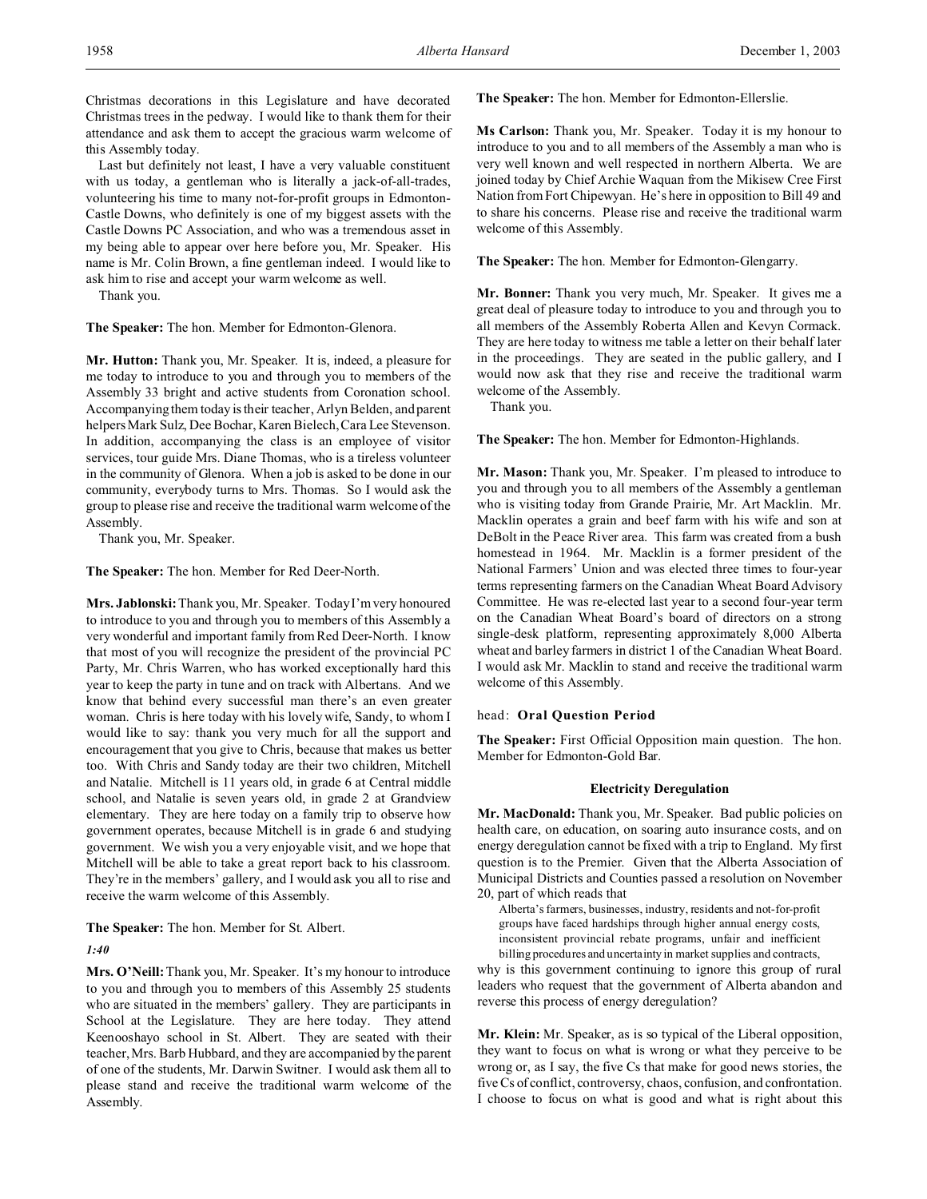Christmas decorations in this Legislature and have decorated Christmas trees in the pedway. I would like to thank them for their attendance and ask them to accept the gracious warm welcome of this Assembly today.

Last but definitely not least, I have a very valuable constituent with us today, a gentleman who is literally a jack-of-all-trades, volunteering his time to many not-for-profit groups in Edmonton-Castle Downs, who definitely is one of my biggest assets with the Castle Downs PC Association, and who was a tremendous asset in my being able to appear over here before you, Mr. Speaker. His name is Mr. Colin Brown, a fine gentleman indeed. I would like to ask him to rise and accept your warm welcome as well.

Thank you.

**The Speaker:** The hon. Member for Edmonton-Glenora.

**Mr. Hutton:** Thank you, Mr. Speaker. It is, indeed, a pleasure for me today to introduce to you and through you to members of the Assembly 33 bright and active students from Coronation school. Accompanying them today is their teacher, Arlyn Belden, and parent helpers Mark Sulz, Dee Bochar, Karen Bielech, Cara Lee Stevenson. In addition, accompanying the class is an employee of visitor services, tour guide Mrs. Diane Thomas, who is a tireless volunteer in the community of Glenora. When a job is asked to be done in our community, everybody turns to Mrs. Thomas. So I would ask the group to please rise and receive the traditional warm welcome of the Assembly.

Thank you, Mr. Speaker.

**The Speaker:** The hon. Member for Red Deer-North.

**Mrs. Jablonski:** Thank you, Mr. Speaker. Today I'm very honoured to introduce to you and through you to members of this Assembly a very wonderful and important family from Red Deer-North. I know that most of you will recognize the president of the provincial PC Party, Mr. Chris Warren, who has worked exceptionally hard this year to keep the party in tune and on track with Albertans. And we know that behind every successful man there's an even greater woman. Chris is here today with his lovely wife, Sandy, to whom I would like to say: thank you very much for all the support and encouragement that you give to Chris, because that makes us better too. With Chris and Sandy today are their two children, Mitchell and Natalie. Mitchell is 11 years old, in grade 6 at Central middle school, and Natalie is seven years old, in grade 2 at Grandview elementary. They are here today on a family trip to observe how government operates, because Mitchell is in grade 6 and studying government. We wish you a very enjoyable visit, and we hope that Mitchell will be able to take a great report back to his classroom. They're in the members' gallery, and I would ask you all to rise and receive the warm welcome of this Assembly.

**The Speaker:** The hon. Member for St. Albert.

*1:40*

**Mrs. O'Neill:** Thank you, Mr. Speaker. It's my honour to introduce to you and through you to members of this Assembly 25 students who are situated in the members' gallery. They are participants in School at the Legislature. They are here today. They attend Keenooshayo school in St. Albert. They are seated with their teacher, Mrs. Barb Hubbard, and they are accompanied by the parent of one of the students, Mr. Darwin Switner. I would ask them all to please stand and receive the traditional warm welcome of the Assembly.

**The Speaker:** The hon. Member for Edmonton-Ellerslie.

**Ms Carlson:** Thank you, Mr. Speaker. Today it is my honour to introduce to you and to all members of the Assembly a man who is very well known and well respected in northern Alberta. We are joined today by Chief Archie Waquan from the Mikisew Cree First Nation from Fort Chipewyan. He's here in opposition to Bill 49 and to share his concerns. Please rise and receive the traditional warm welcome of this Assembly.

**The Speaker:** The hon. Member for Edmonton-Glengarry.

**Mr. Bonner:** Thank you very much, Mr. Speaker. It gives me a great deal of pleasure today to introduce to you and through you to all members of the Assembly Roberta Allen and Kevyn Cormack. They are here today to witness me table a letter on their behalf later in the proceedings. They are seated in the public gallery, and I would now ask that they rise and receive the traditional warm welcome of the Assembly.

Thank you.

**The Speaker:** The hon. Member for Edmonton-Highlands.

**Mr. Mason:** Thank you, Mr. Speaker. I'm pleased to introduce to you and through you to all members of the Assembly a gentleman who is visiting today from Grande Prairie, Mr. Art Macklin. Mr. Macklin operates a grain and beef farm with his wife and son at DeBolt in the Peace River area. This farm was created from a bush homestead in 1964. Mr. Macklin is a former president of the National Farmers' Union and was elected three times to four-year terms representing farmers on the Canadian Wheat Board Advisory Committee. He was re-elected last year to a second four-year term on the Canadian Wheat Board's board of directors on a strong single-desk platform, representing approximately 8,000 Alberta wheat and barley farmers in district 1 of the Canadian Wheat Board. I would ask Mr. Macklin to stand and receive the traditional warm welcome of this Assembly.

head: **Oral Question Period**

**The Speaker:** First Official Opposition main question. The hon. Member for Edmonton-Gold Bar.

### Electricity Deregulation

**Mr. MacDonald:** Thank you, Mr. Speaker. Bad public policies on health care, on education, on soaring auto insurance costs, and on energy deregulation cannot be fixed with a trip to England. My first question is to the Premier. Given that the Alberta Association of Municipal Districts and Counties passed a resolution on November 20, part of which reads that

> Alberta's farmers, businesses, industry, residents and not-for-profit groups have faced hardships through higher annual energy costs, inconsistent provincial rebate programs, unfair and inefficient billing procedures and uncertainty in market supplies and contracts,

why is this government continuing to ignore this group of rural leaders who request that the government of Alberta abandon and reverse this process of energy deregulation?

**Mr. Klein:** Mr. Speaker, as is so typical of the Liberal opposition, they want to focus on what is wrong or what they perceive to be wrong or, as I say, the five Cs that make for good news stories, the five Cs of conflict, controversy, chaos, confusion, and confrontation. I choose to focus on what is good and what is right about this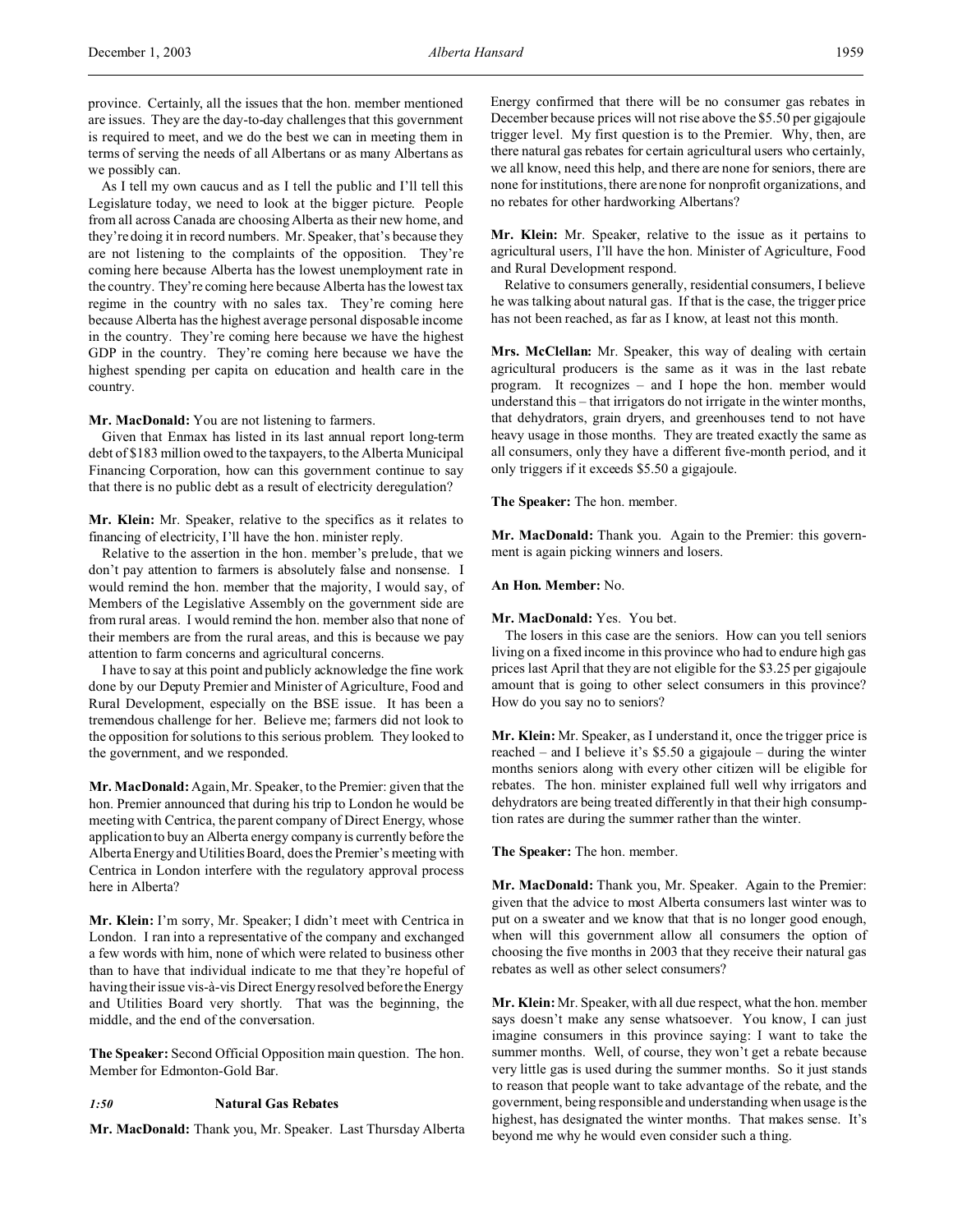province. Certainly, all the issues that the hon. member mentioned are issues. They are the day-to-day challenges that this government is required to meet, and we do the best we can in meeting them in terms of serving the needs of all Albertans or as many Albertans as we possibly can.

As I tell my own caucus and as I tell the public and I'll tell this Legislature today, we need to look at the bigger picture. People from all across Canada are choosing Alberta as their new home, and they're doing it in record numbers. Mr. Speaker, that's because they are not listening to the complaints of the opposition. They're coming here because Alberta has the lowest unemployment rate in the country. They're coming here because Alberta has the lowest tax regime in the country with no sales tax. They're coming here because Alberta has the highest average personal disposable income in the country. They're coming here because we have the highest GDP in the country. They're coming here because we have the highest spending per capita on education and health care in the country.

**Mr. MacDonald:** You are not listening to farmers.

Given that Enmax has listed in its last annual report long-term debt of $183 million owed to the taxpayers, to the Alberta Municipal Financing Corporation, how can this government continue to say that there is no public debt as a result of electricity deregulation?

**Mr. Klein:** Mr. Speaker, relative to the specifics as it relates to financing of electricity, I'll have the hon. minister reply.

Relative to the assertion in the hon. member's prelude, that we don't pay attention to farmers is absolutely false and nonsense. I would remind the hon. member that the majority, I would say, of Members of the Legislative Assembly on the government side are from rural areas. I would remind the hon. member also that none of their members are from the rural areas, and this is because we pay attention to farm concerns and agricultural concerns.

I have to say at this point and publicly acknowledge the fine work done by our Deputy Premier and Minister of Agriculture, Food and Rural Development, especially on the BSE issue. It has been a tremendous challenge for her. Believe me; farmers did not look to the opposition for solutions to this serious problem. They looked to the government, and we responded.

**Mr. MacDonald:** Again, Mr. Speaker, to the Premier: given that the hon. Premier announced that during his trip to London he would be meeting with Centrica, the parent company of Direct Energy, whose application to buy an Alberta energy company is currently before the Alberta Energy and Utilities Board, does the Premier's meeting with Centrica in London interfere with the regulatory approval process here in Alberta?

**Mr. Klein:** I'm sorry, Mr. Speaker; I didn't meet with Centrica in London. I ran into a representative of the company and exchanged a few words with him, none of which were related to business other than to have that individual indicate to me that they're hopeful of having their issue vis-à-vis Direct Energy resolved before the Energy and Utilities Board very shortly. That was the beginning, the middle, and the end of the conversation.

**The Speaker:** Second Official Opposition main question. The hon. Member for Edmonton-Gold Bar.

### *1:50* Natural Gas Rebates

**Mr. MacDonald:** Thank you, Mr. Speaker. Last Thursday Alberta Energy confirmed that there will be no consumer gas rebates in December because prices will not rise above the $5.50 per gigajoule trigger level. My first question is to the Premier. Why, then, are there natural gas rebates for certain agricultural users who certainly, we all know, need this help, and there are none for seniors, there are none for institutions, there are none for nonprofit organizations, and no rebates for other hardworking Albertans?

**Mr. Klein:** Mr. Speaker, relative to the issue as it pertains to agricultural users, I'll have the hon. Minister of Agriculture, Food and Rural Development respond.

Relative to consumers generally, residential consumers, I believe he was talking about natural gas. If that is the case, the trigger price has not been reached, as far as I know, at least not this month.

**Mrs. McClellan:** Mr. Speaker, this way of dealing with certain agricultural producers is the same as it was in the last rebate program. It recognizes – and I hope the hon. member would understand this – that irrigators do not irrigate in the winter months, that dehydrators, grain dryers, and greenhouses tend to not have heavy usage in those months. They are treated exactly the same as all consumers, only they have a different five-month period, and it only triggers if it exceeds $5.50 a gigajoule.

**The Speaker:** The hon. member.

**Mr. MacDonald:** Thank you. Again to the Premier: this government is again picking winners and losers.

**An Hon. Member:** No.

**Mr. MacDonald:** Yes. You bet.

The losers in this case are the seniors. How can you tell seniors living on a fixed income in this province who had to endure high gas prices last April that they are not eligible for the $3.25 per gigajoule amount that is going to other select consumers in this province? How do you say no to seniors?

**Mr. Klein:** Mr. Speaker, as I understand it, once the trigger price is reached – and I believe it's $5.50 a gigajoule – during the winter months seniors along with every other citizen will be eligible for rebates. The hon. minister explained full well why irrigators and dehydrators are being treated differently in that their high consumption rates are during the summer rather than the winter.

**The Speaker:** The hon. member.

**Mr. MacDonald:** Thank you, Mr. Speaker. Again to the Premier: given that the advice to most Alberta consumers last winter was to put on a sweater and we know that that is no longer good enough, when will this government allow all consumers the option of choosing the five months in 2003 that they receive their natural gas rebates as well as other select consumers?

**Mr. Klein:** Mr. Speaker, with all due respect, what the hon. member says doesn't make any sense whatsoever. You know, I can just imagine consumers in this province saying: I want to take the summer months. Well, of course, they won't get a rebate because very little gas is used during the summer months. So it just stands to reason that people want to take advantage of the rebate, and the government, being responsible and understanding when usage is the highest, has designated the winter months. That makes sense. It's beyond me why he would even consider such a thing.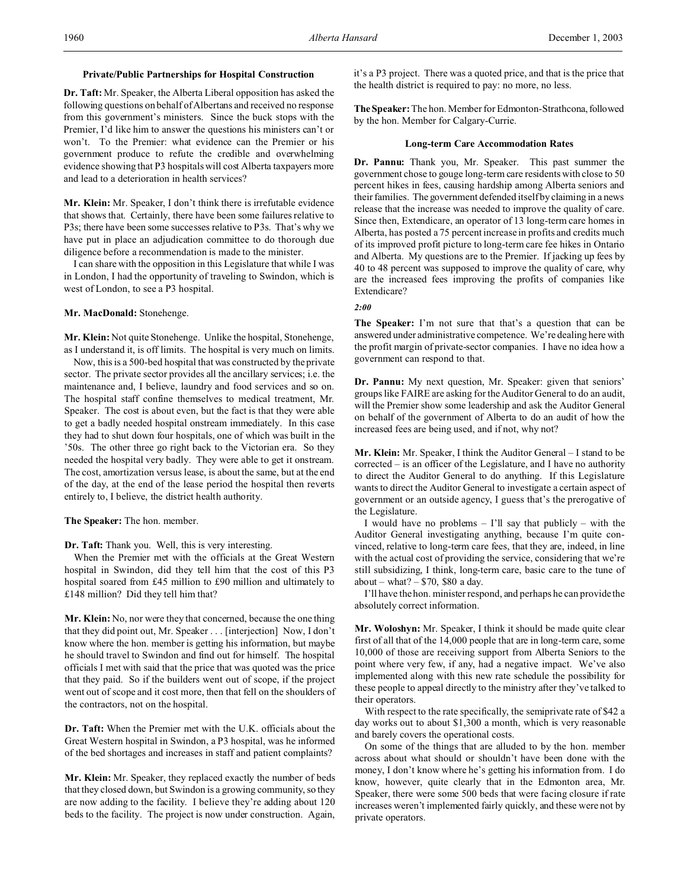### Private/Public Partnerships for Hospital Construction

**Dr. Taft:** Mr. Speaker, the Alberta Liberal opposition has asked the following questions on behalf of Albertans and received no response from this government's ministers. Since the buck stops with the Premier, I'd like him to answer the questions his ministers can't or won't. To the Premier: what evidence can the Premier or his government produce to refute the credible and overwhelming evidence showing that P3 hospitals will cost Alberta taxpayers more and lead to a deterioration in health services?

**Mr. Klein:** Mr. Speaker, I don't think there is irrefutable evidence that shows that. Certainly, there have been some failures relative to P3s; there have been some successes relative to P3s. That's why we have put in place an adjudication committee to do thorough due diligence before a recommendation is made to the minister.

I can share with the opposition in this Legislature that while I was in London, I had the opportunity of traveling to Swindon, which is west of London, to see a P3 hospital.

**Mr. MacDonald:** Stonehenge.

**Mr. Klein:** Not quite Stonehenge. Unlike the hospital, Stonehenge, as I understand it, is off limits. The hospital is very much on limits.

Now, this is a 500-bed hospital that was constructed by the private sector. The private sector provides all the ancillary services; i.e. the maintenance and, I believe, laundry and food services and so on. The hospital staff confine themselves to medical treatment, Mr. Speaker. The cost is about even, but the fact is that they were able to get a badly needed hospital onstream immediately. In this case they had to shut down four hospitals, one of which was built in the '50s. The other three go right back to the Victorian era. So they needed the hospital very badly. They were able to get it onstream. The cost, amortization versus lease, is about the same, but at the end of the day, at the end of the lease period the hospital then reverts entirely to, I believe, the district health authority.

**The Speaker:** The hon. member.

**Dr. Taft:** Thank you. Well, this is very interesting.

When the Premier met with the officials at the Great Western hospital in Swindon, did they tell him that the cost of this P3 hospital soared from £45 million to £90 million and ultimately to £148 million? Did they tell him that?

**Mr. Klein:** No, nor were they that concerned, because the one thing that they did point out, Mr. Speaker . . . [interjection] Now, I don't know where the hon. member is getting his information, but maybe he should travel to Swindon and find out for himself. The hospital officials I met with said that the price that was quoted was the price that they paid. So if the builders went out of scope, if the project went out of scope and it cost more, then that fell on the shoulders of the contractors, not on the hospital.

**Dr. Taft:** When the Premier met with the U.K. officials about the Great Western hospital in Swindon, a P3 hospital, was he informed of the bed shortages and increases in staff and patient complaints?

**Mr. Klein:** Mr. Speaker, they replaced exactly the number of beds that they closed down, but Swindon is a growing community, so they are now adding to the facility. I believe they're adding about 120 beds to the facility. The project is now under construction. Again, it's a P3 project. There was a quoted price, and that is the price that the health district is required to pay: no more, no less.

**The Speaker:** The hon. Member for Edmonton-Strathcona, followed by the hon. Member for Calgary-Currie.

### Long-term Care Accommodation Rates

**Dr. Pannu:** Thank you, Mr. Speaker. This past summer the government chose to gouge long-term care residents with close to 50 percent hikes in fees, causing hardship among Alberta seniors and their families. The government defended itself by claiming in a news release that the increase was needed to improve the quality of care. Since then, Extendicare, an operator of 13 long-term care homes in Alberta, has posted a 75 percent increase in profits and credits much of its improved profit picture to long-term care fee hikes in Ontario and Alberta. My questions are to the Premier. If jacking up fees by 40 to 48 percent was supposed to improve the quality of care, why are the increased fees improving the profits of companies like Extendicare?

*2:00*

**The Speaker:** I'm not sure that that's a question that can be answered under administrative competence. We're dealing here with the profit margin of private-sector companies. I have no idea how a government can respond to that.

**Dr. Pannu:** My next question, Mr. Speaker: given that seniors' groups like FAIRE are asking for the Auditor General to do an audit, will the Premier show some leadership and ask the Auditor General on behalf of the government of Alberta to do an audit of how the increased fees are being used, and if not, why not?

**Mr. Klein:** Mr. Speaker, I think the Auditor General – I stand to be corrected – is an officer of the Legislature, and I have no authority to direct the Auditor General to do anything. If this Legislature wants to direct the Auditor General to investigate a certain aspect of government or an outside agency, I guess that's the prerogative of the Legislature.

I would have no problems – I'll say that publicly – with the Auditor General investigating anything, because I'm quite convinced, relative to long-term care fees, that they are, indeed, in line with the actual cost of providing the service, considering that we're still subsidizing, I think, long-term care, basic care to the tune of about – what? – $70, $80 a day.

I'll have the hon. minister respond, and perhaps he can provide the absolutely correct information.

**Mr. Woloshyn:** Mr. Speaker, I think it should be made quite clear first of all that of the 14,000 people that are in long-term care, some 10,000 of those are receiving support from Alberta Seniors to the point where very few, if any, had a negative impact. We've also implemented along with this new rate schedule the possibility for these people to appeal directly to the ministry after they've talked to their operators.

With respect to the rate specifically, the semiprivate rate of $42 a day works out to about $1,300 a month, which is very reasonable and barely covers the operational costs.

On some of the things that are alluded to by the hon. member across about what should or shouldn't have been done with the money, I don't know where he's getting his information from. I do know, however, quite clearly that in the Edmonton area, Mr. Speaker, there were some 500 beds that were facing closure if rate increases weren't implemented fairly quickly, and these were not by private operators.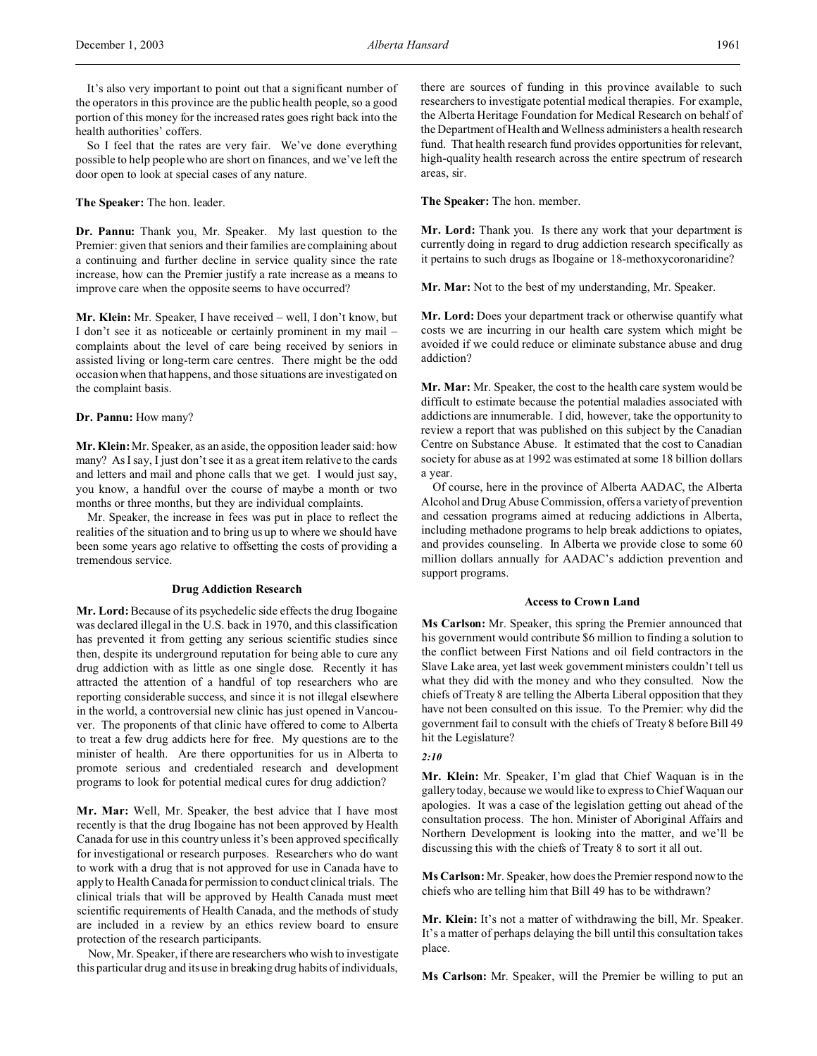It's also very important to point out that a significant number of the operators in this province are the public health people, so a good portion of this money for the increased rates goes right back into the health authorities' coffers.

So I feel that the rates are very fair. We've done everything possible to help people who are short on finances, and we've left the door open to look at special cases of any nature.

**The Speaker:** The hon. leader.

**Dr. Pannu:** Thank you, Mr. Speaker. My last question to the Premier: given that seniors and their families are complaining about a continuing and further decline in service quality since the rate increase, how can the Premier justify a rate increase as a means to improve care when the opposite seems to have occurred?

**Mr. Klein:** Mr. Speaker, I have received – well, I don't know, but I don't see it as noticeable or certainly prominent in my mail – complaints about the level of care being received by seniors in assisted living or long-term care centres. There might be the odd occasion when that happens, and those situations are investigated on the complaint basis.

**Dr. Pannu:** How many?

**Mr. Klein:** Mr. Speaker, as an aside, the opposition leader said: how many? As I say, I just don't see it as a great item relative to the cards and letters and mail and phone calls that we get. I would just say, you know, a handful over the course of maybe a month or two months or three months, but they are individual complaints.

Mr. Speaker, the increase in fees was put in place to reflect the realities of the situation and to bring us up to where we should have been some years ago relative to offsetting the costs of providing a tremendous service.

### Drug Addiction Research

**Mr. Lord:** Because of its psychedelic side effects the drug Ibogaine was declared illegal in the U.S. back in 1970, and this classification has prevented it from getting any serious scientific studies since then, despite its underground reputation for being able to cure any drug addiction with as little as one single dose. Recently it has attracted the attention of a handful of top researchers who are reporting considerable success, and since it is not illegal elsewhere in the world, a controversial new clinic has just opened in Vancouver. The proponents of that clinic have offered to come to Alberta to treat a few drug addicts here for free. My questions are to the minister of health. Are there opportunities for us in Alberta to promote serious and credentialed research and development programs to look for potential medical cures for drug addiction?

**Mr. Mar:** Well, Mr. Speaker, the best advice that I have most recently is that the drug Ibogaine has not been approved by Health Canada for use in this country unless it's been approved specifically for investigational or research purposes. Researchers who do want to work with a drug that is not approved for use in Canada have to apply to Health Canada for permission to conduct clinical trials. The clinical trials that will be approved by Health Canada must meet scientific requirements of Health Canada, and the methods of study are included in a review by an ethics review board to ensure protection of the research participants.

Now, Mr. Speaker, if there are researchers who wish to investigate this particular drug and its use in breaking drug habits of individuals, there are sources of funding in this province available to such researchers to investigate potential medical therapies. For example, the Alberta Heritage Foundation for Medical Research on behalf of the Department of Health and Wellness administers a health research fund. That health research fund provides opportunities for relevant, high-quality health research across the entire spectrum of research areas, sir.

**The Speaker:** The hon. member.

**Mr. Lord:** Thank you. Is there any work that your department is currently doing in regard to drug addiction research specifically as it pertains to such drugs as Ibogaine or 18-methoxycoronaridine?

**Mr. Mar:** Not to the best of my understanding, Mr. Speaker.

**Mr. Lord:** Does your department track or otherwise quantify what costs we are incurring in our health care system which might be avoided if we could reduce or eliminate substance abuse and drug addiction?

**Mr. Mar:** Mr. Speaker, the cost to the health care system would be difficult to estimate because the potential maladies associated with addictions are innumerable. I did, however, take the opportunity to review a report that was published on this subject by the Canadian Centre on Substance Abuse. It estimated that the cost to Canadian society for abuse as at 1992 was estimated at some 18 billion dollars a year.

Of course, here in the province of Alberta AADAC, the Alberta Alcohol and Drug Abuse Commission, offers a variety of prevention and cessation programs aimed at reducing addictions in Alberta, including methadone programs to help break addictions to opiates, and provides counseling. In Alberta we provide close to some 60 million dollars annually for AADAC's addiction prevention and support programs.

### Access to Crown Land

**Ms Carlson:** Mr. Speaker, this spring the Premier announced that his government would contribute $6 million to finding a solution to the conflict between First Nations and oil field contractors in the Slave Lake area, yet last week government ministers couldn't tell us what they did with the money and who they consulted. Now the chiefs of Treaty 8 are telling the Alberta Liberal opposition that they have not been consulted on this issue. To the Premier: why did the government fail to consult with the chiefs of Treaty 8 before Bill 49 hit the Legislature?

*2:10*

**Mr. Klein:** Mr. Speaker, I'm glad that Chief Waquan is in the gallery today, because we would like to express to Chief Waquan our apologies. It was a case of the legislation getting out ahead of the consultation process. The hon. Minister of Aboriginal Affairs and Northern Development is looking into the matter, and we'll be discussing this with the chiefs of Treaty 8 to sort it all out.

**Ms Carlson:** Mr. Speaker, how does the Premier respond now to the chiefs who are telling him that Bill 49 has to be withdrawn?

**Mr. Klein:** It's not a matter of withdrawing the bill, Mr. Speaker. It's a matter of perhaps delaying the bill until this consultation takes place.

**Ms Carlson:** Mr. Speaker, will the Premier be willing to put an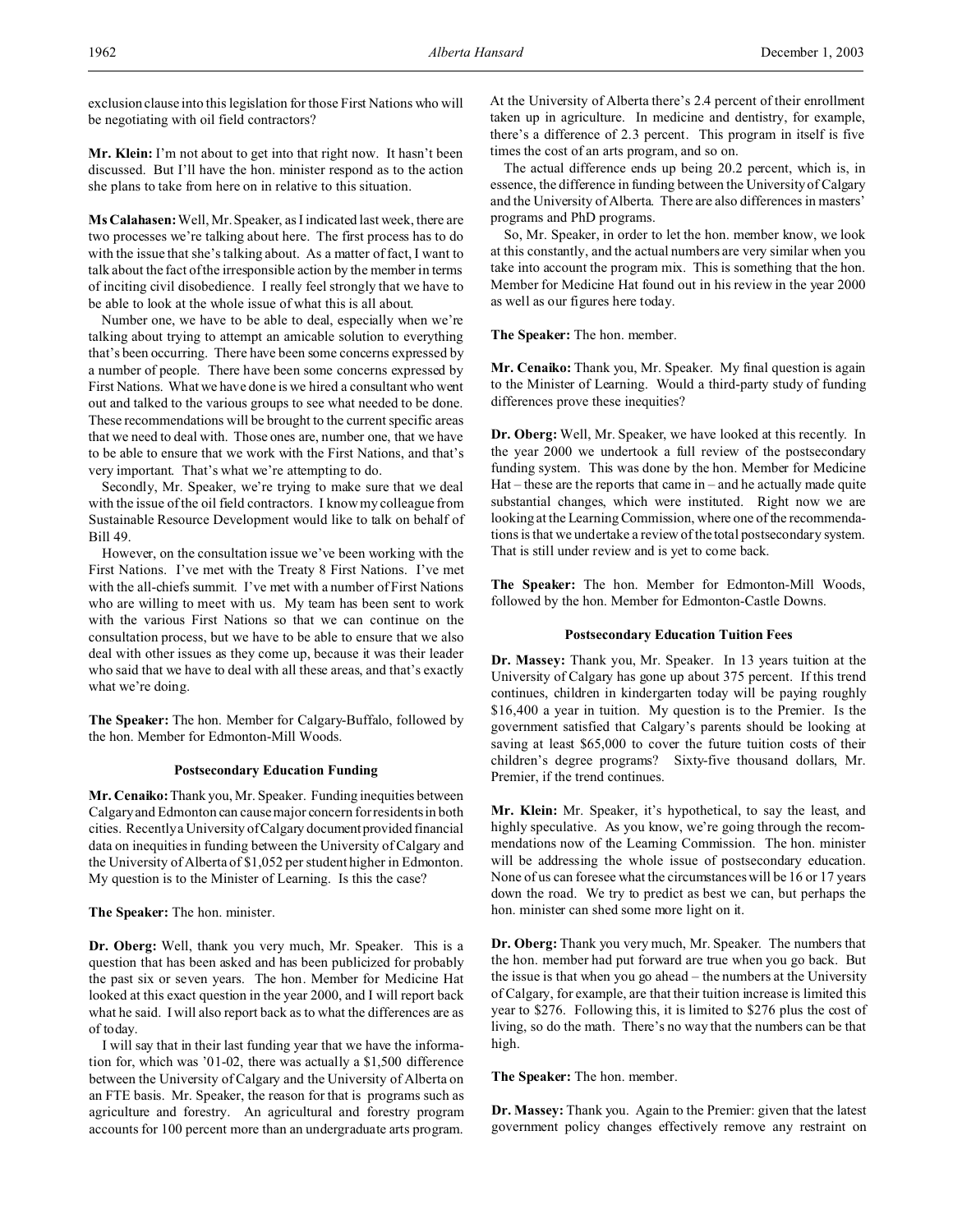exclusion clause into this legislation for those First Nations who will be negotiating with oil field contractors?

**Mr. Klein:** I'm not about to get into that right now. It hasn't been discussed. But I'll have the hon. minister respond as to the action she plans to take from here on in relative to this situation.

**Ms Calahasen:** Well, Mr. Speaker, as I indicated last week, there are two processes we're talking about here. The first process has to do with the issue that she's talking about. As a matter of fact, I want to talk about the fact of the irresponsible action by the member in terms of inciting civil disobedience. I really feel strongly that we have to be able to look at the whole issue of what this is all about.

Number one, we have to be able to deal, especially when we're talking about trying to attempt an amicable solution to everything that's been occurring. There have been some concerns expressed by a number of people. There have been some concerns expressed by First Nations. What we have done is we hired a consultant who went out and talked to the various groups to see what needed to be done. These recommendations will be brought to the current specific areas that we need to deal with. Those ones are, number one, that we have to be able to ensure that we work with the First Nations, and that's very important. That's what we're attempting to do.

Secondly, Mr. Speaker, we're trying to make sure that we deal with the issue of the oil field contractors. I know my colleague from Sustainable Resource Development would like to talk on behalf of Bill 49.

However, on the consultation issue we've been working with the First Nations. I've met with the Treaty 8 First Nations. I've met with the all-chiefs summit. I've met with a number of First Nations who are willing to meet with us. My team has been sent to work with the various First Nations so that we can continue on the consultation process, but we have to be able to ensure that we also deal with other issues as they come up, because it was their leader who said that we have to deal with all these areas, and that's exactly what we're doing.

**The Speaker:** The hon. Member for Calgary-Buffalo, followed by the hon. Member for Edmonton-Mill Woods.

### Postsecondary Education Funding

**Mr. Cenaiko:** Thank you, Mr. Speaker. Funding inequities between Calgary and Edmonton can cause major concern for residents in both cities. Recently a University of Calgary document provided financial data on inequities in funding between the University of Calgary and the University of Alberta of $1,052 per student higher in Edmonton. My question is to the Minister of Learning. Is this the case?

**The Speaker:** The hon. minister.

**Dr. Oberg:** Well, thank you very much, Mr. Speaker. This is a question that has been asked and has been publicized for probably the past six or seven years. The hon. Member for Medicine Hat looked at this exact question in the year 2000, and I will report back what he said. I will also report back as to what the differences are as of today.

I will say that in their last funding year that we have the information for, which was '01-02, there was actually a $1,500 difference between the University of Calgary and the University of Alberta on an FTE basis. Mr. Speaker, the reason for that is programs such as agriculture and forestry. An agricultural and forestry program accounts for 100 percent more than an undergraduate arts program. At the University of Alberta there's 2.4 percent of their enrollment taken up in agriculture. In medicine and dentistry, for example, there's a difference of 2.3 percent. This program in itself is five times the cost of an arts program, and so on.

The actual difference ends up being 20.2 percent, which is, in essence, the difference in funding between the University of Calgary and the University of Alberta. There are also differences in masters' programs and PhD programs.

So, Mr. Speaker, in order to let the hon. member know, we look at this constantly, and the actual numbers are very similar when you take into account the program mix. This is something that the hon. Member for Medicine Hat found out in his review in the year 2000 as well as our figures here today.

**The Speaker:** The hon. member.

**Mr. Cenaiko:** Thank you, Mr. Speaker. My final question is again to the Minister of Learning. Would a third-party study of funding differences prove these inequities?

**Dr. Oberg:** Well, Mr. Speaker, we have looked at this recently. In the year 2000 we undertook a full review of the postsecondary funding system. This was done by the hon. Member for Medicine Hat – these are the reports that came in – and he actually made quite substantial changes, which were instituted. Right now we are looking at the Learning Commission, where one of the recommendations is that we undertake a review of the total postsecondary system. That is still under review and is yet to come back.

**The Speaker:** The hon. Member for Edmonton-Mill Woods, followed by the hon. Member for Edmonton-Castle Downs.

### Postsecondary Education Tuition Fees

**Dr. Massey:** Thank you, Mr. Speaker. In 13 years tuition at the University of Calgary has gone up about 375 percent. If this trend continues, children in kindergarten today will be paying roughly $16,400 a year in tuition. My question is to the Premier. Is the government satisfied that Calgary's parents should be looking at saving at least $65,000 to cover the future tuition costs of their children's degree programs? Sixty-five thousand dollars, Mr. Premier, if the trend continues.

**Mr. Klein:** Mr. Speaker, it's hypothetical, to say the least, and highly speculative. As you know, we're going through the recommendations now of the Learning Commission. The hon. minister will be addressing the whole issue of postsecondary education. None of us can foresee what the circumstances will be 16 or 17 years down the road. We try to predict as best we can, but perhaps the hon. minister can shed some more light on it.

**Dr. Oberg:** Thank you very much, Mr. Speaker. The numbers that the hon. member had put forward are true when you go back. But the issue is that when you go ahead – the numbers at the University of Calgary, for example, are that their tuition increase is limited this year to $276. Following this, it is limited to $276 plus the cost of living, so do the math. There's no way that the numbers can be that high.

**The Speaker:** The hon. member.

**Dr. Massey:** Thank you. Again to the Premier: given that the latest government policy changes effectively remove any restraint on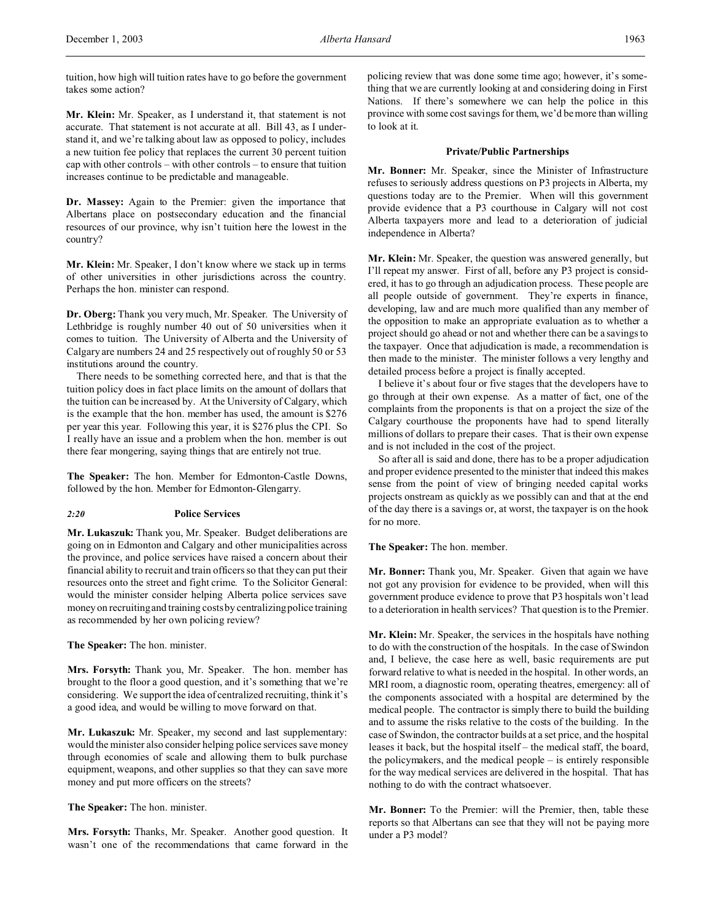tuition, how high will tuition rates have to go before the government takes some action?

**Mr. Klein:** Mr. Speaker, as I understand it, that statement is not accurate. That statement is not accurate at all. Bill 43, as I understand it, and we're talking about law as opposed to policy, includes a new tuition fee policy that replaces the current 30 percent tuition cap with other controls – with other controls – to ensure that tuition increases continue to be predictable and manageable.

**Dr. Massey:** Again to the Premier: given the importance that Albertans place on postsecondary education and the financial resources of our province, why isn't tuition here the lowest in the country?

**Mr. Klein:** Mr. Speaker, I don't know where we stack up in terms of other universities in other jurisdictions across the country. Perhaps the hon. minister can respond.

**Dr. Oberg:** Thank you very much, Mr. Speaker. The University of Lethbridge is roughly number 40 out of 50 universities when it comes to tuition. The University of Alberta and the University of Calgary are numbers 24 and 25 respectively out of roughly 50 or 53 institutions around the country.

There needs to be something corrected here, and that is that the tuition policy does in fact place limits on the amount of dollars that the tuition can be increased by. At the University of Calgary, which is the example that the hon. member has used, the amount is $276 per year this year. Following this year, it is $276 plus the CPI. So I really have an issue and a problem when the hon. member is out there fear mongering, saying things that are entirely not true.

**The Speaker:** The hon. Member for Edmonton-Castle Downs, followed by the hon. Member for Edmonton-Glengarry.

### *2:20* Police Services

**Mr. Lukaszuk:** Thank you, Mr. Speaker. Budget deliberations are going on in Edmonton and Calgary and other municipalities across the province, and police services have raised a concern about their financial ability to recruit and train officers so that they can put their resources onto the street and fight crime. To the Solicitor General: would the minister consider helping Alberta police services save money on recruiting and training costs by centralizing police training as recommended by her own policing review?

**The Speaker:** The hon. minister.

**Mrs. Forsyth:** Thank you, Mr. Speaker. The hon. member has brought to the floor a good question, and it's something that we're considering. We support the idea of centralized recruiting, think it's a good idea, and would be willing to move forward on that.

**Mr. Lukaszuk:** Mr. Speaker, my second and last supplementary: would the minister also consider helping police services save money through economies of scale and allowing them to bulk purchase equipment, weapons, and other supplies so that they can save more money and put more officers on the streets?

**The Speaker:** The hon. minister.

**Mrs. Forsyth:** Thanks, Mr. Speaker. Another good question. It wasn't one of the recommendations that came forward in the policing review that was done some time ago; however, it's something that we are currently looking at and considering doing in First Nations. If there's somewhere we can help the police in this province with some cost savings for them, we'd be more than willing to look at it.

### Private/Public Partnerships

**Mr. Bonner:** Mr. Speaker, since the Minister of Infrastructure refuses to seriously address questions on P3 projects in Alberta, my questions today are to the Premier. When will this government provide evidence that a P3 courthouse in Calgary will not cost Alberta taxpayers more and lead to a deterioration of judicial independence in Alberta?

**Mr. Klein:** Mr. Speaker, the question was answered generally, but I'll repeat my answer. First of all, before any P3 project is considered, it has to go through an adjudication process. These people are all people outside of government. They're experts in finance, developing, law and are much more qualified than any member of the opposition to make an appropriate evaluation as to whether a project should go ahead or not and whether there can be a savings to the taxpayer. Once that adjudication is made, a recommendation is then made to the minister. The minister follows a very lengthy and detailed process before a project is finally accepted.

I believe it's about four or five stages that the developers have to go through at their own expense. As a matter of fact, one of the complaints from the proponents is that on a project the size of the Calgary courthouse the proponents have had to spend literally millions of dollars to prepare their cases. That is their own expense and is not included in the cost of the project.

So after all is said and done, there has to be a proper adjudication and proper evidence presented to the minister that indeed this makes sense from the point of view of bringing needed capital works projects onstream as quickly as we possibly can and that at the end of the day there is a savings or, at worst, the taxpayer is on the hook for no more.

**The Speaker:** The hon. member.

**Mr. Bonner:** Thank you, Mr. Speaker. Given that again we have not got any provision for evidence to be provided, when will this government produce evidence to prove that P3 hospitals won't lead to a deterioration in health services? That question is to the Premier.

**Mr. Klein:** Mr. Speaker, the services in the hospitals have nothing to do with the construction of the hospitals. In the case of Swindon and, I believe, the case here as well, basic requirements are put forward relative to what is needed in the hospital. In other words, an MRI room, a diagnostic room, operating theatres, emergency: all of the components associated with a hospital are determined by the medical people. The contractor is simply there to build the building and to assume the risks relative to the costs of the building. In the case of Swindon, the contractor builds at a set price, and the hospital leases it back, but the hospital itself – the medical staff, the board, the policymakers, and the medical people – is entirely responsible for the way medical services are delivered in the hospital. That has nothing to do with the contract whatsoever.

**Mr. Bonner:** To the Premier: will the Premier, then, table these reports so that Albertans can see that they will not be paying more under a P3 model?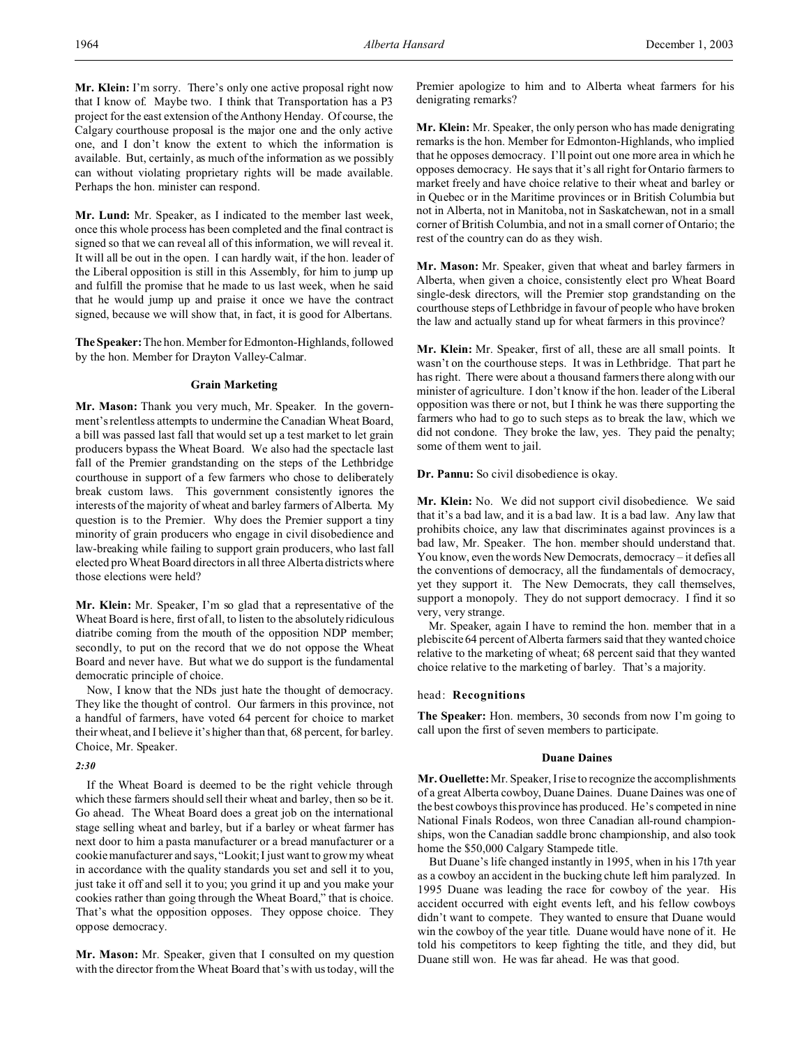**Mr. Klein:** I'm sorry. There's only one active proposal right now that I know of. Maybe two. I think that Transportation has a P3 project for the east extension of the Anthony Henday. Of course, the Calgary courthouse proposal is the major one and the only active one, and I don't know the extent to which the information is available. But, certainly, as much of the information as we possibly can without violating proprietary rights will be made available. Perhaps the hon. minister can respond.

**Mr. Lund:** Mr. Speaker, as I indicated to the member last week, once this whole process has been completed and the final contract is signed so that we can reveal all of this information, we will reveal it. It will all be out in the open. I can hardly wait, if the hon. leader of the Liberal opposition is still in this Assembly, for him to jump up and fulfill the promise that he made to us last week, when he said that he would jump up and praise it once we have the contract signed, because we will show that, in fact, it is good for Albertans.

**The Speaker:** The hon. Member for Edmonton-Highlands, followed by the hon. Member for Drayton Valley-Calmar.

### Grain Marketing

**Mr. Mason:** Thank you very much, Mr. Speaker. In the government's relentless attempts to undermine the Canadian Wheat Board, a bill was passed last fall that would set up a test market to let grain producers bypass the Wheat Board. We also had the spectacle last fall of the Premier grandstanding on the steps of the Lethbridge courthouse in support of a few farmers who chose to deliberately break custom laws. This government consistently ignores the interests of the majority of wheat and barley farmers of Alberta. My question is to the Premier. Why does the Premier support a tiny minority of grain producers who engage in civil disobedience and law-breaking while failing to support grain producers, who last fall elected pro Wheat Board directors in all three Alberta districts where those elections were held?

**Mr. Klein:** Mr. Speaker, I'm so glad that a representative of the Wheat Board is here, first of all, to listen to the absolutely ridiculous diatribe coming from the mouth of the opposition NDP member; secondly, to put on the record that we do not oppose the Wheat Board and never have. But what we do support is the fundamental democratic principle of choice.

Now, I know that the NDs just hate the thought of democracy. They like the thought of control. Our farmers in this province, not a handful of farmers, have voted 64 percent for choice to market their wheat, and I believe it's higher than that, 68 percent, for barley. Choice, Mr. Speaker.

*2:30*

If the Wheat Board is deemed to be the right vehicle through which these farmers should sell their wheat and barley, then so be it. Go ahead. The Wheat Board does a great job on the international stage selling wheat and barley, but if a barley or wheat farmer has next door to him a pasta manufacturer or a bread manufacturer or a cookie manufacturer and says, "Lookit; I just want to grow my wheat in accordance with the quality standards you set and sell it to you, just take it off and sell it to you; you grind it up and you make your cookies rather than going through the Wheat Board," that is choice. That's what the opposition opposes. They oppose choice. They oppose democracy.

**Mr. Mason:** Mr. Speaker, given that I consulted on my question with the director from the Wheat Board that's with us today, will the Premier apologize to him and to Alberta wheat farmers for his denigrating remarks?

**Mr. Klein:** Mr. Speaker, the only person who has made denigrating remarks is the hon. Member for Edmonton-Highlands, who implied that he opposes democracy. I'll point out one more area in which he opposes democracy. He says that it's all right for Ontario farmers to market freely and have choice relative to their wheat and barley or in Quebec or in the Maritime provinces or in British Columbia but not in Alberta, not in Manitoba, not in Saskatchewan, not in a small corner of British Columbia, and not in a small corner of Ontario; the rest of the country can do as they wish.

**Mr. Mason:** Mr. Speaker, given that wheat and barley farmers in Alberta, when given a choice, consistently elect pro Wheat Board single-desk directors, will the Premier stop grandstanding on the courthouse steps of Lethbridge in favour of people who have broken the law and actually stand up for wheat farmers in this province?

**Mr. Klein:** Mr. Speaker, first of all, these are all small points. It wasn't on the courthouse steps. It was in Lethbridge. That part he has right. There were about a thousand farmers there along with our minister of agriculture. I don't know if the hon. leader of the Liberal opposition was there or not, but I think he was there supporting the farmers who had to go to such steps as to break the law, which we did not condone. They broke the law, yes. They paid the penalty; some of them went to jail.

**Dr. Pannu:** So civil disobedience is okay.

**Mr. Klein:** No. We did not support civil disobedience. We said that it's a bad law, and it is a bad law. It is a bad law. Any law that prohibits choice, any law that discriminates against provinces is a bad law, Mr. Speaker. The hon. member should understand that. You know, even the words New Democrats, democracy – it defies all the conventions of democracy, all the fundamentals of democracy, yet they support it. The New Democrats, they call themselves, support a monopoly. They do not support democracy. I find it so very, very strange.

Mr. Speaker, again I have to remind the hon. member that in a plebiscite 64 percent of Alberta farmers said that they wanted choice relative to the marketing of wheat; 68 percent said that they wanted choice relative to the marketing of barley. That's a majority.

## head: Recognitions

**The Speaker:** Hon. members, 30 seconds from now I'm going to call upon the first of seven members to participate.

### Duane Daines

**Mr. Ouellette:** Mr. Speaker, I rise to recognize the accomplishments of a great Alberta cowboy, Duane Daines. Duane Daines was one of the best cowboys this province has produced. He's competed in nine National Finals Rodeos, won three Canadian all-round championships, won the Canadian saddle bronc championship, and also took home the $50,000 Calgary Stampede title.

But Duane's life changed instantly in 1995, when in his 17th year as a cowboy an accident in the bucking chute left him paralyzed. In 1995 Duane was leading the race for cowboy of the year. His accident occurred with eight events left, and his fellow cowboys didn't want to compete. They wanted to ensure that Duane would win the cowboy of the year title. Duane would have none of it. He told his competitors to keep fighting the title, and they did, but Duane still won. He was far ahead. He was that good.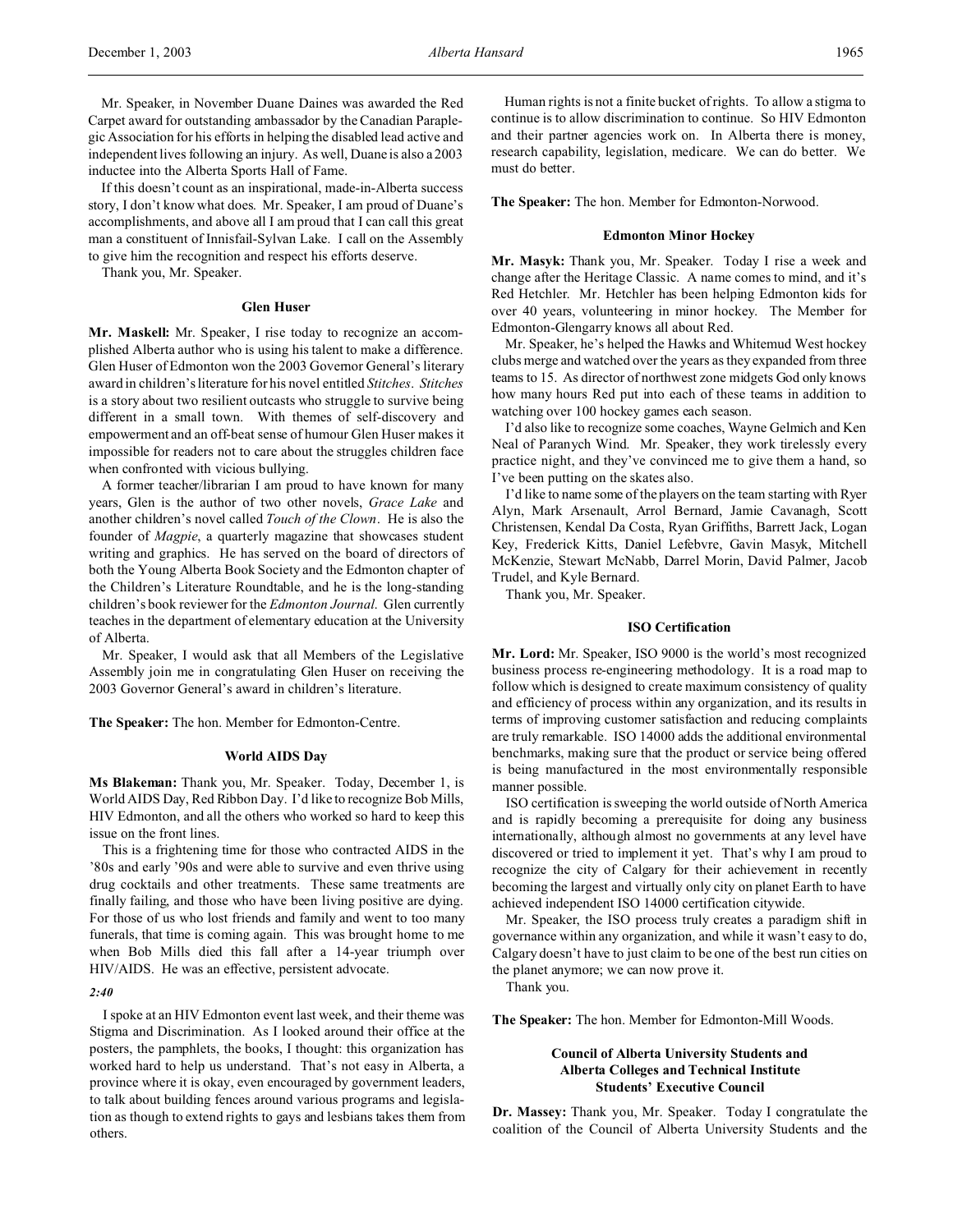Mr. Speaker, in November Duane Daines was awarded the Red Carpet award for outstanding ambassador by the Canadian Paraplegic Association for his efforts in helping the disabled lead active and independent lives following an injury. As well, Duane is also a 2003 inductee into the Alberta Sports Hall of Fame.

If this doesn't count as an inspirational, made-in-Alberta success story, I don't know what does. Mr. Speaker, I am proud of Duane's accomplishments, and above all I am proud that I can call this great man a constituent of Innisfail-Sylvan Lake. I call on the Assembly to give him the recognition and respect his efforts deserve.

Thank you, Mr. Speaker.

### Glen Huser

**Mr. Maskell:** Mr. Speaker, I rise today to recognize an accomplished Alberta author who is using his talent to make a difference. Glen Huser of Edmonton won the 2003 Governor General's literary award in children's literature for his novel entitled *Stitches*. *Stitches* is a story about two resilient outcasts who struggle to survive being different in a small town. With themes of self-discovery and empowerment and an off-beat sense of humour Glen Huser makes it impossible for readers not to care about the struggles children face when confronted with vicious bullying.

A former teacher/librarian I am proud to have known for many years, Glen is the author of two other novels, *Grace Lake* and another children's novel called *Touch of the Clown*. He is also the founder of *Magpie*, a quarterly magazine that showcases student writing and graphics. He has served on the board of directors of both the Young Alberta Book Society and the Edmonton chapter of the Children's Literature Roundtable, and he is the long-standing children's book reviewer for the *Edmonton Journal*. Glen currently teaches in the department of elementary education at the University of Alberta.

Mr. Speaker, I would ask that all Members of the Legislative Assembly join me in congratulating Glen Huser on receiving the 2003 Governor General's award in children's literature.

**The Speaker:** The hon. Member for Edmonton-Centre.

### World AIDS Day

**Ms Blakeman:** Thank you, Mr. Speaker. Today, December 1, is World AIDS Day, Red Ribbon Day. I'd like to recognize Bob Mills, HIV Edmonton, and all the others who worked so hard to keep this issue on the front lines.

This is a frightening time for those who contracted AIDS in the '80s and early '90s and were able to survive and even thrive using drug cocktails and other treatments. These same treatments are finally failing, and those who have been living positive are dying. For those of us who lost friends and family and went to too many funerals, that time is coming again. This was brought home to me when Bob Mills died this fall after a 14-year triumph over HIV/AIDS. He was an effective, persistent advocate.

*2:40*

I spoke at an HIV Edmonton event last week, and their theme was Stigma and Discrimination. As I looked around their office at the posters, the pamphlets, the books, I thought: this organization has worked hard to help us understand. That's not easy in Alberta, a province where it is okay, even encouraged by government leaders, to talk about building fences around various programs and legislation as though to extend rights to gays and lesbians takes them from others.

Human rights is not a finite bucket of rights. To allow a stigma to continue is to allow discrimination to continue. So HIV Edmonton and their partner agencies work on. In Alberta there is money, research capability, legislation, medicare. We can do better. We must do better.

**The Speaker:** The hon. Member for Edmonton-Norwood.

### Edmonton Minor Hockey

**Mr. Masyk:** Thank you, Mr. Speaker. Today I rise a week and change after the Heritage Classic. A name comes to mind, and it's Red Hetchler. Mr. Hetchler has been helping Edmonton kids for over 40 years, volunteering in minor hockey. The Member for Edmonton-Glengarry knows all about Red.

Mr. Speaker, he's helped the Hawks and Whitemud West hockey clubs merge and watched over the years as they expanded from three teams to 15. As director of northwest zone midgets God only knows how many hours Red put into each of these teams in addition to watching over 100 hockey games each season.

I'd also like to recognize some coaches, Wayne Gelmich and Ken Neal of Paranych Wind. Mr. Speaker, they work tirelessly every practice night, and they've convinced me to give them a hand, so I've been putting on the skates also.

I'd like to name some of the players on the team starting with Ryer Alyn, Mark Arsenault, Arrol Bernard, Jamie Cavanagh, Scott Christensen, Kendal Da Costa, Ryan Griffiths, Barrett Jack, Logan Key, Frederick Kitts, Daniel Lefebvre, Gavin Masyk, Mitchell McKenzie, Stewart McNabb, Darrel Morin, David Palmer, Jacob Trudel, and Kyle Bernard.

Thank you, Mr. Speaker.

### ISO Certification

**Mr. Lord:** Mr. Speaker, ISO 9000 is the world's most recognized business process re-engineering methodology. It is a road map to follow which is designed to create maximum consistency of quality and efficiency of process within any organization, and its results in terms of improving customer satisfaction and reducing complaints are truly remarkable. ISO 14000 adds the additional environmental benchmarks, making sure that the product or service being offered is being manufactured in the most environmentally responsible manner possible.

ISO certification is sweeping the world outside of North America and is rapidly becoming a prerequisite for doing any business internationally, although almost no governments at any level have discovered or tried to implement it yet. That's why I am proud to recognize the city of Calgary for their achievement in recently becoming the largest and virtually only city on planet Earth to have achieved independent ISO 14000 certification citywide.

Mr. Speaker, the ISO process truly creates a paradigm shift in governance within any organization, and while it wasn't easy to do, Calgary doesn't have to just claim to be one of the best run cities on the planet anymore; we can now prove it.

Thank you.

**The Speaker:** The hon. Member for Edmonton-Mill Woods.

### Council of Alberta University Students and Alberta Colleges and Technical Institute Students' Executive Council

**Dr. Massey:** Thank you, Mr. Speaker. Today I congratulate the coalition of the Council of Alberta University Students and the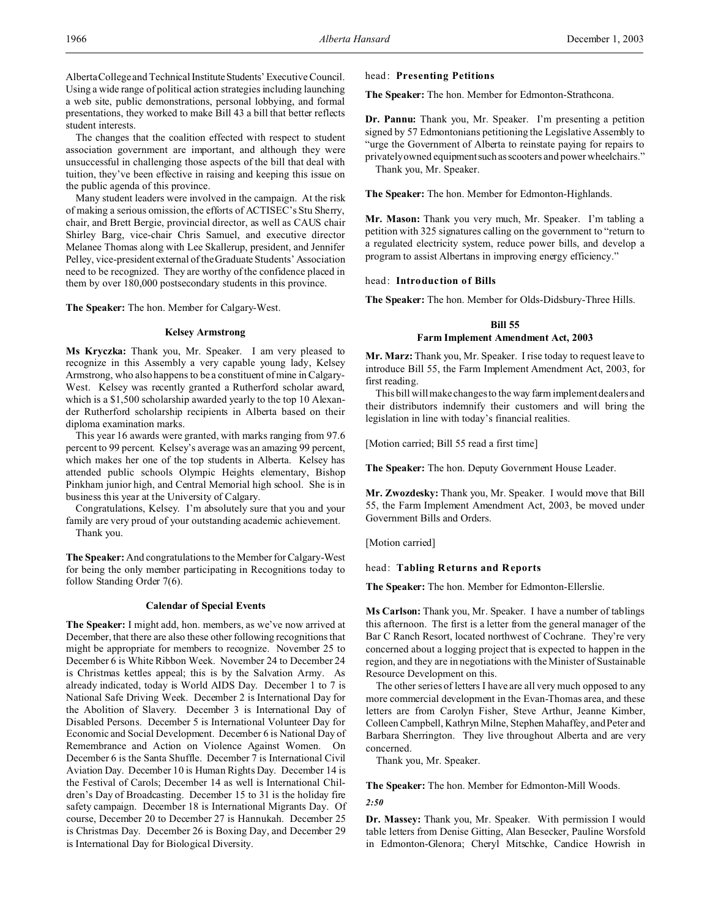Alberta College and Technical Institute Students' Executive Council. Using a wide range of political action strategies including launching a web site, public demonstrations, personal lobbying, and formal presentations, they worked to make Bill 43 a bill that better reflects student interests.

The changes that the coalition effected with respect to student association government are important, and although they were unsuccessful in challenging those aspects of the bill that deal with tuition, they've been effective in raising and keeping this issue on the public agenda of this province.

Many student leaders were involved in the campaign. At the risk of making a serious omission, the efforts of ACTISEC's Stu Sherry, chair, and Brett Bergie, provincial director, as well as CAUS chair Shirley Barg, vice-chair Chris Samuel, and executive director Melanee Thomas along with Lee Skallerup, president, and Jennifer Pelley, vice-president external of the Graduate Students' Association need to be recognized. They are worthy of the confidence placed in them by over 180,000 postsecondary students in this province.

**The Speaker:** The hon. Member for Calgary-West.

### Kelsey Armstrong

**Ms Kryczka:** Thank you, Mr. Speaker. I am very pleased to recognize in this Assembly a very capable young lady, Kelsey Armstrong, who also happens to be a constituent of mine in Calgary-West. Kelsey was recently granted a Rutherford scholar award, which is a $1,500 scholarship awarded yearly to the top 10 Alexander Rutherford scholarship recipients in Alberta based on their diploma examination marks.

This year 16 awards were granted, with marks ranging from 97.6 percent to 99 percent. Kelsey's average was an amazing 99 percent, which makes her one of the top students in Alberta. Kelsey has attended public schools Olympic Heights elementary, Bishop Pinkham junior high, and Central Memorial high school. She is in business this year at the University of Calgary.

Congratulations, Kelsey. I'm absolutely sure that you and your family are very proud of your outstanding academic achievement.

Thank you.

**The Speaker:** And congratulations to the Member for Calgary-West for being the only member participating in Recognitions today to follow Standing Order 7(6).

### Calendar of Special Events

**The Speaker:** I might add, hon. members, as we've now arrived at December, that there are also these other following recognitions that might be appropriate for members to recognize. November 25 to December 6 is White Ribbon Week. November 24 to December 24 is Christmas kettles appeal; this is by the Salvation Army. As already indicated, today is World AIDS Day. December 1 to 7 is National Safe Driving Week. December 2 is International Day for the Abolition of Slavery. December 3 is International Day of Disabled Persons. December 5 is International Volunteer Day for Economic and Social Development. December 6 is National Day of Remembrance and Action on Violence Against Women. On December 6 is the Santa Shuffle. December 7 is International Civil Aviation Day. December 10 is Human Rights Day. December 14 is the Festival of Carols; December 14 as well is International Children's Day of Broadcasting. December 15 to 31 is the holiday fire safety campaign. December 18 is International Migrants Day. Of course, December 20 to December 27 is Hannukah. December 25 is Christmas Day. December 26 is Boxing Day, and December 29 is International Day for Biological Diversity.

head: **Presenting Petitions**

**The Speaker:** The hon. Member for Edmonton-Strathcona.

**Dr. Pannu:** Thank you, Mr. Speaker. I'm presenting a petition signed by 57 Edmontonians petitioning the Legislative Assembly to "urge the Government of Alberta to reinstate paying for repairs to privately owned equipment such as scooters and power wheelchairs."

Thank you, Mr. Speaker.

**The Speaker:** The hon. Member for Edmonton-Highlands.

**Mr. Mason:** Thank you very much, Mr. Speaker. I'm tabling a petition with 325 signatures calling on the government to "return to a regulated electricity system, reduce power bills, and develop a program to assist Albertans in improving energy efficiency."

head: **Introduction of Bills**

**The Speaker:** The hon. Member for Olds-Didsbury-Three Hills.

### Bill 55
### Farm Implement Amendment Act, 2003

**Mr. Marz:** Thank you, Mr. Speaker. I rise today to request leave to introduce Bill 55, the Farm Implement Amendment Act, 2003, for first reading.

This bill will make changes to the way farm implement dealers and their distributors indemnify their customers and will bring the legislation in line with today's financial realities.

[Motion carried; Bill 55 read a first time]

**The Speaker:** The hon. Deputy Government House Leader.

**Mr. Zwozdesky:** Thank you, Mr. Speaker. I would move that Bill 55, the Farm Implement Amendment Act, 2003, be moved under Government Bills and Orders.

[Motion carried]

head: **Tabling Returns and Reports**

**The Speaker:** The hon. Member for Edmonton-Ellerslie.

**Ms Carlson:** Thank you, Mr. Speaker. I have a number of tablings this afternoon. The first is a letter from the general manager of the Bar C Ranch Resort, located northwest of Cochrane. They're very concerned about a logging project that is expected to happen in the region, and they are in negotiations with the Minister of Sustainable Resource Development on this.

The other series of letters I have are all very much opposed to any more commercial development in the Evan-Thomas area, and these letters are from Carolyn Fisher, Steve Arthur, Jeanne Kimber, Colleen Campbell, Kathryn Milne, Stephen Mahaffey, and Peter and Barbara Sherrington. They live throughout Alberta and are very concerned.

Thank you, Mr. Speaker.

**The Speaker:** The hon. Member for Edmonton-Mill Woods.

*2:50*

**Dr. Massey:** Thank you, Mr. Speaker. With permission I would table letters from Denise Gitting, Alan Besecker, Pauline Worsfold in Edmonton-Glenora; Cheryl Mitschke, Candice Howrish in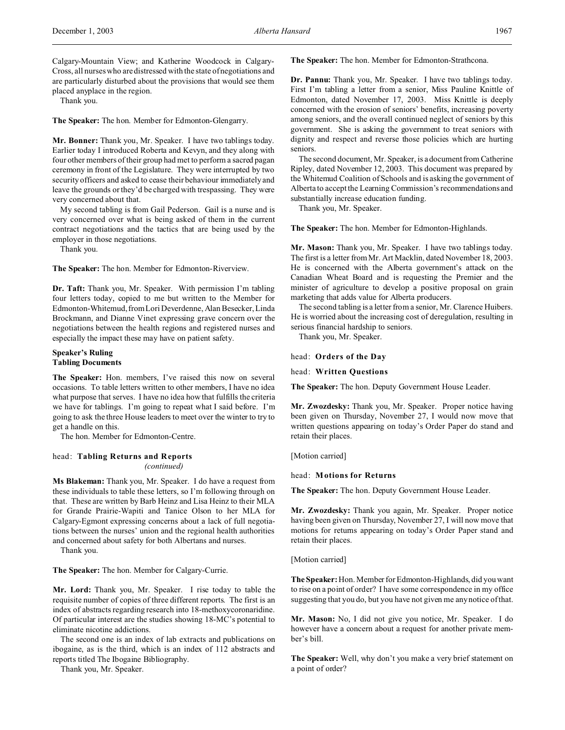Calgary-Mountain View; and Katherine Woodcock in Calgary-Cross, all nurses who are distressed with the state of negotiations and are particularly disturbed about the provisions that would see them placed anyplace in the region.

Thank you.

**The Speaker:** The hon. Member for Edmonton-Glengarry.

**Mr. Bonner:** Thank you, Mr. Speaker. I have two tablings today. Earlier today I introduced Roberta and Kevyn, and they along with four other members of their group had met to perform a sacred pagan ceremony in front of the Legislature. They were interrupted by two security officers and asked to cease their behaviour immediately and leave the grounds or they'd be charged with trespassing. They were very concerned about that.

My second tabling is from Gail Pederson. Gail is a nurse and is very concerned over what is being asked of them in the current contract negotiations and the tactics that are being used by the employer in those negotiations.

Thank you.

**The Speaker:** The hon. Member for Edmonton-Riverview.

**Dr. Taft:** Thank you, Mr. Speaker. With permission I'm tabling four letters today, copied to me but written to the Member for Edmonton-Whitemud, from Lori Deverdenne, Alan Besecker, Linda Brockmann, and Dianne Vinet expressing grave concern over the negotiations between the health regions and registered nurses and especially the impact these may have on patient safety.

**Speaker's Ruling**
**Tabling Documents**

**The Speaker:** Hon. members, I've raised this now on several occasions. To table letters written to other members, I have no idea what purpose that serves. I have no idea how that fulfills the criteria we have for tablings. I'm going to repeat what I said before. I'm going to ask the three House leaders to meet over the winter to try to get a handle on this.

The hon. Member for Edmonton-Centre.

head: **Tabling Returns and Reports**
*(continued)*

**Ms Blakeman:** Thank you, Mr. Speaker. I do have a request from these individuals to table these letters, so I'm following through on that. These are written by Barb Heinz and Lisa Heinz to their MLA for Grande Prairie-Wapiti and Tanice Olson to her MLA for Calgary-Egmont expressing concerns about a lack of full negotiations between the nurses' union and the regional health authorities and concerned about safety for both Albertans and nurses.

Thank you.

**The Speaker:** The hon. Member for Calgary-Currie.

**Mr. Lord:** Thank you, Mr. Speaker. I rise today to table the requisite number of copies of three different reports. The first is an index of abstracts regarding research into 18-methoxycoronaridine. Of particular interest are the studies showing 18-MC's potential to eliminate nicotine addictions.

The second one is an index of lab extracts and publications on ibogaine, as is the third, which is an index of 112 abstracts and reports titled The Ibogaine Bibliography.

Thank you, Mr. Speaker.

**The Speaker:** The hon. Member for Edmonton-Strathcona.

**Dr. Pannu:** Thank you, Mr. Speaker. I have two tablings today. First I'm tabling a letter from a senior, Miss Pauline Knittle of Edmonton, dated November 17, 2003. Miss Knittle is deeply concerned with the erosion of seniors' benefits, increasing poverty among seniors, and the overall continued neglect of seniors by this government. She is asking the government to treat seniors with dignity and respect and reverse those policies which are hurting seniors.

The second document, Mr. Speaker, is a document from Catherine Ripley, dated November 12, 2003. This document was prepared by the Whitemud Coalition of Schools and is asking the government of Alberta to accept the Learning Commission's recommendations and substantially increase education funding.

Thank you, Mr. Speaker.

**The Speaker:** The hon. Member for Edmonton-Highlands.

**Mr. Mason:** Thank you, Mr. Speaker. I have two tablings today. The first is a letter from Mr. Art Macklin, dated November 18, 2003. He is concerned with the Alberta government's attack on the Canadian Wheat Board and is requesting the Premier and the minister of agriculture to develop a positive proposal on grain marketing that adds value for Alberta producers.

The second tabling is a letter from a senior, Mr. Clarence Huibers. He is worried about the increasing cost of deregulation, resulting in serious financial hardship to seniors.

Thank you, Mr. Speaker.

head: **Orders of the Day**

head: **Written Questions**

**The Speaker:** The hon. Deputy Government House Leader.

**Mr. Zwozdesky:** Thank you, Mr. Speaker. Proper notice having been given on Thursday, November 27, I would now move that written questions appearing on today's Order Paper do stand and retain their places.

[Motion carried]

head: **Motions for Returns**

**The Speaker:** The hon. Deputy Government House Leader.

**Mr. Zwozdesky:** Thank you again, Mr. Speaker. Proper notice having been given on Thursday, November 27, I will now move that motions for returns appearing on today's Order Paper stand and retain their places.

[Motion carried]

**The Speaker:** Hon. Member for Edmonton-Highlands, did you want to rise on a point of order? I have some correspondence in my office suggesting that you do, but you have not given me any notice of that.

**Mr. Mason:** No, I did not give you notice, Mr. Speaker. I do however have a concern about a request for another private member's bill.

**The Speaker:** Well, why don't you make a very brief statement on a point of order?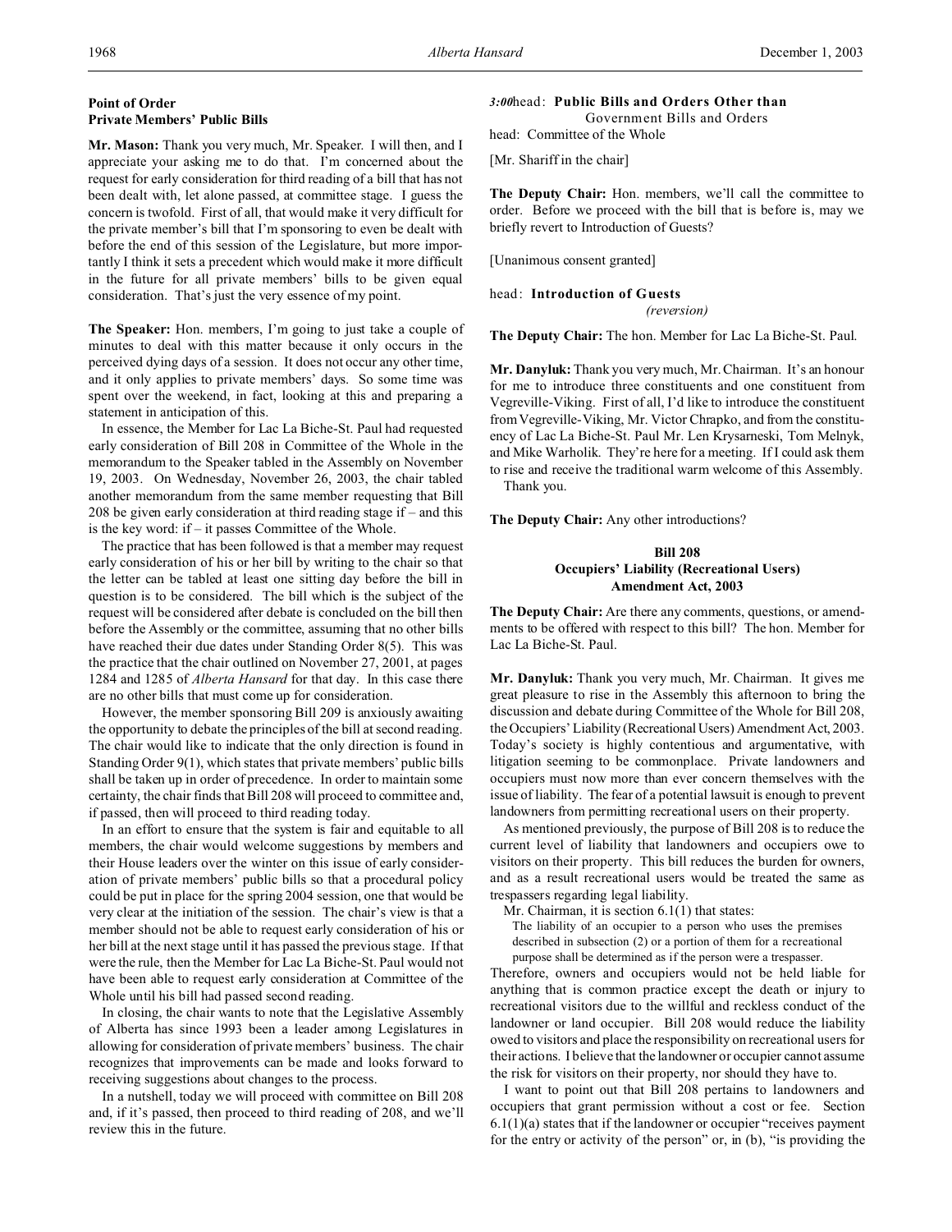**Point of Order**
**Private Members' Public Bills**

**Mr. Mason:** Thank you very much, Mr. Speaker. I will then, and I appreciate your asking me to do that. I'm concerned about the request for early consideration for third reading of a bill that has not been dealt with, let alone passed, at committee stage. I guess the concern is twofold. First of all, that would make it very difficult for the private member's bill that I'm sponsoring to even be dealt with before the end of this session of the Legislature, but more importantly I think it sets a precedent which would make it more difficult in the future for all private members' bills to be given equal consideration. That's just the very essence of my point.

**The Speaker:** Hon. members, I'm going to just take a couple of minutes to deal with this matter because it only occurs in the perceived dying days of a session. It does not occur any other time, and it only applies to private members' days. So some time was spent over the weekend, in fact, looking at this and preparing a statement in anticipation of this.

In essence, the Member for Lac La Biche-St. Paul had requested early consideration of Bill 208 in Committee of the Whole in the memorandum to the Speaker tabled in the Assembly on November 19, 2003. On Wednesday, November 26, 2003, the chair tabled another memorandum from the same member requesting that Bill 208 be given early consideration at third reading stage if – and this is the key word: if – it passes Committee of the Whole.

The practice that has been followed is that a member may request early consideration of his or her bill by writing to the chair so that the letter can be tabled at least one sitting day before the bill in question is to be considered. The bill which is the subject of the request will be considered after debate is concluded on the bill then before the Assembly or the committee, assuming that no other bills have reached their due dates under Standing Order 8(5). This was the practice that the chair outlined on November 27, 2001, at pages 1284 and 1285 of *Alberta Hansard* for that day. In this case there are no other bills that must come up for consideration.

However, the member sponsoring Bill 209 is anxiously awaiting the opportunity to debate the principles of the bill at second reading. The chair would like to indicate that the only direction is found in Standing Order 9(1), which states that private members' public bills shall be taken up in order of precedence. In order to maintain some certainty, the chair finds that Bill 208 will proceed to committee and, if passed, then will proceed to third reading today.

In an effort to ensure that the system is fair and equitable to all members, the chair would welcome suggestions by members and their House leaders over the winter on this issue of early consideration of private members' public bills so that a procedural policy could be put in place for the spring 2004 session, one that would be very clear at the initiation of the session. The chair's view is that a member should not be able to request early consideration of his or her bill at the next stage until it has passed the previous stage. If that were the rule, then the Member for Lac La Biche-St. Paul would not have been able to request early consideration at Committee of the Whole until his bill had passed second reading.

In closing, the chair wants to note that the Legislative Assembly of Alberta has since 1993 been a leader among Legislatures in allowing for consideration of private members' business. The chair recognizes that improvements can be made and looks forward to receiving suggestions about changes to the process.

In a nutshell, today we will proceed with committee on Bill 208 and, if it's passed, then proceed to third reading of 208, and we'll review this in the future.

*3:00* head: **Public Bills and Orders Other than Government Bills and Orders**
head: Committee of the Whole

[Mr. Shariff in the chair]

**The Deputy Chair:** Hon. members, we'll call the committee to order. Before we proceed with the bill that is before is, may we briefly revert to Introduction of Guests?

[Unanimous consent granted]

head: **Introduction of Guests**
*(reversion)*

**The Deputy Chair:** The hon. Member for Lac La Biche-St. Paul.

**Mr. Danyluk:** Thank you very much, Mr. Chairman. It's an honour for me to introduce three constituents and one constituent from Vegreville-Viking. First of all, I'd like to introduce the constituent from Vegreville-Viking, Mr. Victor Chrapko, and from the constituency of Lac La Biche-St. Paul Mr. Len Krysarneski, Tom Melnyk, and Mike Warholik. They're here for a meeting. If I could ask them to rise and receive the traditional warm welcome of this Assembly.
Thank you.

**The Deputy Chair:** Any other introductions?

### Bill 208
### Occupiers' Liability (Recreational Users) Amendment Act, 2003

**The Deputy Chair:** Are there any comments, questions, or amendments to be offered with respect to this bill? The hon. Member for Lac La Biche-St. Paul.

**Mr. Danyluk:** Thank you very much, Mr. Chairman. It gives me great pleasure to rise in the Assembly this afternoon to bring the discussion and debate during Committee of the Whole for Bill 208, the Occupiers' Liability (Recreational Users) Amendment Act, 2003. Today's society is highly contentious and argumentative, with litigation seeming to be commonplace. Private landowners and occupiers must now more than ever concern themselves with the issue of liability. The fear of a potential lawsuit is enough to prevent landowners from permitting recreational users on their property.

As mentioned previously, the purpose of Bill 208 is to reduce the current level of liability that landowners and occupiers owe to visitors on their property. This bill reduces the burden for owners, and as a result recreational users would be treated the same as trespassers regarding legal liability.

Mr. Chairman, it is section 6.1(1) that states:

> The liability of an occupier to a person who uses the premises described in subsection (2) or a portion of them for a recreational purpose shall be determined as if the person were a trespasser.

Therefore, owners and occupiers would not be held liable for anything that is common practice except the death or injury to recreational visitors due to the willful and reckless conduct of the landowner or land occupier. Bill 208 would reduce the liability owed to visitors and place the responsibility on recreational users for their actions. I believe that the landowner or occupier cannot assume the risk for visitors on their property, nor should they have to.

I want to point out that Bill 208 pertains to landowners and occupiers that grant permission without a cost or fee. Section 6.1(1)(a) states that if the landowner or occupier "receives payment for the entry or activity of the person" or, in (b), "is providing the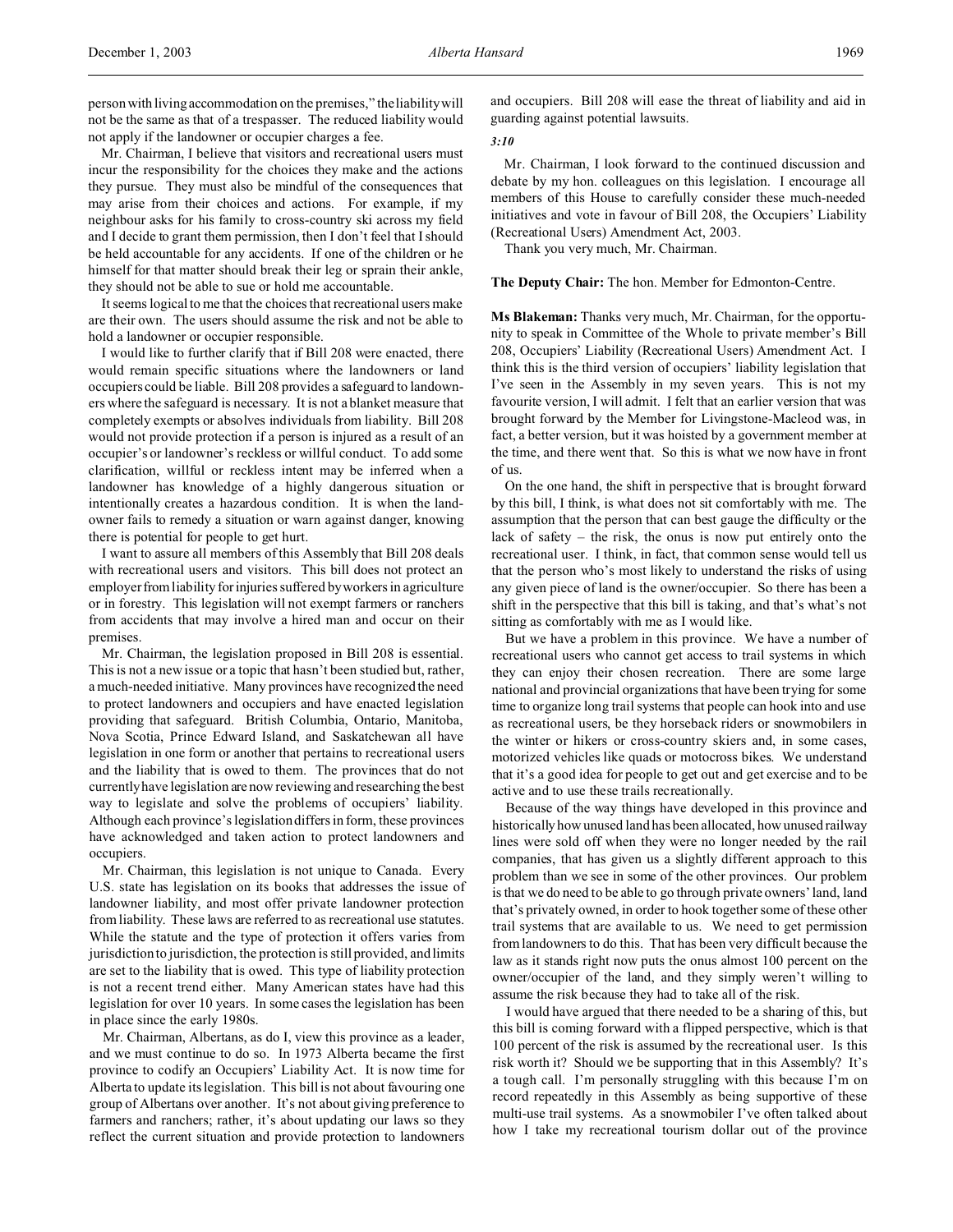person with living accommodation on the premises," the liability will not be the same as that of a trespasser. The reduced liability would not apply if the landowner or occupier charges a fee.

Mr. Chairman, I believe that visitors and recreational users must incur the responsibility for the choices they make and the actions they pursue. They must also be mindful of the consequences that may arise from their choices and actions. For example, if my neighbour asks for his family to cross-country ski across my field and I decide to grant them permission, then I don't feel that I should be held accountable for any accidents. If one of the children or he himself for that matter should break their leg or sprain their ankle, they should not be able to sue or hold me accountable.

It seems logical to me that the choices that recreational users make are their own. The users should assume the risk and not be able to hold a landowner or occupier responsible.

I would like to further clarify that if Bill 208 were enacted, there would remain specific situations where the landowners or land occupiers could be liable. Bill 208 provides a safeguard to landowners where the safeguard is necessary. It is not a blanket measure that completely exempts or absolves individuals from liability. Bill 208 would not provide protection if a person is injured as a result of an occupier's or landowner's reckless or willful conduct. To add some clarification, willful or reckless intent may be inferred when a landowner has knowledge of a highly dangerous situation or intentionally creates a hazardous condition. It is when the landowner fails to remedy a situation or warn against danger, knowing there is potential for people to get hurt.

I want to assure all members of this Assembly that Bill 208 deals with recreational users and visitors. This bill does not protect an employer from liability for injuries suffered by workers in agriculture or in forestry. This legislation will not exempt farmers or ranchers from accidents that may involve a hired man and occur on their premises.

Mr. Chairman, the legislation proposed in Bill 208 is essential. This is not a new issue or a topic that hasn't been studied but, rather, a much-needed initiative. Many provinces have recognized the need to protect landowners and occupiers and have enacted legislation providing that safeguard. British Columbia, Ontario, Manitoba, Nova Scotia, Prince Edward Island, and Saskatchewan all have legislation in one form or another that pertains to recreational users and the liability that is owed to them. The provinces that do not currently have legislation are now reviewing and researching the best way to legislate and solve the problems of occupiers' liability. Although each province's legislation differs in form, these provinces have acknowledged and taken action to protect landowners and occupiers.

Mr. Chairman, this legislation is not unique to Canada. Every U.S. state has legislation on its books that addresses the issue of landowner liability, and most offer private landowner protection from liability. These laws are referred to as recreational use statutes. While the statute and the type of protection it offers varies from jurisdiction to jurisdiction, the protection is still provided, and limits are set to the liability that is owed. This type of liability protection is not a recent trend either. Many American states have had this legislation for over 10 years. In some cases the legislation has been in place since the early 1980s.

Mr. Chairman, Albertans, as do I, view this province as a leader, and we must continue to do so. In 1973 Alberta became the first province to codify an Occupiers' Liability Act. It is now time for Alberta to update its legislation. This bill is not about favouring one group of Albertans over another. It's not about giving preference to farmers and ranchers; rather, it's about updating our laws so they reflect the current situation and provide protection to landowners and occupiers. Bill 208 will ease the threat of liability and aid in guarding against potential lawsuits.

*3:10*

Mr. Chairman, I look forward to the continued discussion and debate by my hon. colleagues on this legislation. I encourage all members of this House to carefully consider these much-needed initiatives and vote in favour of Bill 208, the Occupiers' Liability (Recreational Users) Amendment Act, 2003.

Thank you very much, Mr. Chairman.

**The Deputy Chair:** The hon. Member for Edmonton-Centre.

**Ms Blakeman:** Thanks very much, Mr. Chairman, for the opportunity to speak in Committee of the Whole to private member's Bill 208, Occupiers' Liability (Recreational Users) Amendment Act. I think this is the third version of occupiers' liability legislation that I've seen in the Assembly in my seven years. This is not my favourite version, I will admit. I felt that an earlier version that was brought forward by the Member for Livingstone-Macleod was, in fact, a better version, but it was hoisted by a government member at the time, and there went that. So this is what we now have in front of us.

On the one hand, the shift in perspective that is brought forward by this bill, I think, is what does not sit comfortably with me. The assumption that the person that can best gauge the difficulty or the lack of safety – the risk, the onus is now put entirely onto the recreational user. I think, in fact, that common sense would tell us that the person who's most likely to understand the risks of using any given piece of land is the owner/occupier. So there has been a shift in the perspective that this bill is taking, and that's what's not sitting as comfortably with me as I would like.

But we have a problem in this province. We have a number of recreational users who cannot get access to trail systems in which they can enjoy their chosen recreation. There are some large national and provincial organizations that have been trying for some time to organize long trail systems that people can hook into and use as recreational users, be they horseback riders or snowmobilers in the winter or hikers or cross-country skiers and, in some cases, motorized vehicles like quads or motocross bikes. We understand that it's a good idea for people to get out and get exercise and to be active and to use these trails recreationally.

Because of the way things have developed in this province and historically how unused land has been allocated, how unused railway lines were sold off when they were no longer needed by the rail companies, that has given us a slightly different approach to this problem than we see in some of the other provinces. Our problem is that we do need to be able to go through private owners' land, land that's privately owned, in order to hook together some of these other trail systems that are available to us. We need to get permission from landowners to do this. That has been very difficult because the law as it stands right now puts the onus almost 100 percent on the owner/occupier of the land, and they simply weren't willing to assume the risk because they had to take all of the risk.

I would have argued that there needed to be a sharing of this, but this bill is coming forward with a flipped perspective, which is that 100 percent of the risk is assumed by the recreational user. Is this risk worth it? Should we be supporting that in this Assembly? It's a tough call. I'm personally struggling with this because I'm on record repeatedly in this Assembly as being supportive of these multi-use trail systems. As a snowmobiler I've often talked about how I take my recreational tourism dollar out of the province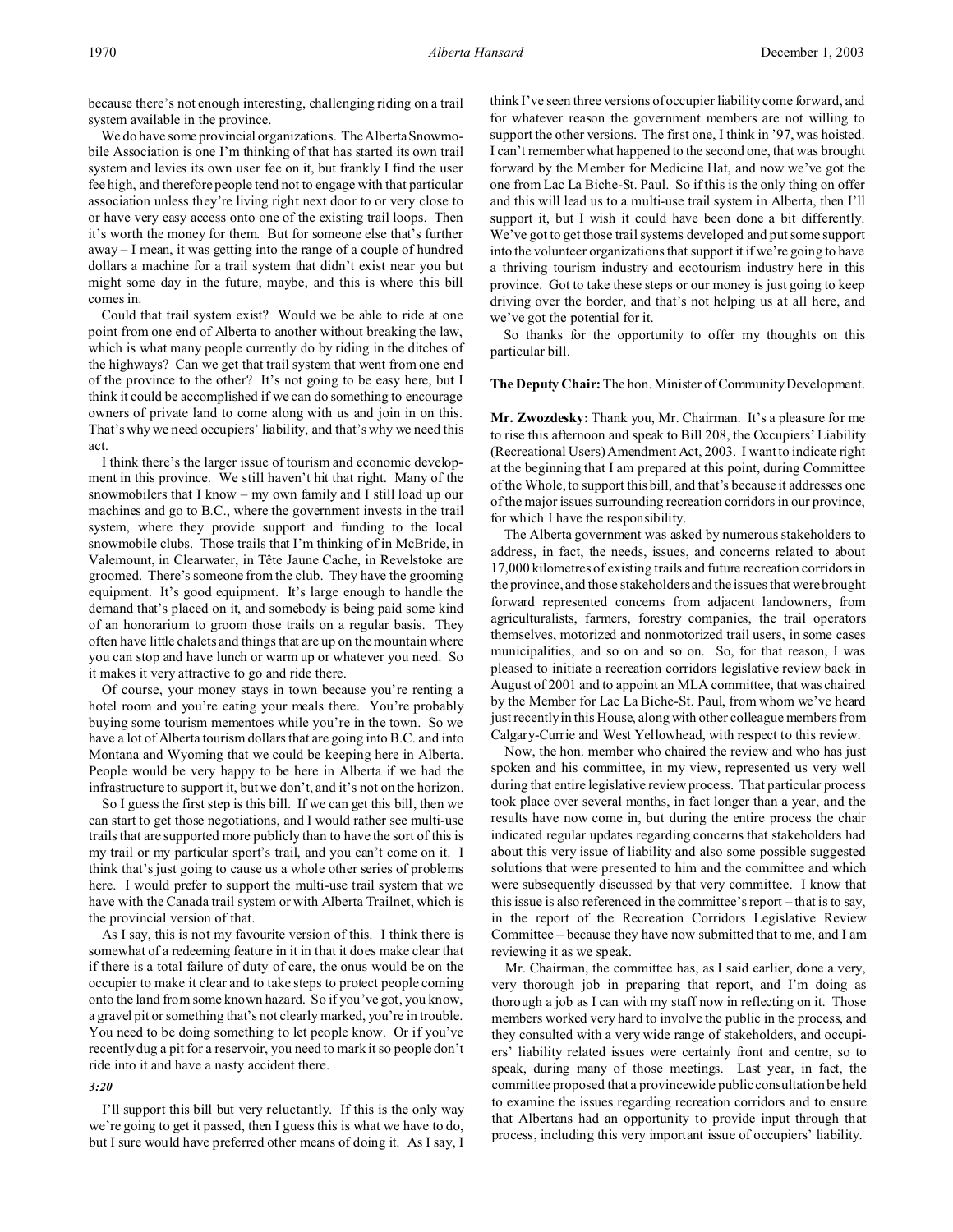because there's not enough interesting, challenging riding on a trail system available in the province.

We do have some provincial organizations. The Alberta Snowmobile Association is one I'm thinking of that has started its own trail system and levies its own user fee on it, but frankly I find the user fee high, and therefore people tend not to engage with that particular association unless they're living right next door to or very close to or have very easy access onto one of the existing trail loops. Then it's worth the money for them. But for someone else that's further away – I mean, it was getting into the range of a couple of hundred dollars a machine for a trail system that didn't exist near you but might some day in the future, maybe, and this is where this bill comes in.

Could that trail system exist? Would we be able to ride at one point from one end of Alberta to another without breaking the law, which is what many people currently do by riding in the ditches of the highways? Can we get that trail system that went from one end of the province to the other? It's not going to be easy here, but I think it could be accomplished if we can do something to encourage owners of private land to come along with us and join in on this. That's why we need occupiers' liability, and that's why we need this act.

I think there's the larger issue of tourism and economic development in this province. We still haven't hit that right. Many of the snowmobilers that I know – my own family and I still load up our machines and go to B.C., where the government invests in the trail system, where they provide support and funding to the local snowmobile clubs. Those trails that I'm thinking of in McBride, in Valemount, in Clearwater, in Tête Jaune Cache, in Revelstoke are groomed. There's someone from the club. They have the grooming equipment. It's good equipment. It's large enough to handle the demand that's placed on it, and somebody is being paid some kind of an honorarium to groom those trails on a regular basis. They often have little chalets and things that are up on the mountain where you can stop and have lunch or warm up or whatever you need. So it makes it very attractive to go and ride there.

Of course, your money stays in town because you're renting a hotel room and you're eating your meals there. You're probably buying some tourism mementoes while you're in the town. So we have a lot of Alberta tourism dollars that are going into B.C. and into Montana and Wyoming that we could be keeping here in Alberta. People would be very happy to be here in Alberta if we had the infrastructure to support it, but we don't, and it's not on the horizon.

So I guess the first step is this bill. If we can get this bill, then we can start to get those negotiations, and I would rather see multi-use trails that are supported more publicly than to have the sort of this is my trail or my particular sport's trail, and you can't come on it. I think that's just going to cause us a whole other series of problems here. I would prefer to support the multi-use trail system that we have with the Canada trail system or with Alberta Trailnet, which is the provincial version of that.

As I say, this is not my favourite version of this. I think there is somewhat of a redeeming feature in it in that it does make clear that if there is a total failure of duty of care, the onus would be on the occupier to make it clear and to take steps to protect people coming onto the land from some known hazard. So if you've got, you know, a gravel pit or something that's not clearly marked, you're in trouble. You need to be doing something to let people know. Or if you've recently dug a pit for a reservoir, you need to mark it so people don't ride into it and have a nasty accident there.

*3:20*

I'll support this bill but very reluctantly. If this is the only way we're going to get it passed, then I guess this is what we have to do, but I sure would have preferred other means of doing it. As I say, I think I've seen three versions of occupier liability come forward, and for whatever reason the government members are not willing to support the other versions. The first one, I think in '97, was hoisted. I can't remember what happened to the second one, that was brought forward by the Member for Medicine Hat, and now we've got the one from Lac La Biche-St. Paul. So if this is the only thing on offer and this will lead us to a multi-use trail system in Alberta, then I'll support it, but I wish it could have been done a bit differently. We've got to get those trail systems developed and put some support into the volunteer organizations that support it if we're going to have a thriving tourism industry and ecotourism industry here in this province. Got to take these steps or our money is just going to keep driving over the border, and that's not helping us at all here, and we've got the potential for it.

So thanks for the opportunity to offer my thoughts on this particular bill.

**The Deputy Chair:** The hon. Minister of Community Development.

**Mr. Zwozdesky:** Thank you, Mr. Chairman. It's a pleasure for me to rise this afternoon and speak to Bill 208, the Occupiers' Liability (Recreational Users) Amendment Act, 2003. I want to indicate right at the beginning that I am prepared at this point, during Committee of the Whole, to support this bill, and that's because it addresses one of the major issues surrounding recreation corridors in our province, for which I have the responsibility.

The Alberta government was asked by numerous stakeholders to address, in fact, the needs, issues, and concerns related to about 17,000 kilometres of existing trails and future recreation corridors in the province, and those stakeholders and the issues that were brought forward represented concerns from adjacent landowners, from agriculturalists, farmers, forestry companies, the trail operators themselves, motorized and nonmotorized trail users, in some cases municipalities, and so on and so on. So, for that reason, I was pleased to initiate a recreation corridors legislative review back in August of 2001 and to appoint an MLA committee, that was chaired by the Member for Lac La Biche-St. Paul, from whom we've heard just recently in this House, along with other colleague members from Calgary-Currie and West Yellowhead, with respect to this review.

Now, the hon. member who chaired the review and who has just spoken and his committee, in my view, represented us very well during that entire legislative review process. That particular process took place over several months, in fact longer than a year, and the results have now come in, but during the entire process the chair indicated regular updates regarding concerns that stakeholders had about this very issue of liability and also some possible suggested solutions that were presented to him and the committee and which were subsequently discussed by that very committee. I know that this issue is also referenced in the committee's report – that is to say, in the report of the Recreation Corridors Legislative Review Committee – because they have now submitted that to me, and I am reviewing it as we speak.

Mr. Chairman, the committee has, as I said earlier, done a very, very thorough job in preparing that report, and I'm doing as thorough a job as I can with my staff now in reflecting on it. Those members worked very hard to involve the public in the process, and they consulted with a very wide range of stakeholders, and occupiers' liability related issues were certainly front and centre, so to speak, during many of those meetings. Last year, in fact, the committee proposed that a provincewide public consultation be held to examine the issues regarding recreation corridors and to ensure that Albertans had an opportunity to provide input through that process, including this very important issue of occupiers' liability.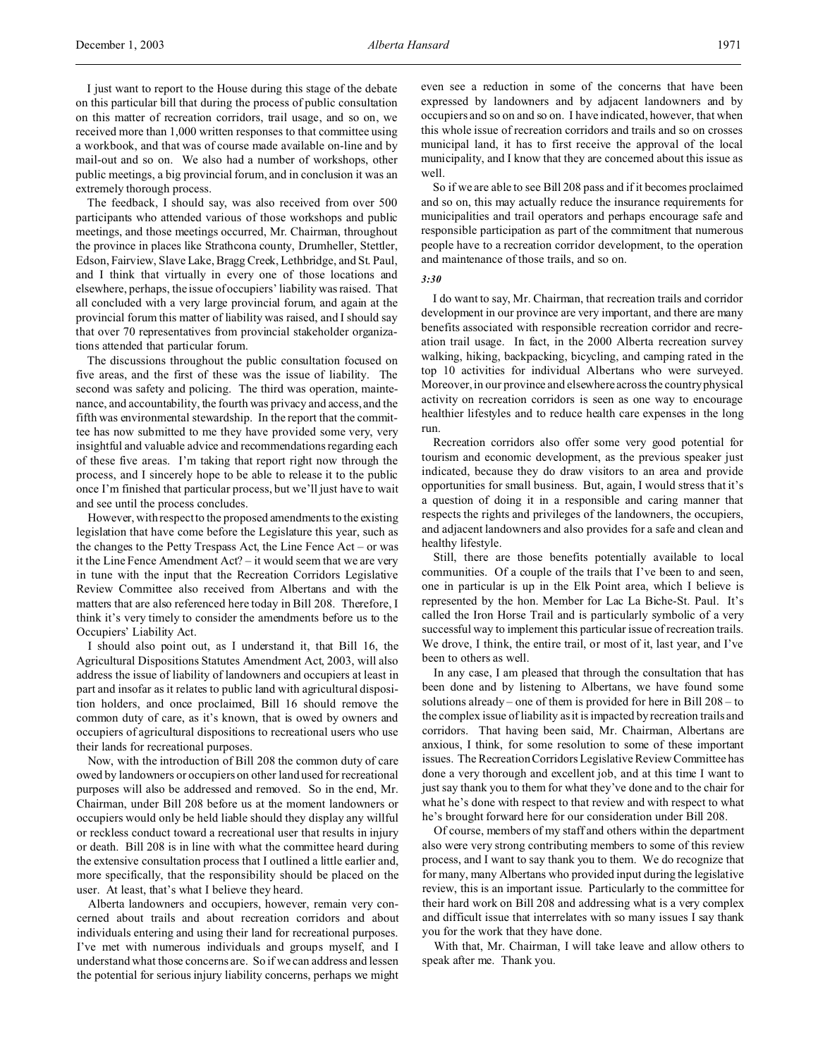I just want to report to the House during this stage of the debate on this particular bill that during the process of public consultation on this matter of recreation corridors, trail usage, and so on, we received more than 1,000 written responses to that committee using a workbook, and that was of course made available on-line and by mail-out and so on. We also had a number of workshops, other public meetings, a big provincial forum, and in conclusion it was an extremely thorough process.

The feedback, I should say, was also received from over 500 participants who attended various of those workshops and public meetings, and those meetings occurred, Mr. Chairman, throughout the province in places like Strathcona county, Drumheller, Stettler, Edson, Fairview, Slave Lake, Bragg Creek, Lethbridge, and St. Paul, and I think that virtually in every one of those locations and elsewhere, perhaps, the issue of occupiers' liability was raised. That all concluded with a very large provincial forum, and again at the provincial forum this matter of liability was raised, and I should say that over 70 representatives from provincial stakeholder organizations attended that particular forum.

The discussions throughout the public consultation focused on five areas, and the first of these was the issue of liability. The second was safety and policing. The third was operation, maintenance, and accountability, the fourth was privacy and access, and the fifth was environmental stewardship. In the report that the committee has now submitted to me they have provided some very, very insightful and valuable advice and recommendations regarding each of these five areas. I'm taking that report right now through the process, and I sincerely hope to be able to release it to the public once I'm finished that particular process, but we'll just have to wait and see until the process concludes.

However, with respect to the proposed amendments to the existing legislation that have come before the Legislature this year, such as the changes to the Petty Trespass Act, the Line Fence Act – or was it the Line Fence Amendment Act? – it would seem that we are very in tune with the input that the Recreation Corridors Legislative Review Committee also received from Albertans and with the matters that are also referenced here today in Bill 208. Therefore, I think it's very timely to consider the amendments before us to the Occupiers' Liability Act.

I should also point out, as I understand it, that Bill 16, the Agricultural Dispositions Statutes Amendment Act, 2003, will also address the issue of liability of landowners and occupiers at least in part and insofar as it relates to public land with agricultural disposition holders, and once proclaimed, Bill 16 should remove the common duty of care, as it's known, that is owed by owners and occupiers of agricultural dispositions to recreational users who use their lands for recreational purposes.

Now, with the introduction of Bill 208 the common duty of care owed by landowners or occupiers on other land used for recreational purposes will also be addressed and removed. So in the end, Mr. Chairman, under Bill 208 before us at the moment landowners or occupiers would only be held liable should they display any willful or reckless conduct toward a recreational user that results in injury or death. Bill 208 is in line with what the committee heard during the extensive consultation process that I outlined a little earlier and, more specifically, that the responsibility should be placed on the user. At least, that's what I believe they heard.

Alberta landowners and occupiers, however, remain very concerned about trails and about recreation corridors and about individuals entering and using their land for recreational purposes. I've met with numerous individuals and groups myself, and I understand what those concerns are. So if we can address and lessen the potential for serious injury liability concerns, perhaps we might even see a reduction in some of the concerns that have been expressed by landowners and by adjacent landowners and by occupiers and so on and so on. I have indicated, however, that when this whole issue of recreation corridors and trails and so on crosses municipal land, it has to first receive the approval of the local municipality, and I know that they are concerned about this issue as well.

So if we are able to see Bill 208 pass and if it becomes proclaimed and so on, this may actually reduce the insurance requirements for municipalities and trail operators and perhaps encourage safe and responsible participation as part of the commitment that numerous people have to a recreation corridor development, to the operation and maintenance of those trails, and so on.

*3:30*

I do want to say, Mr. Chairman, that recreation trails and corridor development in our province are very important, and there are many benefits associated with responsible recreation corridor and recreation trail usage. In fact, in the 2000 Alberta recreation survey walking, hiking, backpacking, bicycling, and camping rated in the top 10 activities for individual Albertans who were surveyed. Moreover, in our province and elsewhere across the country physical activity on recreation corridors is seen as one way to encourage healthier lifestyles and to reduce health care expenses in the long run.

Recreation corridors also offer some very good potential for tourism and economic development, as the previous speaker just indicated, because they do draw visitors to an area and provide opportunities for small business. But, again, I would stress that it's a question of doing it in a responsible and caring manner that respects the rights and privileges of the landowners, the occupiers, and adjacent landowners and also provides for a safe and clean and healthy lifestyle.

Still, there are those benefits potentially available to local communities. Of a couple of the trails that I've been to and seen, one in particular is up in the Elk Point area, which I believe is represented by the hon. Member for Lac La Biche-St. Paul. It's called the Iron Horse Trail and is particularly symbolic of a very successful way to implement this particular issue of recreation trails. We drove, I think, the entire trail, or most of it, last year, and I've been to others as well.

In any case, I am pleased that through the consultation that has been done and by listening to Albertans, we have found some solutions already – one of them is provided for here in Bill 208 – to the complex issue of liability as it is impacted by recreation trails and corridors. That having been said, Mr. Chairman, Albertans are anxious, I think, for some resolution to some of these important issues. The Recreation Corridors Legislative Review Committee has done a very thorough and excellent job, and at this time I want to just say thank you to them for what they've done and to the chair for what he's done with respect to that review and with respect to what he's brought forward here for our consideration under Bill 208.

Of course, members of my staff and others within the department also were very strong contributing members to some of this review process, and I want to say thank you to them. We do recognize that for many, many Albertans who provided input during the legislative review, this is an important issue. Particularly to the committee for their hard work on Bill 208 and addressing what is a very complex and difficult issue that interrelates with so many issues I say thank you for the work that they have done.

With that, Mr. Chairman, I will take leave and allow others to speak after me. Thank you.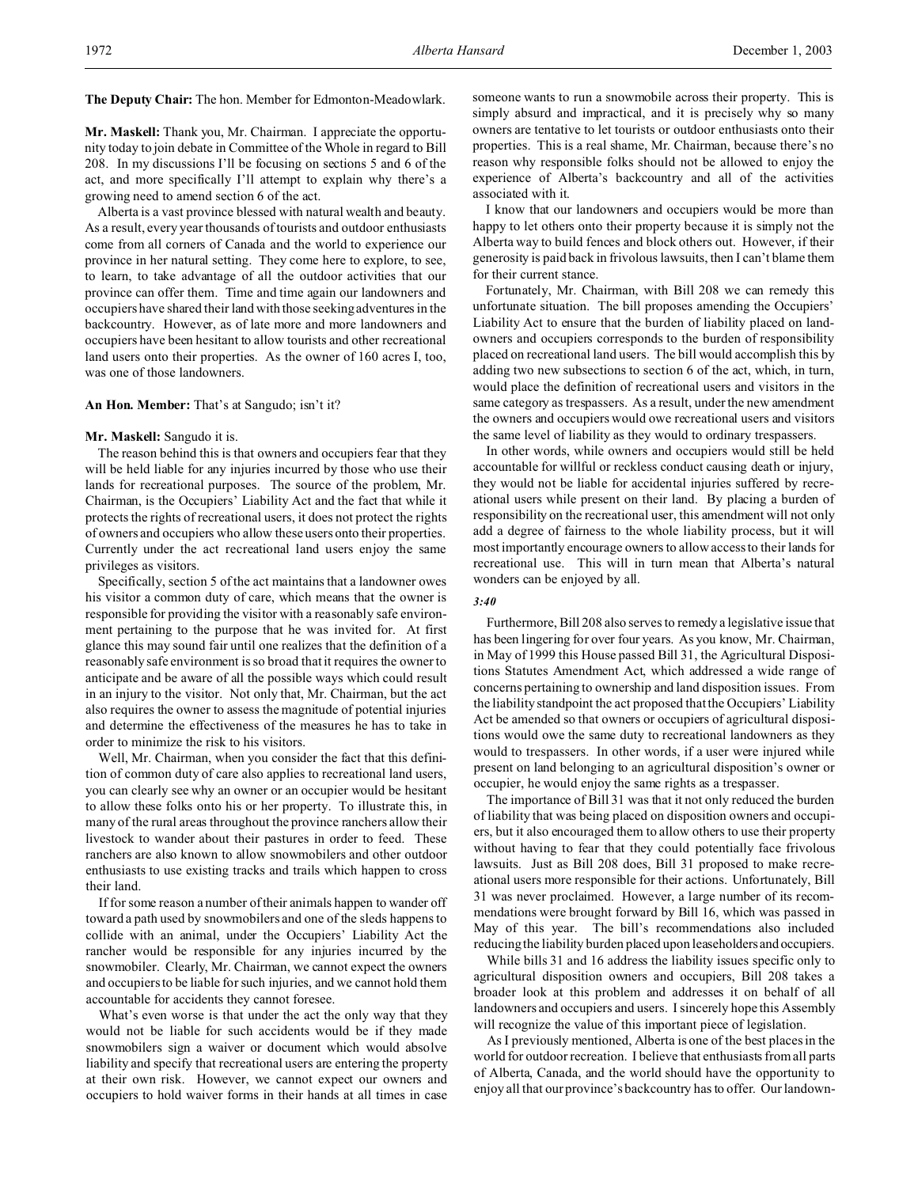**The Deputy Chair:** The hon. Member for Edmonton-Meadowlark.

**Mr. Maskell:** Thank you, Mr. Chairman. I appreciate the opportunity today to join debate in Committee of the Whole in regard to Bill 208. In my discussions I'll be focusing on sections 5 and 6 of the act, and more specifically I'll attempt to explain why there's a growing need to amend section 6 of the act.

Alberta is a vast province blessed with natural wealth and beauty. As a result, every year thousands of tourists and outdoor enthusiasts come from all corners of Canada and the world to experience our province in her natural setting. They come here to explore, to see, to learn, to take advantage of all the outdoor activities that our province can offer them. Time and time again our landowners and occupiers have shared their land with those seeking adventures in the backcountry. However, as of late more and more landowners and occupiers have been hesitant to allow tourists and other recreational land users onto their properties. As the owner of 160 acres I, too, was one of those landowners.

**An Hon. Member:** That's at Sangudo; isn't it?

**Mr. Maskell:** Sangudo it is.

The reason behind this is that owners and occupiers fear that they will be held liable for any injuries incurred by those who use their lands for recreational purposes. The source of the problem, Mr. Chairman, is the Occupiers' Liability Act and the fact that while it protects the rights of recreational users, it does not protect the rights of owners and occupiers who allow these users onto their properties. Currently under the act recreational land users enjoy the same privileges as visitors.

Specifically, section 5 of the act maintains that a landowner owes his visitor a common duty of care, which means that the owner is responsible for providing the visitor with a reasonably safe environment pertaining to the purpose that he was invited for. At first glance this may sound fair until one realizes that the definition of a reasonably safe environment is so broad that it requires the owner to anticipate and be aware of all the possible ways which could result in an injury to the visitor. Not only that, Mr. Chairman, but the act also requires the owner to assess the magnitude of potential injuries and determine the effectiveness of the measures he has to take in order to minimize the risk to his visitors.

Well, Mr. Chairman, when you consider the fact that this definition of common duty of care also applies to recreational land users, you can clearly see why an owner or an occupier would be hesitant to allow these folks onto his or her property. To illustrate this, in many of the rural areas throughout the province ranchers allow their livestock to wander about their pastures in order to feed. These ranchers are also known to allow snowmobilers and other outdoor enthusiasts to use existing tracks and trails which happen to cross their land.

If for some reason a number of their animals happen to wander off toward a path used by snowmobilers and one of the sleds happens to collide with an animal, under the Occupiers' Liability Act the rancher would be responsible for any injuries incurred by the snowmobiler. Clearly, Mr. Chairman, we cannot expect the owners and occupiers to be liable for such injuries, and we cannot hold them accountable for accidents they cannot foresee.

What's even worse is that under the act the only way that they would not be liable for such accidents would be if they made snowmobilers sign a waiver or document which would absolve liability and specify that recreational users are entering the property at their own risk. However, we cannot expect our owners and occupiers to hold waiver forms in their hands at all times in case someone wants to run a snowmobile across their property. This is simply absurd and impractical, and it is precisely why so many owners are tentative to let tourists or outdoor enthusiasts onto their properties. This is a real shame, Mr. Chairman, because there's no reason why responsible folks should not be allowed to enjoy the experience of Alberta's backcountry and all of the activities associated with it.

I know that our landowners and occupiers would be more than happy to let others onto their property because it is simply not the Alberta way to build fences and block others out. However, if their generosity is paid back in frivolous lawsuits, then I can't blame them for their current stance.

Fortunately, Mr. Chairman, with Bill 208 we can remedy this unfortunate situation. The bill proposes amending the Occupiers' Liability Act to ensure that the burden of liability placed on landowners and occupiers corresponds to the burden of responsibility placed on recreational land users. The bill would accomplish this by adding two new subsections to section 6 of the act, which, in turn, would place the definition of recreational users and visitors in the same category as trespassers. As a result, under the new amendment the owners and occupiers would owe recreational users and visitors the same level of liability as they would to ordinary trespassers.

In other words, while owners and occupiers would still be held accountable for willful or reckless conduct causing death or injury, they would not be liable for accidental injuries suffered by recreational users while present on their land. By placing a burden of responsibility on the recreational user, this amendment will not only add a degree of fairness to the whole liability process, but it will most importantly encourage owners to allow access to their lands for recreational use. This will in turn mean that Alberta's natural wonders can be enjoyed by all.

*3:40*

Furthermore, Bill 208 also serves to remedy a legislative issue that has been lingering for over four years. As you know, Mr. Chairman, in May of 1999 this House passed Bill 31, the Agricultural Dispositions Statutes Amendment Act, which addressed a wide range of concerns pertaining to ownership and land disposition issues. From the liability standpoint the act proposed that the Occupiers' Liability Act be amended so that owners or occupiers of agricultural dispositions would owe the same duty to recreational landowners as they would to trespassers. In other words, if a user were injured while present on land belonging to an agricultural disposition's owner or occupier, he would enjoy the same rights as a trespasser.

The importance of Bill 31 was that it not only reduced the burden of liability that was being placed on disposition owners and occupiers, but it also encouraged them to allow others to use their property without having to fear that they could potentially face frivolous lawsuits. Just as Bill 208 does, Bill 31 proposed to make recreational users more responsible for their actions. Unfortunately, Bill 31 was never proclaimed. However, a large number of its recommendations were brought forward by Bill 16, which was passed in May of this year. The bill's recommendations also included reducing the liability burden placed upon leaseholders and occupiers.

While bills 31 and 16 address the liability issues specific only to agricultural disposition owners and occupiers, Bill 208 takes a broader look at this problem and addresses it on behalf of all landowners and occupiers and users. I sincerely hope this Assembly will recognize the value of this important piece of legislation.

As I previously mentioned, Alberta is one of the best places in the world for outdoor recreation. I believe that enthusiasts from all parts of Alberta, Canada, and the world should have the opportunity to enjoy all that our province's backcountry has to offer. Our landown-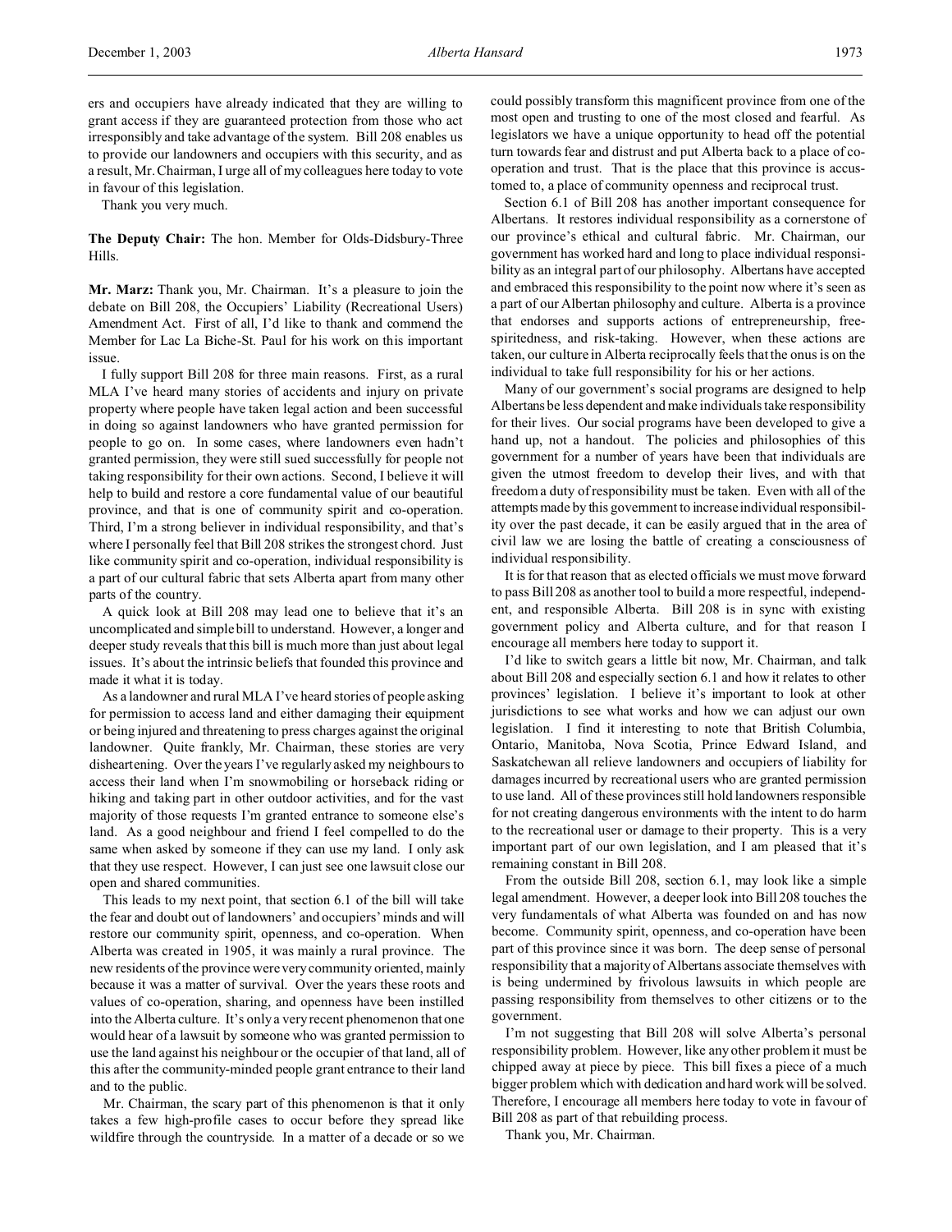ers and occupiers have already indicated that they are willing to grant access if they are guaranteed protection from those who act irresponsibly and take advantage of the system. Bill 208 enables us to provide our landowners and occupiers with this security, and as a result, Mr. Chairman, I urge all of my colleagues here today to vote in favour of this legislation.

Thank you very much.

**The Deputy Chair:** The hon. Member for Olds-Didsbury-Three Hills.

**Mr. Marz:** Thank you, Mr. Chairman. It's a pleasure to join the debate on Bill 208, the Occupiers' Liability (Recreational Users) Amendment Act. First of all, I'd like to thank and commend the Member for Lac La Biche-St. Paul for his work on this important issue.

I fully support Bill 208 for three main reasons. First, as a rural MLA I've heard many stories of accidents and injury on private property where people have taken legal action and been successful in doing so against landowners who have granted permission for people to go on. In some cases, where landowners even hadn't granted permission, they were still sued successfully for people not taking responsibility for their own actions. Second, I believe it will help to build and restore a core fundamental value of our beautiful province, and that is one of community spirit and co-operation. Third, I'm a strong believer in individual responsibility, and that's where I personally feel that Bill 208 strikes the strongest chord. Just like community spirit and co-operation, individual responsibility is a part of our cultural fabric that sets Alberta apart from many other parts of the country.

A quick look at Bill 208 may lead one to believe that it's an uncomplicated and simple bill to understand. However, a longer and deeper study reveals that this bill is much more than just about legal issues. It's about the intrinsic beliefs that founded this province and made it what it is today.

As a landowner and rural MLA I've heard stories of people asking for permission to access land and either damaging their equipment or being injured and threatening to press charges against the original landowner. Quite frankly, Mr. Chairman, these stories are very disheartening. Over the years I've regularly asked my neighbours to access their land when I'm snowmobiling or horseback riding or hiking and taking part in other outdoor activities, and for the vast majority of those requests I'm granted entrance to someone else's land. As a good neighbour and friend I feel compelled to do the same when asked by someone if they can use my land. I only ask that they use respect. However, I can just see one lawsuit close our open and shared communities.

This leads to my next point, that section 6.1 of the bill will take the fear and doubt out of landowners' and occupiers' minds and will restore our community spirit, openness, and co-operation. When Alberta was created in 1905, it was mainly a rural province. The new residents of the province were very community oriented, mainly because it was a matter of survival. Over the years these roots and values of co-operation, sharing, and openness have been instilled into the Alberta culture. It's only a very recent phenomenon that one would hear of a lawsuit by someone who was granted permission to use the land against his neighbour or the occupier of that land, all of this after the community-minded people grant entrance to their land and to the public.

Mr. Chairman, the scary part of this phenomenon is that it only takes a few high-profile cases to occur before they spread like wildfire through the countryside. In a matter of a decade or so we could possibly transform this magnificent province from one of the most open and trusting to one of the most closed and fearful. As legislators we have a unique opportunity to head off the potential turn towards fear and distrust and put Alberta back to a place of co-operation and trust. That is the place that this province is accustomed to, a place of community openness and reciprocal trust.

Section 6.1 of Bill 208 has another important consequence for Albertans. It restores individual responsibility as a cornerstone of our province's ethical and cultural fabric. Mr. Chairman, our government has worked hard and long to place individual responsibility as an integral part of our philosophy. Albertans have accepted and embraced this responsibility to the point now where it's seen as a part of our Albertan philosophy and culture. Alberta is a province that endorses and supports actions of entrepreneurship, free-spiritedness, and risk-taking. However, when these actions are taken, our culture in Alberta reciprocally feels that the onus is on the individual to take full responsibility for his or her actions.

Many of our government's social programs are designed to help Albertans be less dependent and make individuals take responsibility for their lives. Our social programs have been developed to give a hand up, not a handout. The policies and philosophies of this government for a number of years have been that individuals are given the utmost freedom to develop their lives, and with that freedom a duty of responsibility must be taken. Even with all of the attempts made by this government to increase individual responsibility over the past decade, it can be easily argued that in the area of civil law we are losing the battle of creating a consciousness of individual responsibility.

It is for that reason that as elected officials we must move forward to pass Bill 208 as another tool to build a more respectful, independent, and responsible Alberta. Bill 208 is in sync with existing government policy and Alberta culture, and for that reason I encourage all members here today to support it.

I'd like to switch gears a little bit now, Mr. Chairman, and talk about Bill 208 and especially section 6.1 and how it relates to other provinces' legislation. I believe it's important to look at other jurisdictions to see what works and how we can adjust our own legislation. I find it interesting to note that British Columbia, Ontario, Manitoba, Nova Scotia, Prince Edward Island, and Saskatchewan all relieve landowners and occupiers of liability for damages incurred by recreational users who are granted permission to use land. All of these provinces still hold landowners responsible for not creating dangerous environments with the intent to do harm to the recreational user or damage to their property. This is a very important part of our own legislation, and I am pleased that it's remaining constant in Bill 208.

From the outside Bill 208, section 6.1, may look like a simple legal amendment. However, a deeper look into Bill 208 touches the very fundamentals of what Alberta was founded on and has now become. Community spirit, openness, and co-operation have been part of this province since it was born. The deep sense of personal responsibility that a majority of Albertans associate themselves with is being undermined by frivolous lawsuits in which people are passing responsibility from themselves to other citizens or to the government.

I'm not suggesting that Bill 208 will solve Alberta's personal responsibility problem. However, like any other problem it must be chipped away at piece by piece. This bill fixes a piece of a much bigger problem which with dedication and hard work will be solved. Therefore, I encourage all members here today to vote in favour of Bill 208 as part of that rebuilding process.

Thank you, Mr. Chairman.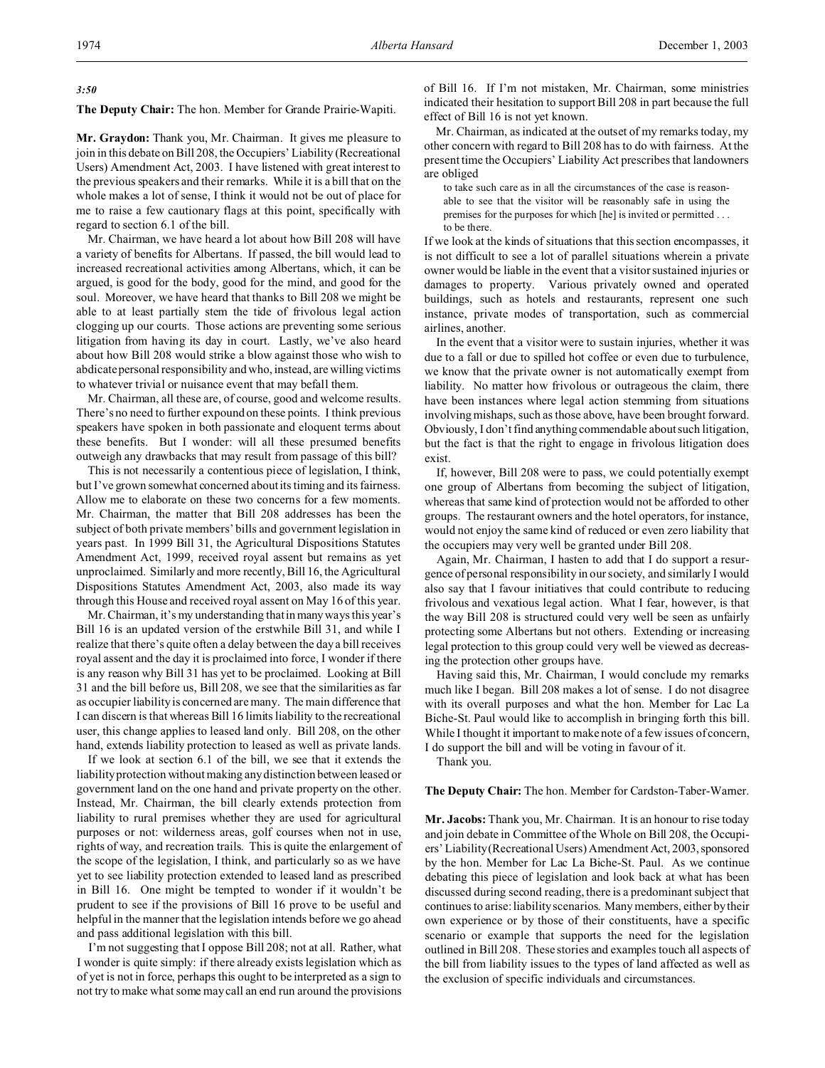*3:50*

**The Deputy Chair:** The hon. Member for Grande Prairie-Wapiti.

**Mr. Graydon:** Thank you, Mr. Chairman. It gives me pleasure to join in this debate on Bill 208, the Occupiers' Liability (Recreational Users) Amendment Act, 2003. I have listened with great interest to the previous speakers and their remarks. While it is a bill that on the whole makes a lot of sense, I think it would not be out of place for me to raise a few cautionary flags at this point, specifically with regard to section 6.1 of the bill.

Mr. Chairman, we have heard a lot about how Bill 208 will have a variety of benefits for Albertans. If passed, the bill would lead to increased recreational activities among Albertans, which, it can be argued, is good for the body, good for the mind, and good for the soul. Moreover, we have heard that thanks to Bill 208 we might be able to at least partially stem the tide of frivolous legal action clogging up our courts. Those actions are preventing some serious litigation from having its day in court. Lastly, we've also heard about how Bill 208 would strike a blow against those who wish to abdicate personal responsibility and who, instead, are willing victims to whatever trivial or nuisance event that may befall them.

Mr. Chairman, all these are, of course, good and welcome results. There's no need to further expound on these points. I think previous speakers have spoken in both passionate and eloquent terms about these benefits. But I wonder: will all these presumed benefits outweigh any drawbacks that may result from passage of this bill?

This is not necessarily a contentious piece of legislation, I think, but I've grown somewhat concerned about its timing and its fairness. Allow me to elaborate on these two concerns for a few moments. Mr. Chairman, the matter that Bill 208 addresses has been the subject of both private members' bills and government legislation in years past. In 1999 Bill 31, the Agricultural Dispositions Statutes Amendment Act, 1999, received royal assent but remains as yet unproclaimed. Similarly and more recently, Bill 16, the Agricultural Dispositions Statutes Amendment Act, 2003, also made its way through this House and received royal assent on May 16 of this year.

Mr. Chairman, it's my understanding that in many ways this year's Bill 16 is an updated version of the erstwhile Bill 31, and while I realize that there's quite often a delay between the day a bill receives royal assent and the day it is proclaimed into force, I wonder if there is any reason why Bill 31 has yet to be proclaimed. Looking at Bill 31 and the bill before us, Bill 208, we see that the similarities as far as occupier liability is concerned are many. The main difference that I can discern is that whereas Bill 16 limits liability to the recreational user, this change applies to leased land only. Bill 208, on the other hand, extends liability protection to leased as well as private lands.

If we look at section 6.1 of the bill, we see that it extends the liability protection without making any distinction between leased or government land on the one hand and private property on the other. Instead, Mr. Chairman, the bill clearly extends protection from liability to rural premises whether they are used for agricultural purposes or not: wilderness areas, golf courses when not in use, rights of way, and recreation trails. This is quite the enlargement of the scope of the legislation, I think, and particularly so as we have yet to see liability protection extended to leased land as prescribed in Bill 16. One might be tempted to wonder if it wouldn't be prudent to see if the provisions of Bill 16 prove to be useful and helpful in the manner that the legislation intends before we go ahead and pass additional legislation with this bill.

I'm not suggesting that I oppose Bill 208; not at all. Rather, what I wonder is quite simply: if there already exists legislation which as of yet is not in force, perhaps this ought to be interpreted as a sign to not try to make what some may call an end run around the provisions of Bill 16. If I'm not mistaken, Mr. Chairman, some ministries indicated their hesitation to support Bill 208 in part because the full effect of Bill 16 is not yet known.

Mr. Chairman, as indicated at the outset of my remarks today, my other concern with regard to Bill 208 has to do with fairness. At the present time the Occupiers' Liability Act prescribes that landowners are obliged

> to take such care as in all the circumstances of the case is reasonable to see that the visitor will be reasonably safe in using the premises for the purposes for which [he] is invited or permitted . . . to be there.

If we look at the kinds of situations that this section encompasses, it is not difficult to see a lot of parallel situations wherein a private owner would be liable in the event that a visitor sustained injuries or damages to property. Various privately owned and operated buildings, such as hotels and restaurants, represent one such instance, private modes of transportation, such as commercial airlines, another.

In the event that a visitor were to sustain injuries, whether it was due to a fall or due to spilled hot coffee or even due to turbulence, we know that the private owner is not automatically exempt from liability. No matter how frivolous or outrageous the claim, there have been instances where legal action stemming from situations involving mishaps, such as those above, have been brought forward. Obviously, I don't find anything commendable about such litigation, but the fact is that the right to engage in frivolous litigation does exist.

If, however, Bill 208 were to pass, we could potentially exempt one group of Albertans from becoming the subject of litigation, whereas that same kind of protection would not be afforded to other groups. The restaurant owners and the hotel operators, for instance, would not enjoy the same kind of reduced or even zero liability that the occupiers may very well be granted under Bill 208.

Again, Mr. Chairman, I hasten to add that I do support a resurgence of personal responsibility in our society, and similarly I would also say that I favour initiatives that could contribute to reducing frivolous and vexatious legal action. What I fear, however, is that the way Bill 208 is structured could very well be seen as unfairly protecting some Albertans but not others. Extending or increasing legal protection to this group could very well be viewed as decreasing the protection other groups have.

Having said this, Mr. Chairman, I would conclude my remarks much like I began. Bill 208 makes a lot of sense. I do not disagree with its overall purposes and what the hon. Member for Lac La Biche-St. Paul would like to accomplish in bringing forth this bill. While I thought it important to make note of a few issues of concern, I do support the bill and will be voting in favour of it.

Thank you.

**The Deputy Chair:** The hon. Member for Cardston-Taber-Warner.

**Mr. Jacobs:** Thank you, Mr. Chairman. It is an honour to rise today and join debate in Committee of the Whole on Bill 208, the Occupiers' Liability (Recreational Users) Amendment Act, 2003, sponsored by the hon. Member for Lac La Biche-St. Paul. As we continue debating this piece of legislation and look back at what has been discussed during second reading, there is a predominant subject that continues to arise: liability scenarios. Many members, either by their own experience or by those of their constituents, have a specific scenario or example that supports the need for the legislation outlined in Bill 208. These stories and examples touch all aspects of the bill from liability issues to the types of land affected as well as the exclusion of specific individuals and circumstances.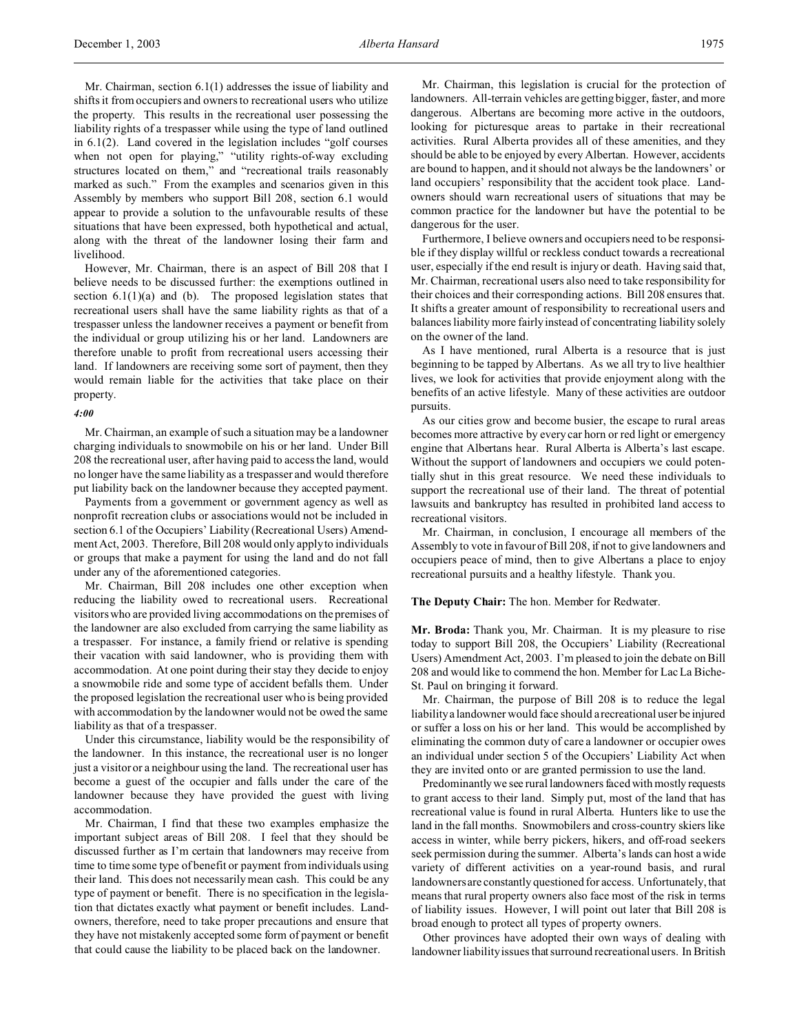Mr. Chairman, section 6.1(1) addresses the issue of liability and shifts it from occupiers and owners to recreational users who utilize the property. This results in the recreational user possessing the liability rights of a trespasser while using the type of land outlined in 6.1(2). Land covered in the legislation includes "golf courses when not open for playing," "utility rights-of-way excluding structures located on them," and "recreational trails reasonably marked as such." From the examples and scenarios given in this Assembly by members who support Bill 208, section 6.1 would appear to provide a solution to the unfavourable results of these situations that have been expressed, both hypothetical and actual, along with the threat of the landowner losing their farm and livelihood.

However, Mr. Chairman, there is an aspect of Bill 208 that I believe needs to be discussed further: the exemptions outlined in section 6.1(1)(a) and (b). The proposed legislation states that recreational users shall have the same liability rights as that of a trespasser unless the landowner receives a payment or benefit from the individual or group utilizing his or her land. Landowners are therefore unable to profit from recreational users accessing their land. If landowners are receiving some sort of payment, then they would remain liable for the activities that take place on their property.

*4:00*

Mr. Chairman, an example of such a situation may be a landowner charging individuals to snowmobile on his or her land. Under Bill 208 the recreational user, after having paid to access the land, would no longer have the same liability as a trespasser and would therefore put liability back on the landowner because they accepted payment.

Payments from a government or government agency as well as nonprofit recreation clubs or associations would not be included in section 6.1 of the Occupiers' Liability (Recreational Users) Amendment Act, 2003. Therefore, Bill 208 would only apply to individuals or groups that make a payment for using the land and do not fall under any of the aforementioned categories.

Mr. Chairman, Bill 208 includes one other exception when reducing the liability owed to recreational users. Recreational visitors who are provided living accommodations on the premises of the landowner are also excluded from carrying the same liability as a trespasser. For instance, a family friend or relative is spending their vacation with said landowner, who is providing them with accommodation. At one point during their stay they decide to enjoy a snowmobile ride and some type of accident befalls them. Under the proposed legislation the recreational user who is being provided with accommodation by the landowner would not be owed the same liability as that of a trespasser.

Under this circumstance, liability would be the responsibility of the landowner. In this instance, the recreational user is no longer just a visitor or a neighbour using the land. The recreational user has become a guest of the occupier and falls under the care of the landowner because they have provided the guest with living accommodation.

Mr. Chairman, I find that these two examples emphasize the important subject areas of Bill 208. I feel that they should be discussed further as I'm certain that landowners may receive from time to time some type of benefit or payment from individuals using their land. This does not necessarily mean cash. This could be any type of payment or benefit. There is no specification in the legislation that dictates exactly what payment or benefit includes. Landowners, therefore, need to take proper precautions and ensure that they have not mistakenly accepted some form of payment or benefit that could cause the liability to be placed back on the landowner.

Mr. Chairman, this legislation is crucial for the protection of landowners. All-terrain vehicles are getting bigger, faster, and more dangerous. Albertans are becoming more active in the outdoors, looking for picturesque areas to partake in their recreational activities. Rural Alberta provides all of these amenities, and they should be able to be enjoyed by every Albertan. However, accidents are bound to happen, and it should not always be the landowners' or land occupiers' responsibility that the accident took place. Landowners should warn recreational users of situations that may be common practice for the landowner but have the potential to be dangerous for the user.

Furthermore, I believe owners and occupiers need to be responsible if they display willful or reckless conduct towards a recreational user, especially if the end result is injury or death. Having said that, Mr. Chairman, recreational users also need to take responsibility for their choices and their corresponding actions. Bill 208 ensures that. It shifts a greater amount of responsibility to recreational users and balances liability more fairly instead of concentrating liability solely on the owner of the land.

As I have mentioned, rural Alberta is a resource that is just beginning to be tapped by Albertans. As we all try to live healthier lives, we look for activities that provide enjoyment along with the benefits of an active lifestyle. Many of these activities are outdoor pursuits.

As our cities grow and become busier, the escape to rural areas becomes more attractive by every car horn or red light or emergency engine that Albertans hear. Rural Alberta is Alberta's last escape. Without the support of landowners and occupiers we could potentially shut in this great resource. We need these individuals to support the recreational use of their land. The threat of potential lawsuits and bankruptcy has resulted in prohibited land access to recreational visitors.

Mr. Chairman, in conclusion, I encourage all members of the Assembly to vote in favour of Bill 208, if not to give landowners and occupiers peace of mind, then to give Albertans a place to enjoy recreational pursuits and a healthy lifestyle. Thank you.

**The Deputy Chair:** The hon. Member for Redwater.

**Mr. Broda:** Thank you, Mr. Chairman. It is my pleasure to rise today to support Bill 208, the Occupiers' Liability (Recreational Users) Amendment Act, 2003. I'm pleased to join the debate on Bill 208 and would like to commend the hon. Member for Lac La Biche-St. Paul on bringing it forward.

Mr. Chairman, the purpose of Bill 208 is to reduce the legal liability a landowner would face should a recreational user be injured or suffer a loss on his or her land. This would be accomplished by eliminating the common duty of care a landowner or occupier owes an individual under section 5 of the Occupiers' Liability Act when they are invited onto or are granted permission to use the land.

Predominantly we see rural landowners faced with mostly requests to grant access to their land. Simply put, most of the land that has recreational value is found in rural Alberta. Hunters like to use the land in the fall months. Snowmobilers and cross-country skiers like access in winter, while berry pickers, hikers, and off-road seekers seek permission during the summer. Alberta's lands can host a wide variety of different activities on a year-round basis, and rural landowners are constantly questioned for access. Unfortunately, that means that rural property owners also face most of the risk in terms of liability issues. However, I will point out later that Bill 208 is broad enough to protect all types of property owners.

Other provinces have adopted their own ways of dealing with landowner liability issues that surround recreational users. In British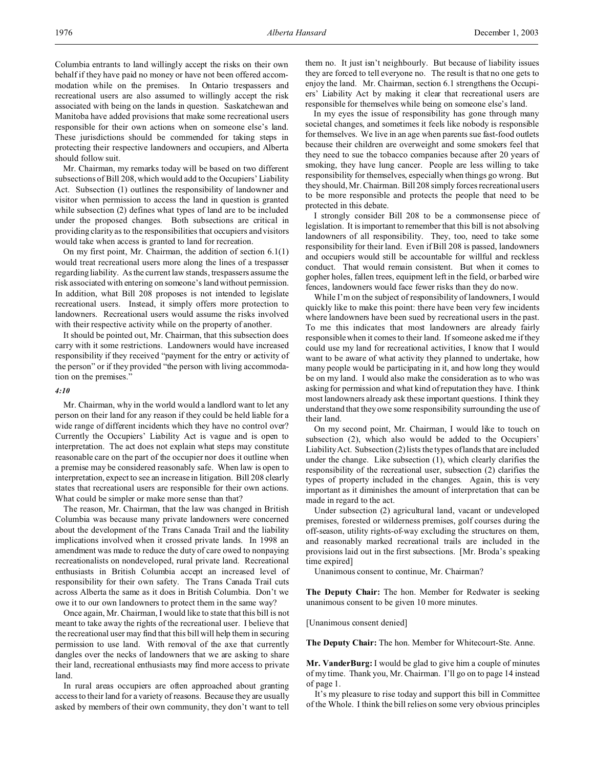Columbia entrants to land willingly accept the risks on their own behalf if they have paid no money or have not been offered accommodation while on the premises. In Ontario trespassers and recreational users are also assumed to willingly accept the risk associated with being on the lands in question. Saskatchewan and Manitoba have added provisions that make some recreational users responsible for their own actions when on someone else's land. These jurisdictions should be commended for taking steps in protecting their respective landowners and occupiers, and Alberta should follow suit.

Mr. Chairman, my remarks today will be based on two different subsections of Bill 208, which would add to the Occupiers' Liability Act. Subsection (1) outlines the responsibility of landowner and visitor when permission to access the land in question is granted while subsection (2) defines what types of land are to be included under the proposed changes. Both subsections are critical in providing clarity as to the responsibilities that occupiers and visitors would take when access is granted to land for recreation.

On my first point, Mr. Chairman, the addition of section 6.1(1) would treat recreational users more along the lines of a trespasser regarding liability. As the current law stands, trespassers assume the risk associated with entering on someone's land without permission. In addition, what Bill 208 proposes is not intended to legislate recreational users. Instead, it simply offers more protection to landowners. Recreational users would assume the risks involved with their respective activity while on the property of another.

It should be pointed out, Mr. Chairman, that this subsection does carry with it some restrictions. Landowners would have increased responsibility if they received "payment for the entry or activity of the person" or if they provided "the person with living accommodation on the premises."

*4:10*

Mr. Chairman, why in the world would a landlord want to let any person on their land for any reason if they could be held liable for a wide range of different incidents which they have no control over? Currently the Occupiers' Liability Act is vague and is open to interpretation. The act does not explain what steps may constitute reasonable care on the part of the occupier nor does it outline when a premise may be considered reasonably safe. When law is open to interpretation, expect to see an increase in litigation. Bill 208 clearly states that recreational users are responsible for their own actions. What could be simpler or make more sense than that?

The reason, Mr. Chairman, that the law was changed in British Columbia was because many private landowners were concerned about the development of the Trans Canada Trail and the liability implications involved when it crossed private lands. In 1998 an amendment was made to reduce the duty of care owed to nonpaying recreationalists on nondeveloped, rural private land. Recreational enthusiasts in British Columbia accept an increased level of responsibility for their own safety. The Trans Canada Trail cuts across Alberta the same as it does in British Columbia. Don't we owe it to our own landowners to protect them in the same way?

Once again, Mr. Chairman, I would like to state that this bill is not meant to take away the rights of the recreational user. I believe that the recreational user may find that this bill will help them in securing permission to use land. With removal of the axe that currently dangles over the necks of landowners that we are asking to share their land, recreational enthusiasts may find more access to private land.

In rural areas occupiers are often approached about granting access to their land for a variety of reasons. Because they are usually asked by members of their own community, they don't want to tell them no. It just isn't neighbourly. But because of liability issues they are forced to tell everyone no. The result is that no one gets to enjoy the land. Mr. Chairman, section 6.1 strengthens the Occupiers' Liability Act by making it clear that recreational users are responsible for themselves while being on someone else's land.

In my eyes the issue of responsibility has gone through many societal changes, and sometimes it feels like nobody is responsible for themselves. We live in an age when parents sue fast-food outlets because their children are overweight and some smokers feel that they need to sue the tobacco companies because after 20 years of smoking, they have lung cancer. People are less willing to take responsibility for themselves, especially when things go wrong. But they should, Mr. Chairman. Bill 208 simply forces recreational users to be more responsible and protects the people that need to be protected in this debate.

I strongly consider Bill 208 to be a commonsense piece of legislation. It is important to remember that this bill is not absolving landowners of all responsibility. They, too, need to take some responsibility for their land. Even if Bill 208 is passed, landowners and occupiers would still be accountable for willful and reckless conduct. That would remain consistent. But when it comes to gopher holes, fallen trees, equipment left in the field, or barbed wire fences, landowners would face fewer risks than they do now.

While I'm on the subject of responsibility of landowners, I would quickly like to make this point: there have been very few incidents where landowners have been sued by recreational users in the past. To me this indicates that most landowners are already fairly responsible when it comes to their land. If someone asked me if they could use my land for recreational activities, I know that I would want to be aware of what activity they planned to undertake, how many people would be participating in it, and how long they would be on my land. I would also make the consideration as to who was asking for permission and what kind of reputation they have. I think most landowners already ask these important questions. I think they understand that they owe some responsibility surrounding the use of their land.

On my second point, Mr. Chairman, I would like to touch on subsection (2), which also would be added to the Occupiers' Liability Act. Subsection (2) lists the types of lands that are included under the change. Like subsection (1), which clearly clarifies the responsibility of the recreational user, subsection (2) clarifies the types of property included in the changes. Again, this is very important as it diminishes the amount of interpretation that can be made in regard to the act.

Under subsection (2) agricultural land, vacant or undeveloped premises, forested or wilderness premises, golf courses during the off-season, utility rights-of-way excluding the structures on them, and reasonably marked recreational trails are included in the provisions laid out in the first subsections. [Mr. Broda's speaking time expired]

Unanimous consent to continue, Mr. Chairman?

**The Deputy Chair:** The hon. Member for Redwater is seeking unanimous consent to be given 10 more minutes.

[Unanimous consent denied]

**The Deputy Chair:** The hon. Member for Whitecourt-Ste. Anne.

**Mr. VanderBurg:** I would be glad to give him a couple of minutes of my time. Thank you, Mr. Chairman. I'll go on to page 14 instead of page 1.

It's my pleasure to rise today and support this bill in Committee of the Whole. I think the bill relies on some very obvious principles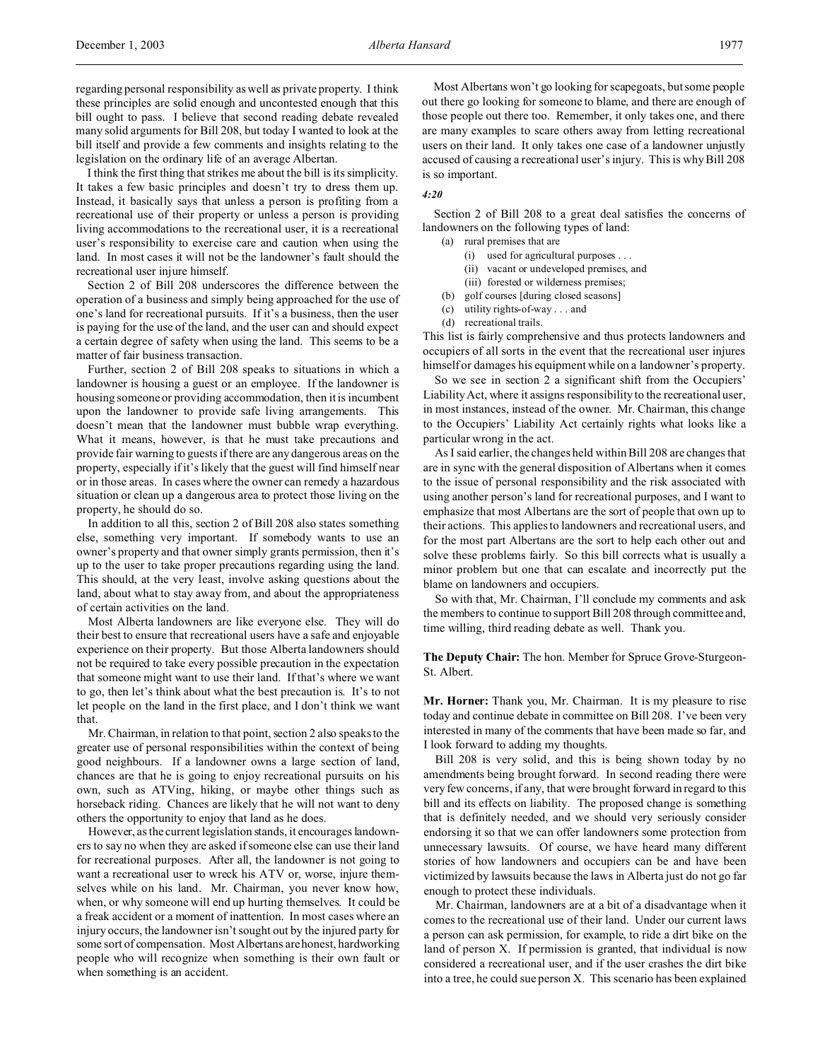regarding personal responsibility as well as private property. I think these principles are solid enough and uncontested enough that this bill ought to pass. I believe that second reading debate revealed many solid arguments for Bill 208, but today I wanted to look at the bill itself and provide a few comments and insights relating to the legislation on the ordinary life of an average Albertan.

I think the first thing that strikes me about the bill is its simplicity. It takes a few basic principles and doesn't try to dress them up. Instead, it basically says that unless a person is profiting from a recreational use of their property or unless a person is providing living accommodations to the recreational user, it is a recreational user's responsibility to exercise care and caution when using the land. In most cases it will not be the landowner's fault should the recreational user injure himself.

Section 2 of Bill 208 underscores the difference between the operation of a business and simply being approached for the use of one's land for recreational pursuits. If it's a business, then the user is paying for the use of the land, and the user can and should expect a certain degree of safety when using the land. This seems to be a matter of fair business transaction.

Further, section 2 of Bill 208 speaks to situations in which a landowner is housing a guest or an employee. If the landowner is housing someone or providing accommodation, then it is incumbent upon the landowner to provide safe living arrangements. This doesn't mean that the landowner must bubble wrap everything. What it means, however, is that he must take precautions and provide fair warning to guests if there are any dangerous areas on the property, especially if it's likely that the guest will find himself near or in those areas. In cases where the owner can remedy a hazardous situation or clean up a dangerous area to protect those living on the property, he should do so.

In addition to all this, section 2 of Bill 208 also states something else, something very important. If somebody wants to use an owner's property and that owner simply grants permission, then it's up to the user to take proper precautions regarding using the land. This should, at the very least, involve asking questions about the land, about what to stay away from, and about the appropriateness of certain activities on the land.

Most Alberta landowners are like everyone else. They will do their best to ensure that recreational users have a safe and enjoyable experience on their property. But those Alberta landowners should not be required to take every possible precaution in the expectation that someone might want to use their land. If that's where we want to go, then let's think about what the best precaution is. It's to not let people on the land in the first place, and I don't think we want that.

Mr. Chairman, in relation to that point, section 2 also speaks to the greater use of personal responsibilities within the context of being good neighbours. If a landowner owns a large section of land, chances are that he is going to enjoy recreational pursuits on his own, such as ATVing, hiking, or maybe other things such as horseback riding. Chances are likely that he will not want to deny others the opportunity to enjoy that land as he does.

However, as the current legislation stands, it encourages landowners to say no when they are asked if someone else can use their land for recreational purposes. After all, the landowner is not going to want a recreational user to wreck his ATV or, worse, injure themselves while on his land. Mr. Chairman, you never know how, when, or why someone will end up hurting themselves. It could be a freak accident or a moment of inattention. In most cases where an injury occurs, the landowner isn't sought out by the injured party for some sort of compensation. Most Albertans are honest, hardworking people who will recognize when something is their own fault or when something is an accident.

Most Albertans won't go looking for scapegoats, but some people out there go looking for someone to blame, and there are enough of those people out there too. Remember, it only takes one, and there are many examples to scare others away from letting recreational users on their land. It only takes one case of a landowner unjustly accused of causing a recreational user's injury. This is why Bill 208 is so important.

*4:20*

Section 2 of Bill 208 to a great deal satisfies the concerns of landowners on the following types of land:

- (a) rural premises that are
  - (i) used for agricultural purposes . . .
  - (ii) vacant or undeveloped premises, and
  - (iii) forested or wilderness premises;
- (b) golf courses [during closed seasons]
- (c) utility rights-of-way . . . and
- (d) recreational trails.

This list is fairly comprehensive and thus protects landowners and occupiers of all sorts in the event that the recreational user injures himself or damages his equipment while on a landowner's property.

So we see in section 2 a significant shift from the Occupiers' Liability Act, where it assigns responsibility to the recreational user, in most instances, instead of the owner. Mr. Chairman, this change to the Occupiers' Liability Act certainly rights what looks like a particular wrong in the act.

As I said earlier, the changes held within Bill 208 are changes that are in sync with the general disposition of Albertans when it comes to the issue of personal responsibility and the risk associated with using another person's land for recreational purposes, and I want to emphasize that most Albertans are the sort of people that own up to their actions. This applies to landowners and recreational users, and for the most part Albertans are the sort to help each other out and solve these problems fairly. So this bill corrects what is usually a minor problem but one that can escalate and incorrectly put the blame on landowners and occupiers.

So with that, Mr. Chairman, I'll conclude my comments and ask the members to continue to support Bill 208 through committee and, time willing, third reading debate as well. Thank you.

**The Deputy Chair:** The hon. Member for Spruce Grove-Sturgeon-St. Albert.

**Mr. Horner:** Thank you, Mr. Chairman. It is my pleasure to rise today and continue debate in committee on Bill 208. I've been very interested in many of the comments that have been made so far, and I look forward to adding my thoughts.

Bill 208 is very solid, and this is being shown today by no amendments being brought forward. In second reading there were very few concerns, if any, that were brought forward in regard to this bill and its effects on liability. The proposed change is something that is definitely needed, and we should very seriously consider endorsing it so that we can offer landowners some protection from unnecessary lawsuits. Of course, we have heard many different stories of how landowners and occupiers can be and have been victimized by lawsuits because the laws in Alberta just do not go far enough to protect these individuals.

Mr. Chairman, landowners are at a bit of a disadvantage when it comes to the recreational use of their land. Under our current laws a person can ask permission, for example, to ride a dirt bike on the land of person X. If permission is granted, that individual is now considered a recreational user, and if the user crashes the dirt bike into a tree, he could sue person X. This scenario has been explained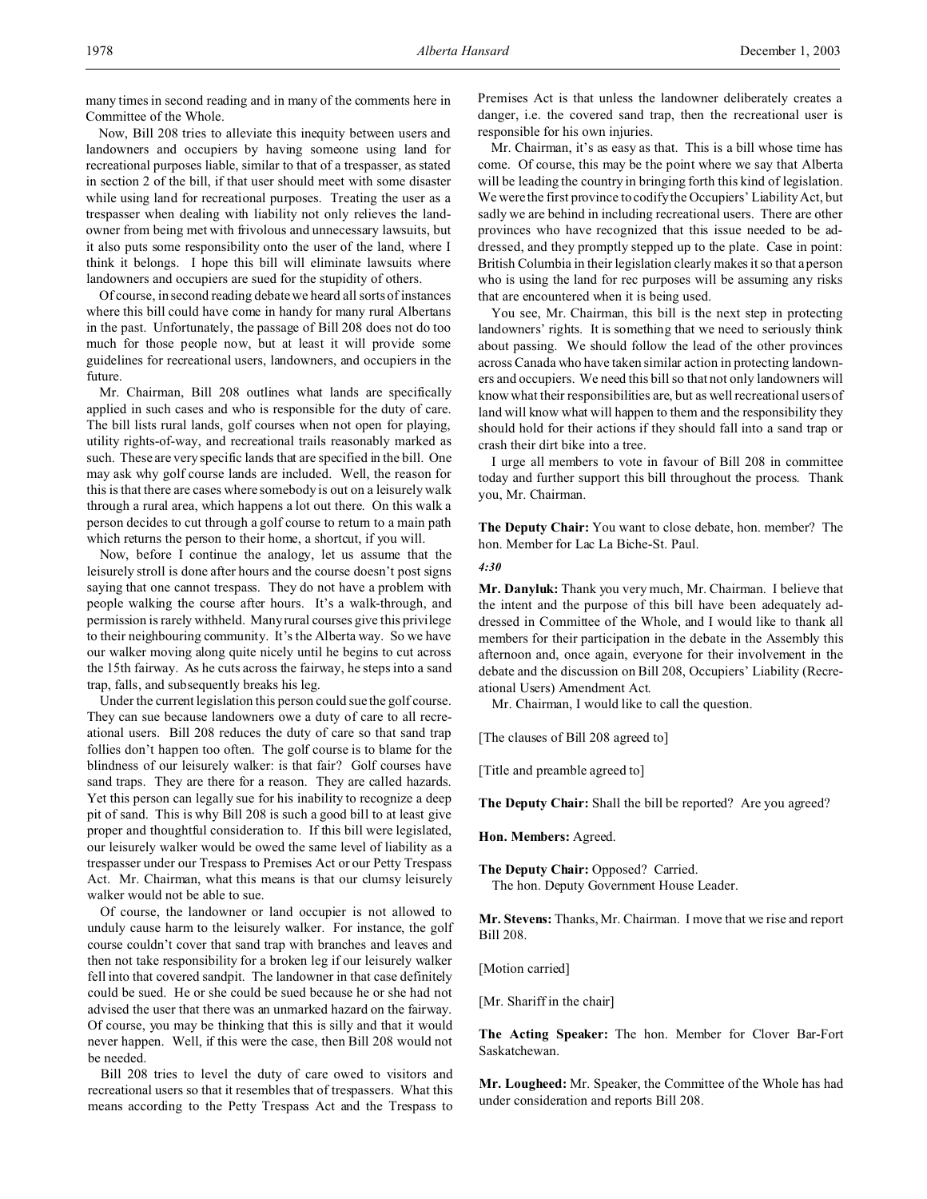many times in second reading and in many of the comments here in Committee of the Whole.

Now, Bill 208 tries to alleviate this inequity between users and landowners and occupiers by having someone using land for recreational purposes liable, similar to that of a trespasser, as stated in section 2 of the bill, if that user should meet with some disaster while using land for recreational purposes. Treating the user as a trespasser when dealing with liability not only relieves the landowner from being met with frivolous and unnecessary lawsuits, but it also puts some responsibility onto the user of the land, where I think it belongs. I hope this bill will eliminate lawsuits where landowners and occupiers are sued for the stupidity of others.

Of course, in second reading debate we heard all sorts of instances where this bill could have come in handy for many rural Albertans in the past. Unfortunately, the passage of Bill 208 does not do too much for those people now, but at least it will provide some guidelines for recreational users, landowners, and occupiers in the future.

Mr. Chairman, Bill 208 outlines what lands are specifically applied in such cases and who is responsible for the duty of care. The bill lists rural lands, golf courses when not open for playing, utility rights-of-way, and recreational trails reasonably marked as such. These are very specific lands that are specified in the bill. One may ask why golf course lands are included. Well, the reason for this is that there are cases where somebody is out on a leisurely walk through a rural area, which happens a lot out there. On this walk a person decides to cut through a golf course to return to a main path which returns the person to their home, a shortcut, if you will.

Now, before I continue the analogy, let us assume that the leisurely stroll is done after hours and the course doesn't post signs saying that one cannot trespass. They do not have a problem with people walking the course after hours. It's a walk-through, and permission is rarely withheld. Many rural courses give this privilege to their neighbouring community. It's the Alberta way. So we have our walker moving along quite nicely until he begins to cut across the 15th fairway. As he cuts across the fairway, he steps into a sand trap, falls, and subsequently breaks his leg.

Under the current legislation this person could sue the golf course. They can sue because landowners owe a duty of care to all recreational users. Bill 208 reduces the duty of care so that sand trap follies don't happen too often. The golf course is to blame for the blindness of our leisurely walker: is that fair? Golf courses have sand traps. They are there for a reason. They are called hazards. Yet this person can legally sue for his inability to recognize a deep pit of sand. This is why Bill 208 is such a good bill to at least give proper and thoughtful consideration to. If this bill were legislated, our leisurely walker would be owed the same level of liability as a trespasser under our Trespass to Premises Act or our Petty Trespass Act. Mr. Chairman, what this means is that our clumsy leisurely walker would not be able to sue.

Of course, the landowner or land occupier is not allowed to unduly cause harm to the leisurely walker. For instance, the golf course couldn't cover that sand trap with branches and leaves and then not take responsibility for a broken leg if our leisurely walker fell into that covered sandpit. The landowner in that case definitely could be sued. He or she could be sued because he or she had not advised the user that there was an unmarked hazard on the fairway. Of course, you may be thinking that this is silly and that it would never happen. Well, if this were the case, then Bill 208 would not be needed.

Bill 208 tries to level the duty of care owed to visitors and recreational users so that it resembles that of trespassers. What this means according to the Petty Trespass Act and the Trespass to Premises Act is that unless the landowner deliberately creates a danger, i.e. the covered sand trap, then the recreational user is responsible for his own injuries.

Mr. Chairman, it's as easy as that. This is a bill whose time has come. Of course, this may be the point where we say that Alberta will be leading the country in bringing forth this kind of legislation. We were the first province to codify the Occupiers' Liability Act, but sadly we are behind in including recreational users. There are other provinces who have recognized that this issue needed to be addressed, and they promptly stepped up to the plate. Case in point: British Columbia in their legislation clearly makes it so that a person who is using the land for rec purposes will be assuming any risks that are encountered when it is being used.

You see, Mr. Chairman, this bill is the next step in protecting landowners' rights. It is something that we need to seriously think about passing. We should follow the lead of the other provinces across Canada who have taken similar action in protecting landowners and occupiers. We need this bill so that not only landowners will know what their responsibilities are, but as well recreational users of land will know what will happen to them and the responsibility they should hold for their actions if they should fall into a sand trap or crash their dirt bike into a tree.

I urge all members to vote in favour of Bill 208 in committee today and further support this bill throughout the process. Thank you, Mr. Chairman.

**The Deputy Chair:** You want to close debate, hon. member? The hon. Member for Lac La Biche-St. Paul.

*4:30*

**Mr. Danyluk:** Thank you very much, Mr. Chairman. I believe that the intent and the purpose of this bill have been adequately addressed in Committee of the Whole, and I would like to thank all members for their participation in the debate in the Assembly this afternoon and, once again, everyone for their involvement in the debate and the discussion on Bill 208, Occupiers' Liability (Recreational Users) Amendment Act.

Mr. Chairman, I would like to call the question.

[The clauses of Bill 208 agreed to]

[Title and preamble agreed to]

**The Deputy Chair:** Shall the bill be reported? Are you agreed?

**Hon. Members:** Agreed.

**The Deputy Chair:** Opposed? Carried.
The hon. Deputy Government House Leader.

**Mr. Stevens:** Thanks, Mr. Chairman. I move that we rise and report Bill 208.

[Motion carried]

[Mr. Shariff in the chair]

**The Acting Speaker:** The hon. Member for Clover Bar-Fort Saskatchewan.

**Mr. Lougheed:** Mr. Speaker, the Committee of the Whole has had under consideration and reports Bill 208.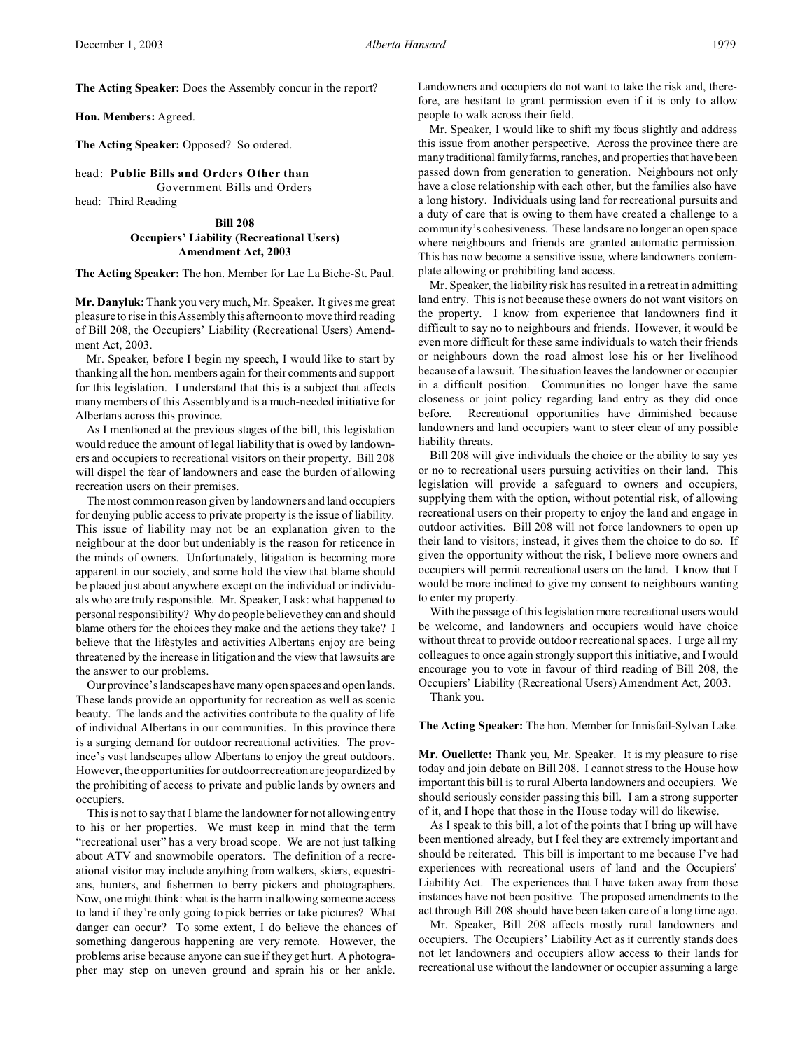**The Acting Speaker:** Does the Assembly concur in the report?

**Hon. Members:** Agreed.

**The Acting Speaker:** Opposed? So ordered.

head: **Public Bills and Orders Other than** Government Bills and Orders

head: Third Reading

### Bill 208
### Occupiers' Liability (Recreational Users) Amendment Act, 2003

**The Acting Speaker:** The hon. Member for Lac La Biche-St. Paul.

**Mr. Danyluk:** Thank you very much, Mr. Speaker. It gives me great pleasure to rise in this Assembly this afternoon to move third reading of Bill 208, the Occupiers' Liability (Recreational Users) Amendment Act, 2003.

Mr. Speaker, before I begin my speech, I would like to start by thanking all the hon. members again for their comments and support for this legislation. I understand that this is a subject that affects many members of this Assembly and is a much-needed initiative for Albertans across this province.

As I mentioned at the previous stages of the bill, this legislation would reduce the amount of legal liability that is owed by landowners and occupiers to recreational visitors on their property. Bill 208 will dispel the fear of landowners and ease the burden of allowing recreation users on their premises.

The most common reason given by landowners and land occupiers for denying public access to private property is the issue of liability. This issue of liability may not be an explanation given to the neighbour at the door but undeniably is the reason for reticence in the minds of owners. Unfortunately, litigation is becoming more apparent in our society, and some hold the view that blame should be placed just about anywhere except on the individual or individuals who are truly responsible. Mr. Speaker, I ask: what happened to personal responsibility? Why do people believe they can and should blame others for the choices they make and the actions they take? I believe that the lifestyles and activities Albertans enjoy are being threatened by the increase in litigation and the view that lawsuits are the answer to our problems.

Our province's landscapes have many open spaces and open lands. These lands provide an opportunity for recreation as well as scenic beauty. The lands and the activities contribute to the quality of life of individual Albertans in our communities. In this province there is a surging demand for outdoor recreational activities. The province's vast landscapes allow Albertans to enjoy the great outdoors. However, the opportunities for outdoor recreation are jeopardized by the prohibiting of access to private and public lands by owners and occupiers.

This is not to say that I blame the landowner for not allowing entry to his or her properties. We must keep in mind that the term "recreational user" has a very broad scope. We are not just talking about ATV and snowmobile operators. The definition of a recreational visitor may include anything from walkers, skiers, equestrians, hunters, and fishermen to berry pickers and photographers. Now, one might think: what is the harm in allowing someone access to land if they're only going to pick berries or take pictures? What danger can occur? To some extent, I do believe the chances of something dangerous happening are very remote. However, the problems arise because anyone can sue if they get hurt. A photographer may step on uneven ground and sprain his or her ankle. Landowners and occupiers do not want to take the risk and, therefore, are hesitant to grant permission even if it is only to allow people to walk across their field.

Mr. Speaker, I would like to shift my focus slightly and address this issue from another perspective. Across the province there are many traditional family farms, ranches, and properties that have been passed down from generation to generation. Neighbours not only have a close relationship with each other, but the families also have a long history. Individuals using land for recreational pursuits and a duty of care that is owing to them have created a challenge to a community's cohesiveness. These lands are no longer an open space where neighbours and friends are granted automatic permission. This has now become a sensitive issue, where landowners contemplate allowing or prohibiting land access.

Mr. Speaker, the liability risk has resulted in a retreat in admitting land entry. This is not because these owners do not want visitors on the property. I know from experience that landowners find it difficult to say no to neighbours and friends. However, it would be even more difficult for these same individuals to watch their friends or neighbours down the road almost lose his or her livelihood because of a lawsuit. The situation leaves the landowner or occupier in a difficult position. Communities no longer have the same closeness or joint policy regarding land entry as they did once before. Recreational opportunities have diminished because landowners and land occupiers want to steer clear of any possible liability threats.

Bill 208 will give individuals the choice or the ability to say yes or no to recreational users pursuing activities on their land. This legislation will provide a safeguard to owners and occupiers, supplying them with the option, without potential risk, of allowing recreational users on their property to enjoy the land and engage in outdoor activities. Bill 208 will not force landowners to open up their land to visitors; instead, it gives them the choice to do so. If given the opportunity without the risk, I believe more owners and occupiers will permit recreational users on the land. I know that I would be more inclined to give my consent to neighbours wanting to enter my property.

With the passage of this legislation more recreational users would be welcome, and landowners and occupiers would have choice without threat to provide outdoor recreational spaces. I urge all my colleagues to once again strongly support this initiative, and I would encourage you to vote in favour of third reading of Bill 208, the Occupiers' Liability (Recreational Users) Amendment Act, 2003.

Thank you.

**The Acting Speaker:** The hon. Member for Innisfail-Sylvan Lake.

**Mr. Ouellette:** Thank you, Mr. Speaker. It is my pleasure to rise today and join debate on Bill 208. I cannot stress to the House how important this bill is to rural Alberta landowners and occupiers. We should seriously consider passing this bill. I am a strong supporter of it, and I hope that those in the House today will do likewise.

As I speak to this bill, a lot of the points that I bring up will have been mentioned already, but I feel they are extremely important and should be reiterated. This bill is important to me because I've had experiences with recreational users of land and the Occupiers' Liability Act. The experiences that I have taken away from those instances have not been positive. The proposed amendments to the act through Bill 208 should have been taken care of a long time ago.

Mr. Speaker, Bill 208 affects mostly rural landowners and occupiers. The Occupiers' Liability Act as it currently stands does not let landowners and occupiers allow access to their lands for recreational use without the landowner or occupier assuming a large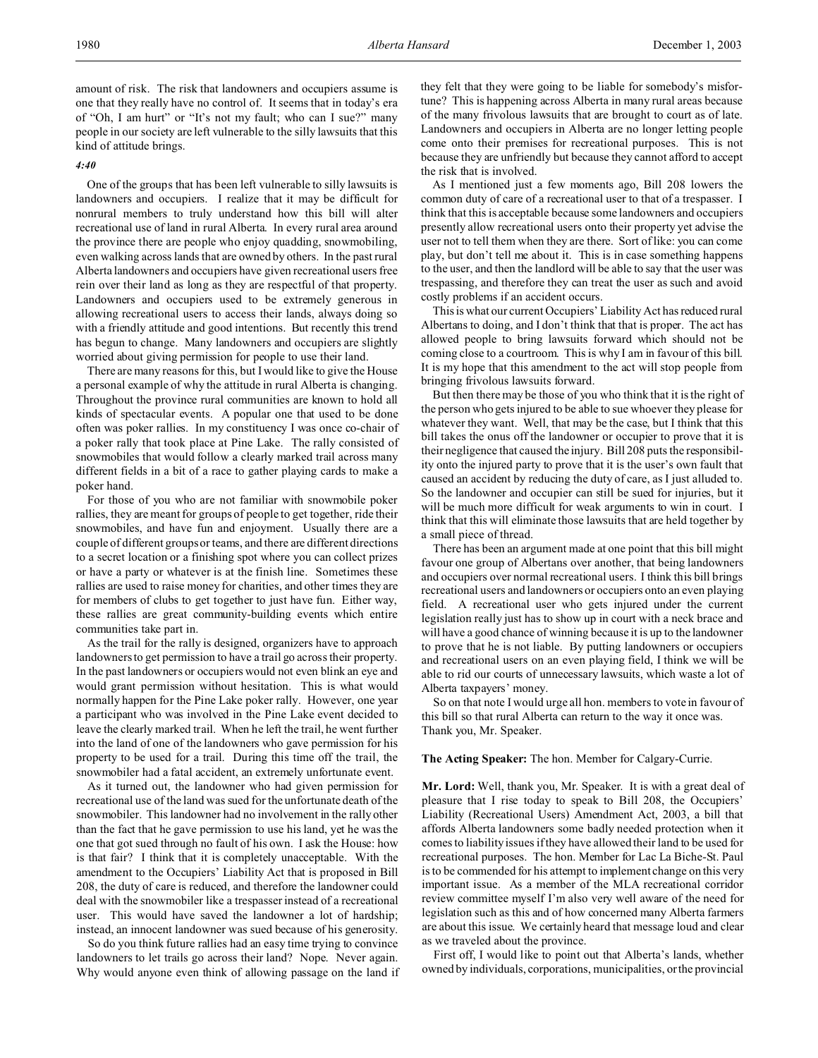amount of risk. The risk that landowners and occupiers assume is one that they really have no control of. It seems that in today's era of "Oh, I am hurt" or "It's not my fault; who can I sue?" many people in our society are left vulnerable to the silly lawsuits that this kind of attitude brings.

*4:40*

One of the groups that has been left vulnerable to silly lawsuits is landowners and occupiers. I realize that it may be difficult for nonrural members to truly understand how this bill will alter recreational use of land in rural Alberta. In every rural area around the province there are people who enjoy quadding, snowmobiling, even walking across lands that are owned by others. In the past rural Alberta landowners and occupiers have given recreational users free rein over their land as long as they are respectful of that property. Landowners and occupiers used to be extremely generous in allowing recreational users to access their lands, always doing so with a friendly attitude and good intentions. But recently this trend has begun to change. Many landowners and occupiers are slightly worried about giving permission for people to use their land.

There are many reasons for this, but I would like to give the House a personal example of why the attitude in rural Alberta is changing. Throughout the province rural communities are known to hold all kinds of spectacular events. A popular one that used to be done often was poker rallies. In my constituency I was once co-chair of a poker rally that took place at Pine Lake. The rally consisted of snowmobiles that would follow a clearly marked trail across many different fields in a bit of a race to gather playing cards to make a poker hand.

For those of you who are not familiar with snowmobile poker rallies, they are meant for groups of people to get together, ride their snowmobiles, and have fun and enjoyment. Usually there are a couple of different groups or teams, and there are different directions to a secret location or a finishing spot where you can collect prizes or have a party or whatever is at the finish line. Sometimes these rallies are used to raise money for charities, and other times they are for members of clubs to get together to just have fun. Either way, these rallies are great community-building events which entire communities take part in.

As the trail for the rally is designed, organizers have to approach landowners to get permission to have a trail go across their property. In the past landowners or occupiers would not even blink an eye and would grant permission without hesitation. This is what would normally happen for the Pine Lake poker rally. However, one year a participant who was involved in the Pine Lake event decided to leave the clearly marked trail. When he left the trail, he went further into the land of one of the landowners who gave permission for his property to be used for a trail. During this time off the trail, the snowmobiler had a fatal accident, an extremely unfortunate event.

As it turned out, the landowner who had given permission for recreational use of the land was sued for the unfortunate death of the snowmobiler. This landowner had no involvement in the rally other than the fact that he gave permission to use his land, yet he was the one that got sued through no fault of his own. I ask the House: how is that fair? I think that it is completely unacceptable. With the amendment to the Occupiers' Liability Act that is proposed in Bill 208, the duty of care is reduced, and therefore the landowner could deal with the snowmobiler like a trespasser instead of a recreational user. This would have saved the landowner a lot of hardship; instead, an innocent landowner was sued because of his generosity.

So do you think future rallies had an easy time trying to convince landowners to let trails go across their land? Nope. Never again. Why would anyone even think of allowing passage on the land if they felt that they were going to be liable for somebody's misfortune? This is happening across Alberta in many rural areas because of the many frivolous lawsuits that are brought to court as of late. Landowners and occupiers in Alberta are no longer letting people come onto their premises for recreational purposes. This is not because they are unfriendly but because they cannot afford to accept the risk that is involved.

As I mentioned just a few moments ago, Bill 208 lowers the common duty of care of a recreational user to that of a trespasser. I think that this is acceptable because some landowners and occupiers presently allow recreational users onto their property yet advise the user not to tell them when they are there. Sort of like: you can come play, but don't tell me about it. This is in case something happens to the user, and then the landlord will be able to say that the user was trespassing, and therefore they can treat the user as such and avoid costly problems if an accident occurs.

This is what our current Occupiers' Liability Act has reduced rural Albertans to doing, and I don't think that that is proper. The act has allowed people to bring lawsuits forward which should not be coming close to a courtroom. This is why I am in favour of this bill. It is my hope that this amendment to the act will stop people from bringing frivolous lawsuits forward.

But then there may be those of you who think that it is the right of the person who gets injured to be able to sue whoever they please for whatever they want. Well, that may be the case, but I think that this bill takes the onus off the landowner or occupier to prove that it is their negligence that caused the injury. Bill 208 puts the responsibility onto the injured party to prove that it is the user's own fault that caused an accident by reducing the duty of care, as I just alluded to. So the landowner and occupier can still be sued for injuries, but it will be much more difficult for weak arguments to win in court. I think that this will eliminate those lawsuits that are held together by a small piece of thread.

There has been an argument made at one point that this bill might favour one group of Albertans over another, that being landowners and occupiers over normal recreational users. I think this bill brings recreational users and landowners or occupiers onto an even playing field. A recreational user who gets injured under the current legislation really just has to show up in court with a neck brace and will have a good chance of winning because it is up to the landowner to prove that he is not liable. By putting landowners or occupiers and recreational users on an even playing field, I think we will be able to rid our courts of unnecessary lawsuits, which waste a lot of Alberta taxpayers' money.

So on that note I would urge all hon. members to vote in favour of this bill so that rural Alberta can return to the way it once was. Thank you, Mr. Speaker.

**The Acting Speaker:** The hon. Member for Calgary-Currie.

**Mr. Lord:** Well, thank you, Mr. Speaker. It is with a great deal of pleasure that I rise today to speak to Bill 208, the Occupiers' Liability (Recreational Users) Amendment Act, 2003, a bill that affords Alberta landowners some badly needed protection when it comes to liability issues if they have allowed their land to be used for recreational purposes. The hon. Member for Lac La Biche-St. Paul is to be commended for his attempt to implement change on this very important issue. As a member of the MLA recreational corridor review committee myself I'm also very well aware of the need for legislation such as this and of how concerned many Alberta farmers are about this issue. We certainly heard that message loud and clear as we traveled about the province.

First off, I would like to point out that Alberta's lands, whether owned by individuals, corporations, municipalities, or the provincial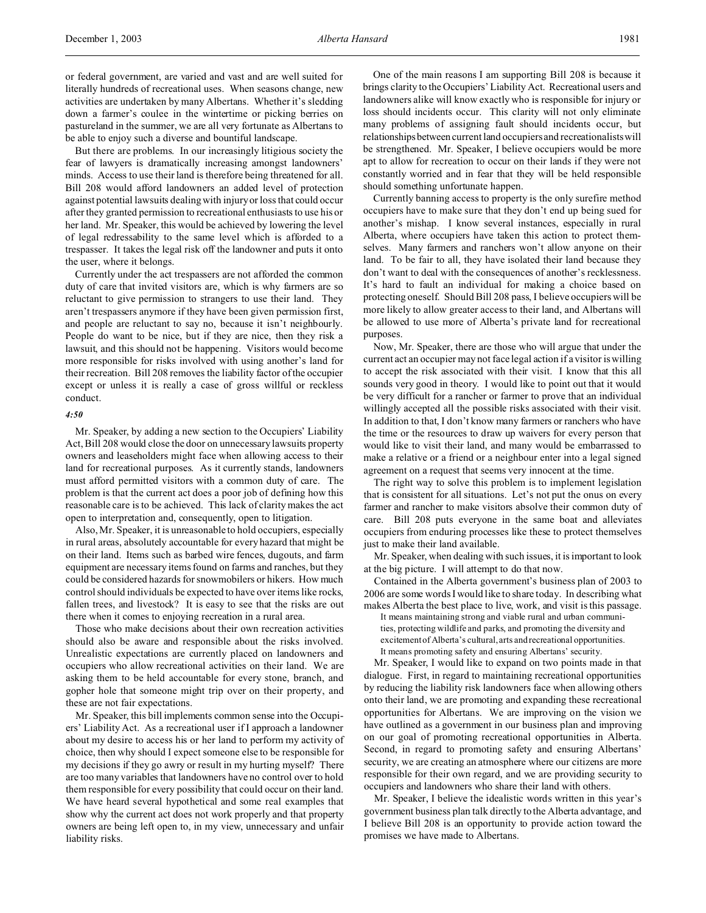or federal government, are varied and vast and are well suited for literally hundreds of recreational uses. When seasons change, new activities are undertaken by many Albertans. Whether it's sledding down a farmer's coulee in the wintertime or picking berries on pastureland in the summer, we are all very fortunate as Albertans to be able to enjoy such a diverse and bountiful landscape.

But there are problems. In our increasingly litigious society the fear of lawyers is dramatically increasing amongst landowners' minds. Access to use their land is therefore being threatened for all. Bill 208 would afford landowners an added level of protection against potential lawsuits dealing with injury or loss that could occur after they granted permission to recreational enthusiasts to use his or her land. Mr. Speaker, this would be achieved by lowering the level of legal redressability to the same level which is afforded to a trespasser. It takes the legal risk off the landowner and puts it onto the user, where it belongs.

Currently under the act trespassers are not afforded the common duty of care that invited visitors are, which is why farmers are so reluctant to give permission to strangers to use their land. They aren't trespassers anymore if they have been given permission first, and people are reluctant to say no, because it isn't neighbourly. People do want to be nice, but if they are nice, then they risk a lawsuit, and this should not be happening. Visitors would become more responsible for risks involved with using another's land for their recreation. Bill 208 removes the liability factor of the occupier except or unless it is really a case of gross willful or reckless conduct.

*4:50*

Mr. Speaker, by adding a new section to the Occupiers' Liability Act, Bill 208 would close the door on unnecessary lawsuits property owners and leaseholders might face when allowing access to their land for recreational purposes. As it currently stands, landowners must afford permitted visitors with a common duty of care. The problem is that the current act does a poor job of defining how this reasonable care is to be achieved. This lack of clarity makes the act open to interpretation and, consequently, open to litigation.

Also, Mr. Speaker, it is unreasonable to hold occupiers, especially in rural areas, absolutely accountable for every hazard that might be on their land. Items such as barbed wire fences, dugouts, and farm equipment are necessary items found on farms and ranches, but they could be considered hazards for snowmobilers or hikers. How much control should individuals be expected to have over items like rocks, fallen trees, and livestock? It is easy to see that the risks are out there when it comes to enjoying recreation in a rural area.

Those who make decisions about their own recreation activities should also be aware and responsible about the risks involved. Unrealistic expectations are currently placed on landowners and occupiers who allow recreational activities on their land. We are asking them to be held accountable for every stone, branch, and gopher hole that someone might trip over on their property, and these are not fair expectations.

Mr. Speaker, this bill implements common sense into the Occupiers' Liability Act. As a recreational user if I approach a landowner about my desire to access his or her land to perform my activity of choice, then why should I expect someone else to be responsible for my decisions if they go awry or result in my hurting myself? There are too many variables that landowners have no control over to hold them responsible for every possibility that could occur on their land. We have heard several hypothetical and some real examples that show why the current act does not work properly and that property owners are being left open to, in my view, unnecessary and unfair liability risks.

One of the main reasons I am supporting Bill 208 is because it brings clarity to the Occupiers' Liability Act. Recreational users and landowners alike will know exactly who is responsible for injury or loss should incidents occur. This clarity will not only eliminate many problems of assigning fault should incidents occur, but relationships between current land occupiers and recreationalists will be strengthened. Mr. Speaker, I believe occupiers would be more apt to allow for recreation to occur on their lands if they were not constantly worried and in fear that they will be held responsible should something unfortunate happen.

Currently banning access to property is the only surefire method occupiers have to make sure that they don't end up being sued for another's mishap. I know several instances, especially in rural Alberta, where occupiers have taken this action to protect themselves. Many farmers and ranchers won't allow anyone on their land. To be fair to all, they have isolated their land because they don't want to deal with the consequences of another's recklessness. It's hard to fault an individual for making a choice based on protecting oneself. Should Bill 208 pass, I believe occupiers will be more likely to allow greater access to their land, and Albertans will be allowed to use more of Alberta's private land for recreational purposes.

Now, Mr. Speaker, there are those who will argue that under the current act an occupier may not face legal action if a visitor is willing to accept the risk associated with their visit. I know that this all sounds very good in theory. I would like to point out that it would be very difficult for a rancher or farmer to prove that an individual willingly accepted all the possible risks associated with their visit. In addition to that, I don't know many farmers or ranchers who have the time or the resources to draw up waivers for every person that would like to visit their land, and many would be embarrassed to make a relative or a friend or a neighbour enter into a legal signed agreement on a request that seems very innocent at the time.

The right way to solve this problem is to implement legislation that is consistent for all situations. Let's not put the onus on every farmer and rancher to make visitors absolve their common duty of care. Bill 208 puts everyone in the same boat and alleviates occupiers from enduring processes like these to protect themselves just to make their land available.

Mr. Speaker, when dealing with such issues, it is important to look at the big picture. I will attempt to do that now.

Contained in the Alberta government's business plan of 2003 to 2006 are some words I would like to share today. In describing what makes Alberta the best place to live, work, and visit is this passage.

> It means maintaining strong and viable rural and urban communities, protecting wildlife and parks, and promoting the diversity and excitement of Alberta's cultural, arts and recreational opportunities. It means promoting safety and ensuring Albertans' security.

Mr. Speaker, I would like to expand on two points made in that dialogue. First, in regard to maintaining recreational opportunities by reducing the liability risk landowners face when allowing others onto their land, we are promoting and expanding these recreational opportunities for Albertans. We are improving on the vision we have outlined as a government in our business plan and improving on our goal of promoting recreational opportunities in Alberta. Second, in regard to promoting safety and ensuring Albertans' security, we are creating an atmosphere where our citizens are more responsible for their own regard, and we are providing security to occupiers and landowners who share their land with others.

Mr. Speaker, I believe the idealistic words written in this year's government business plan talk directly to the Alberta advantage, and I believe Bill 208 is an opportunity to provide action toward the promises we have made to Albertans.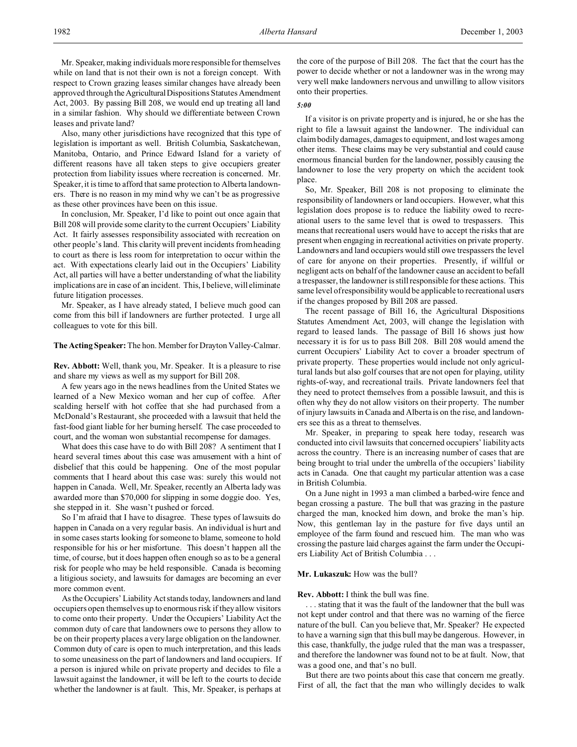Mr. Speaker, making individuals more responsible for themselves while on land that is not their own is not a foreign concept. With respect to Crown grazing leases similar changes have already been approved through the Agricultural Dispositions Statutes Amendment Act, 2003. By passing Bill 208, we would end up treating all land in a similar fashion. Why should we differentiate between Crown leases and private land?

Also, many other jurisdictions have recognized that this type of legislation is important as well. British Columbia, Saskatchewan, Manitoba, Ontario, and Prince Edward Island for a variety of different reasons have all taken steps to give occupiers greater protection from liability issues where recreation is concerned. Mr. Speaker, it is time to afford that same protection to Alberta landowners. There is no reason in my mind why we can't be as progressive as these other provinces have been on this issue.

In conclusion, Mr. Speaker, I'd like to point out once again that Bill 208 will provide some clarity to the current Occupiers' Liability Act. It fairly assesses responsibility associated with recreation on other people's land. This clarity will prevent incidents from heading to court as there is less room for interpretation to occur within the act. With expectations clearly laid out in the Occupiers' Liability Act, all parties will have a better understanding of what the liability implications are in case of an incident. This, I believe, will eliminate future litigation processes.

Mr. Speaker, as I have already stated, I believe much good can come from this bill if landowners are further protected. I urge all colleagues to vote for this bill.

**The Acting Speaker:** The hon. Member for Drayton Valley-Calmar.

**Rev. Abbott:** Well, thank you, Mr. Speaker. It is a pleasure to rise and share my views as well as my support for Bill 208.

A few years ago in the news headlines from the United States we learned of a New Mexico woman and her cup of coffee. After scalding herself with hot coffee that she had purchased from a McDonald's Restaurant, she proceeded with a lawsuit that held the fast-food giant liable for her burning herself. The case proceeded to court, and the woman won substantial recompense for damages.

What does this case have to do with Bill 208? A sentiment that I heard several times about this case was amusement with a hint of disbelief that this could be happening. One of the most popular comments that I heard about this case was: surely this would not happen in Canada. Well, Mr. Speaker, recently an Alberta lady was awarded more than $70,000 for slipping in some doggie doo. Yes, she stepped in it. She wasn't pushed or forced.

So I'm afraid that I have to disagree. These types of lawsuits do happen in Canada on a very regular basis. An individual is hurt and in some cases starts looking for someone to blame, someone to hold responsible for his or her misfortune. This doesn't happen all the time, of course, but it does happen often enough so as to be a general risk for people who may be held responsible. Canada is becoming a litigious society, and lawsuits for damages are becoming an ever more common event.

As the Occupiers' Liability Act stands today, landowners and land occupiers open themselves up to enormous risk if they allow visitors to come onto their property. Under the Occupiers' Liability Act the common duty of care that landowners owe to persons they allow to be on their property places a very large obligation on the landowner. Common duty of care is open to much interpretation, and this leads to some uneasiness on the part of landowners and land occupiers. If a person is injured while on private property and decides to file a lawsuit against the landowner, it will be left to the courts to decide whether the landowner is at fault. This, Mr. Speaker, is perhaps at the core of the purpose of Bill 208. The fact that the court has the power to decide whether or not a landowner was in the wrong may very well make landowners nervous and unwilling to allow visitors onto their properties.

*5:00*

If a visitor is on private property and is injured, he or she has the right to file a lawsuit against the landowner. The individual can claim bodily damages, damages to equipment, and lost wages among other items. These claims may be very substantial and could cause enormous financial burden for the landowner, possibly causing the landowner to lose the very property on which the accident took place.

So, Mr. Speaker, Bill 208 is not proposing to eliminate the responsibility of landowners or land occupiers. However, what this legislation does propose is to reduce the liability owed to recreational users to the same level that is owed to trespassers. This means that recreational users would have to accept the risks that are present when engaging in recreational activities on private property. Landowners and land occupiers would still owe trespassers the level of care for anyone on their properties. Presently, if willful or negligent acts on behalf of the landowner cause an accident to befall a trespasser, the landowner is still responsible for these actions. This same level of responsibility would be applicable to recreational users if the changes proposed by Bill 208 are passed.

The recent passage of Bill 16, the Agricultural Dispositions Statutes Amendment Act, 2003, will change the legislation with regard to leased lands. The passage of Bill 16 shows just how necessary it is for us to pass Bill 208. Bill 208 would amend the current Occupiers' Liability Act to cover a broader spectrum of private property. These properties would include not only agricultural lands but also golf courses that are not open for playing, utility rights-of-way, and recreational trails. Private landowners feel that they need to protect themselves from a possible lawsuit, and this is often why they do not allow visitors on their property. The number of injury lawsuits in Canada and Alberta is on the rise, and landowners see this as a threat to themselves.

Mr. Speaker, in preparing to speak here today, research was conducted into civil lawsuits that concerned occupiers' liability acts across the country. There is an increasing number of cases that are being brought to trial under the umbrella of the occupiers' liability acts in Canada. One that caught my particular attention was a case in British Columbia.

On a June night in 1993 a man climbed a barbed-wire fence and began crossing a pasture. The bull that was grazing in the pasture charged the man, knocked him down, and broke the man's hip. Now, this gentleman lay in the pasture for five days until an employee of the farm found and rescued him. The man who was crossing the pasture laid charges against the farm under the Occupiers Liability Act of British Columbia . . .

**Mr. Lukaszuk:** How was the bull?

**Rev. Abbott:** I think the bull was fine.

. . . stating that it was the fault of the landowner that the bull was not kept under control and that there was no warning of the fierce nature of the bull. Can you believe that, Mr. Speaker? He expected to have a warning sign that this bull may be dangerous. However, in this case, thankfully, the judge ruled that the man was a trespasser, and therefore the landowner was found not to be at fault. Now, that was a good one, and that's no bull.

But there are two points about this case that concern me greatly. First of all, the fact that the man who willingly decides to walk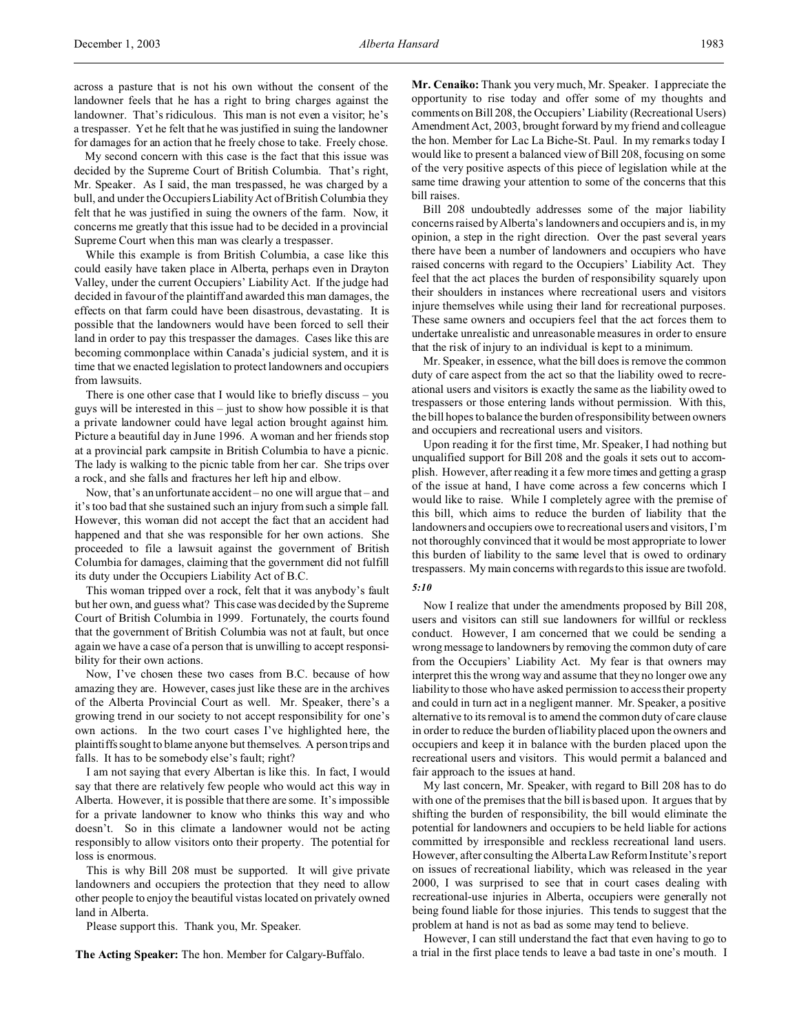across a pasture that is not his own without the consent of the landowner feels that he has a right to bring charges against the landowner. That's ridiculous. This man is not even a visitor; he's a trespasser. Yet he felt that he was justified in suing the landowner for damages for an action that he freely chose to take. Freely chose.

My second concern with this case is the fact that this issue was decided by the Supreme Court of British Columbia. That's right, Mr. Speaker. As I said, the man trespassed, he was charged by a bull, and under the Occupiers Liability Act of British Columbia they felt that he was justified in suing the owners of the farm. Now, it concerns me greatly that this issue had to be decided in a provincial Supreme Court when this man was clearly a trespasser.

While this example is from British Columbia, a case like this could easily have taken place in Alberta, perhaps even in Drayton Valley, under the current Occupiers' Liability Act. If the judge had decided in favour of the plaintiff and awarded this man damages, the effects on that farm could have been disastrous, devastating. It is possible that the landowners would have been forced to sell their land in order to pay this trespasser the damages. Cases like this are becoming commonplace within Canada's judicial system, and it is time that we enacted legislation to protect landowners and occupiers from lawsuits.

There is one other case that I would like to briefly discuss – you guys will be interested in this – just to show how possible it is that a private landowner could have legal action brought against him. Picture a beautiful day in June 1996. A woman and her friends stop at a provincial park campsite in British Columbia to have a picnic. The lady is walking to the picnic table from her car. She trips over a rock, and she falls and fractures her left hip and elbow.

Now, that's an unfortunate accident – no one will argue that – and it's too bad that she sustained such an injury from such a simple fall. However, this woman did not accept the fact that an accident had happened and that she was responsible for her own actions. She proceeded to file a lawsuit against the government of British Columbia for damages, claiming that the government did not fulfill its duty under the Occupiers Liability Act of B.C.

This woman tripped over a rock, felt that it was anybody's fault but her own, and guess what? This case was decided by the Supreme Court of British Columbia in 1999. Fortunately, the courts found that the government of British Columbia was not at fault, but once again we have a case of a person that is unwilling to accept responsibility for their own actions.

Now, I've chosen these two cases from B.C. because of how amazing they are. However, cases just like these are in the archives of the Alberta Provincial Court as well. Mr. Speaker, there's a growing trend in our society to not accept responsibility for one's own actions. In the two court cases I've highlighted here, the plaintiffs sought to blame anyone but themselves. A person trips and falls. It has to be somebody else's fault; right?

I am not saying that every Albertan is like this. In fact, I would say that there are relatively few people who would act this way in Alberta. However, it is possible that there are some. It's impossible for a private landowner to know who thinks this way and who doesn't. So in this climate a landowner would not be acting responsibly to allow visitors onto their property. The potential for loss is enormous.

This is why Bill 208 must be supported. It will give private landowners and occupiers the protection that they need to allow other people to enjoy the beautiful vistas located on privately owned land in Alberta.

Please support this. Thank you, Mr. Speaker.

**The Acting Speaker:** The hon. Member for Calgary-Buffalo.

**Mr. Cenaiko:** Thank you very much, Mr. Speaker. I appreciate the opportunity to rise today and offer some of my thoughts and comments on Bill 208, the Occupiers' Liability (Recreational Users) Amendment Act, 2003, brought forward by my friend and colleague the hon. Member for Lac La Biche-St. Paul. In my remarks today I would like to present a balanced view of Bill 208, focusing on some of the very positive aspects of this piece of legislation while at the same time drawing your attention to some of the concerns that this bill raises.

Bill 208 undoubtedly addresses some of the major liability concerns raised by Alberta's landowners and occupiers and is, in my opinion, a step in the right direction. Over the past several years there have been a number of landowners and occupiers who have raised concerns with regard to the Occupiers' Liability Act. They feel that the act places the burden of responsibility squarely upon their shoulders in instances where recreational users and visitors injure themselves while using their land for recreational purposes. These same owners and occupiers feel that the act forces them to undertake unrealistic and unreasonable measures in order to ensure that the risk of injury to an individual is kept to a minimum.

Mr. Speaker, in essence, what the bill does is remove the common duty of care aspect from the act so that the liability owed to recreational users and visitors is exactly the same as the liability owed to trespassers or those entering lands without permission. With this, the bill hopes to balance the burden of responsibility between owners and occupiers and recreational users and visitors.

Upon reading it for the first time, Mr. Speaker, I had nothing but unqualified support for Bill 208 and the goals it sets out to accomplish. However, after reading it a few more times and getting a grasp of the issue at hand, I have come across a few concerns which I would like to raise. While I completely agree with the premise of this bill, which aims to reduce the burden of liability that the landowners and occupiers owe to recreational users and visitors, I'm not thoroughly convinced that it would be most appropriate to lower this burden of liability to the same level that is owed to ordinary trespassers. My main concerns with regards to this issue are twofold.

*5:10*

Now I realize that under the amendments proposed by Bill 208, users and visitors can still sue landowners for willful or reckless conduct. However, I am concerned that we could be sending a wrong message to landowners by removing the common duty of care from the Occupiers' Liability Act. My fear is that owners may interpret this the wrong way and assume that they no longer owe any liability to those who have asked permission to access their property and could in turn act in a negligent manner. Mr. Speaker, a positive alternative to its removal is to amend the common duty of care clause in order to reduce the burden of liability placed upon the owners and occupiers and keep it in balance with the burden placed upon the recreational users and visitors. This would permit a balanced and fair approach to the issues at hand.

My last concern, Mr. Speaker, with regard to Bill 208 has to do with one of the premises that the bill is based upon. It argues that by shifting the burden of responsibility, the bill would eliminate the potential for landowners and occupiers to be held liable for actions committed by irresponsible and reckless recreational land users. However, after consulting the Alberta Law Reform Institute's report on issues of recreational liability, which was released in the year 2000, I was surprised to see that in court cases dealing with recreational-use injuries in Alberta, occupiers were generally not being found liable for those injuries. This tends to suggest that the problem at hand is not as bad as some may tend to believe.

However, I can still understand the fact that even having to go to a trial in the first place tends to leave a bad taste in one's mouth. I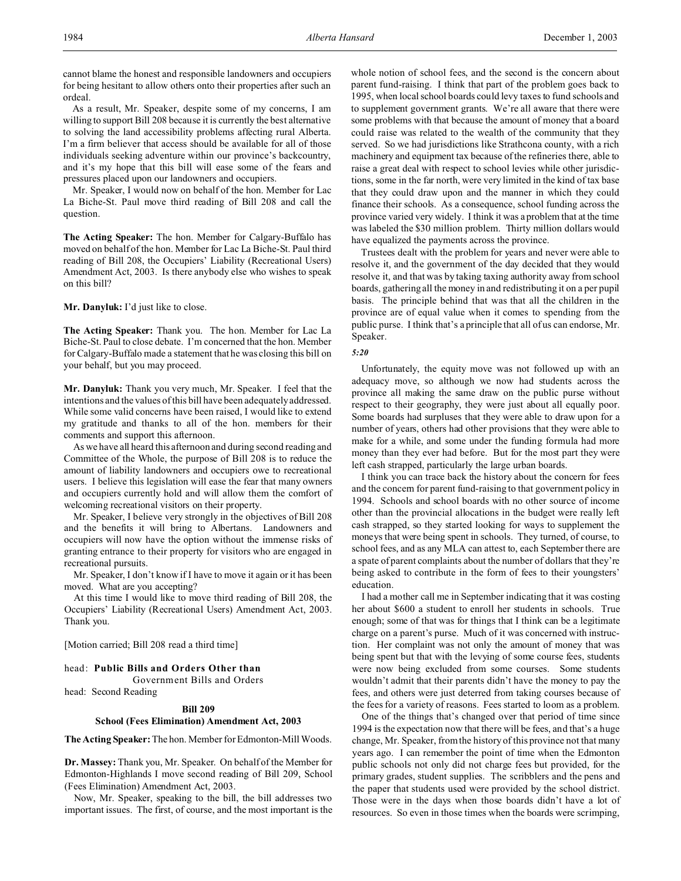cannot blame the honest and responsible landowners and occupiers for being hesitant to allow others onto their properties after such an ordeal.

As a result, Mr. Speaker, despite some of my concerns, I am willing to support Bill 208 because it is currently the best alternative to solving the land accessibility problems affecting rural Alberta. I'm a firm believer that access should be available for all of those individuals seeking adventure within our province's backcountry, and it's my hope that this bill will ease some of the fears and pressures placed upon our landowners and occupiers.

Mr. Speaker, I would now on behalf of the hon. Member for Lac La Biche-St. Paul move third reading of Bill 208 and call the question.

**The Acting Speaker:** The hon. Member for Calgary-Buffalo has moved on behalf of the hon. Member for Lac La Biche-St. Paul third reading of Bill 208, the Occupiers' Liability (Recreational Users) Amendment Act, 2003. Is there anybody else who wishes to speak on this bill?

**Mr. Danyluk:** I'd just like to close.

**The Acting Speaker:** Thank you. The hon. Member for Lac La Biche-St. Paul to close debate. I'm concerned that the hon. Member for Calgary-Buffalo made a statement that he was closing this bill on your behalf, but you may proceed.

**Mr. Danyluk:** Thank you very much, Mr. Speaker. I feel that the intentions and the values of this bill have been adequately addressed. While some valid concerns have been raised, I would like to extend my gratitude and thanks to all of the hon. members for their comments and support this afternoon.

As we have all heard this afternoon and during second reading and Committee of the Whole, the purpose of Bill 208 is to reduce the amount of liability landowners and occupiers owe to recreational users. I believe this legislation will ease the fear that many owners and occupiers currently hold and will allow them the comfort of welcoming recreational visitors on their property.

Mr. Speaker, I believe very strongly in the objectives of Bill 208 and the benefits it will bring to Albertans. Landowners and occupiers will now have the option without the immense risks of granting entrance to their property for visitors who are engaged in recreational pursuits.

Mr. Speaker, I don't know if I have to move it again or it has been moved. What are you accepting?

At this time I would like to move third reading of Bill 208, the Occupiers' Liability (Recreational Users) Amendment Act, 2003. Thank you.

[Motion carried; Bill 208 read a third time]

head: **Public Bills and Orders Other than**
Government Bills and Orders

head: Second Reading

## Bill 209
## School (Fees Elimination) Amendment Act, 2003

**The Acting Speaker:** The hon. Member for Edmonton-Mill Woods.

**Dr. Massey:** Thank you, Mr. Speaker. On behalf of the Member for Edmonton-Highlands I move second reading of Bill 209, School (Fees Elimination) Amendment Act, 2003.

Now, Mr. Speaker, speaking to the bill, the bill addresses two important issues. The first, of course, and the most important is the whole notion of school fees, and the second is the concern about parent fund-raising. I think that part of the problem goes back to 1995, when local school boards could levy taxes to fund schools and to supplement government grants. We're all aware that there were some problems with that because the amount of money that a board could raise was related to the wealth of the community that they served. So we had jurisdictions like Strathcona county, with a rich machinery and equipment tax because of the refineries there, able to raise a great deal with respect to school levies while other jurisdictions, some in the far north, were very limited in the kind of tax base that they could draw upon and the manner in which they could finance their schools. As a consequence, school funding across the province varied very widely. I think it was a problem that at the time was labeled the $30 million problem. Thirty million dollars would have equalized the payments across the province.

Trustees dealt with the problem for years and never were able to resolve it, and the government of the day decided that they would resolve it, and that was by taking taxing authority away from school boards, gathering all the money in and redistributing it on a per pupil basis. The principle behind that was that all the children in the province are of equal value when it comes to spending from the public purse. I think that's a principle that all of us can endorse, Mr. Speaker.

*5:20*

Unfortunately, the equity move was not followed up with an adequacy move, so although we now had students across the province all making the same draw on the public purse without respect to their geography, they were just about all equally poor. Some boards had surpluses that they were able to draw upon for a number of years, others had other provisions that they were able to make for a while, and some under the funding formula had more money than they ever had before. But for the most part they were left cash strapped, particularly the large urban boards.

I think you can trace back the history about the concern for fees and the concern for parent fund-raising to that government policy in 1994. Schools and school boards with no other source of income other than the provincial allocations in the budget were really left cash strapped, so they started looking for ways to supplement the moneys that were being spent in schools. They turned, of course, to school fees, and as any MLA can attest to, each September there are a spate of parent complaints about the number of dollars that they're being asked to contribute in the form of fees to their youngsters' education.

I had a mother call me in September indicating that it was costing her about $600 a student to enroll her students in schools. True enough; some of that was for things that I think can be a legitimate charge on a parent's purse. Much of it was concerned with instruction. Her complaint was not only the amount of money that was being spent but that with the levying of some course fees, students were now being excluded from some courses. Some students wouldn't admit that their parents didn't have the money to pay the fees, and others were just deterred from taking courses because of the fees for a variety of reasons. Fees started to loom as a problem.

One of the things that's changed over that period of time since 1994 is the expectation now that there will be fees, and that's a huge change, Mr. Speaker, from the history of this province not that many years ago. I can remember the point of time when the Edmonton public schools not only did not charge fees but provided, for the primary grades, student supplies. The scribblers and the pens and the paper that students used were provided by the school district. Those were in the days when those boards didn't have a lot of resources. So even in those times when the boards were scrimping,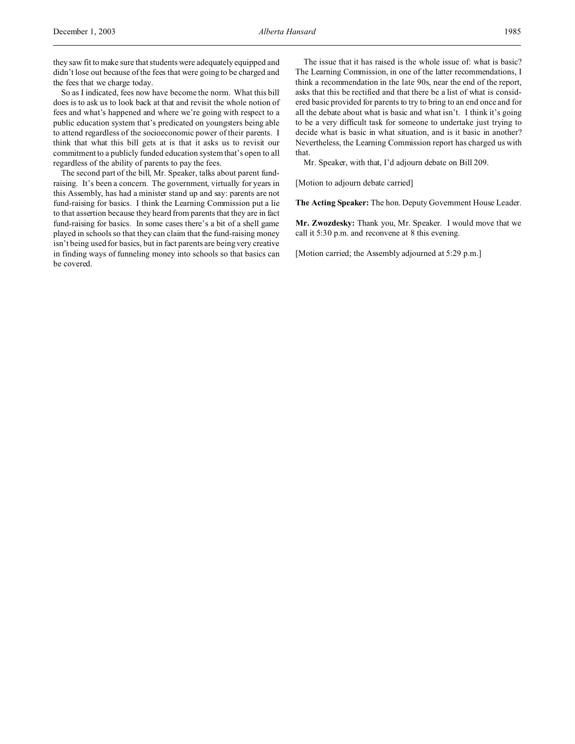they saw fit to make sure that students were adequately equipped and didn't lose out because of the fees that were going to be charged and the fees that we charge today.

So as I indicated, fees now have become the norm. What this bill does is to ask us to look back at that and revisit the whole notion of fees and what's happened and where we're going with respect to a public education system that's predicated on youngsters being able to attend regardless of the socioeconomic power of their parents. I think that what this bill gets at is that it asks us to revisit our commitment to a publicly funded education system that's open to all regardless of the ability of parents to pay the fees.

The second part of the bill, Mr. Speaker, talks about parent fund-raising. It's been a concern. The government, virtually for years in this Assembly, has had a minister stand up and say: parents are not fund-raising for basics. I think the Learning Commission put a lie to that assertion because they heard from parents that they are in fact fund-raising for basics. In some cases there's a bit of a shell game played in schools so that they can claim that the fund-raising money isn't being used for basics, but in fact parents are being very creative in finding ways of funneling money into schools so that basics can be covered.

The issue that it has raised is the whole issue of: what is basic? The Learning Commission, in one of the latter recommendations, I think a recommendation in the late 90s, near the end of the report, asks that this be rectified and that there be a list of what is considered basic provided for parents to try to bring to an end once and for all the debate about what is basic and what isn't. I think it's going to be a very difficult task for someone to undertake just trying to decide what is basic in what situation, and is it basic in another? Nevertheless, the Learning Commission report has charged us with that.

Mr. Speaker, with that, I'd adjourn debate on Bill 209.

[Motion to adjourn debate carried]

**The Acting Speaker:** The hon. Deputy Government House Leader.

**Mr. Zwozdesky:** Thank you, Mr. Speaker. I would move that we call it 5:30 p.m. and reconvene at 8 this evening.

[Motion carried; the Assembly adjourned at 5:29 p.m.]